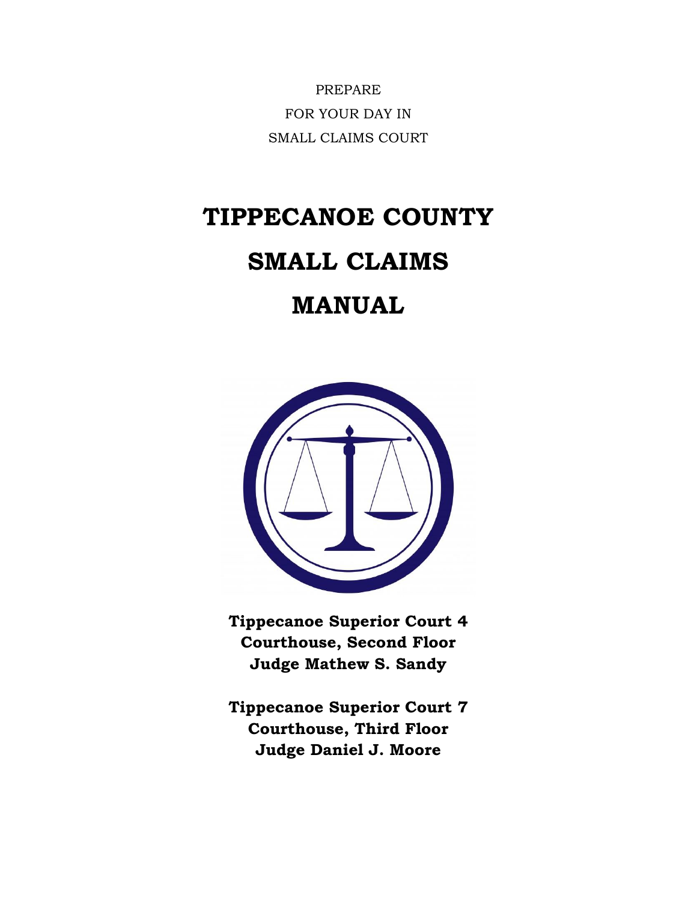PREPARE
FOR YOUR DAY IN
SMALL CLAIMS COURT

# TIPPECANOE COUNTY SMALL CLAIMS MANUAL

**Tippecanoe Superior Court 4**
**Courthouse, Second Floor**
**Judge Mathew S. Sandy**

**Tippecanoe Superior Court 7**
**Courthouse, Third Floor**
**Judge Daniel J. Moore**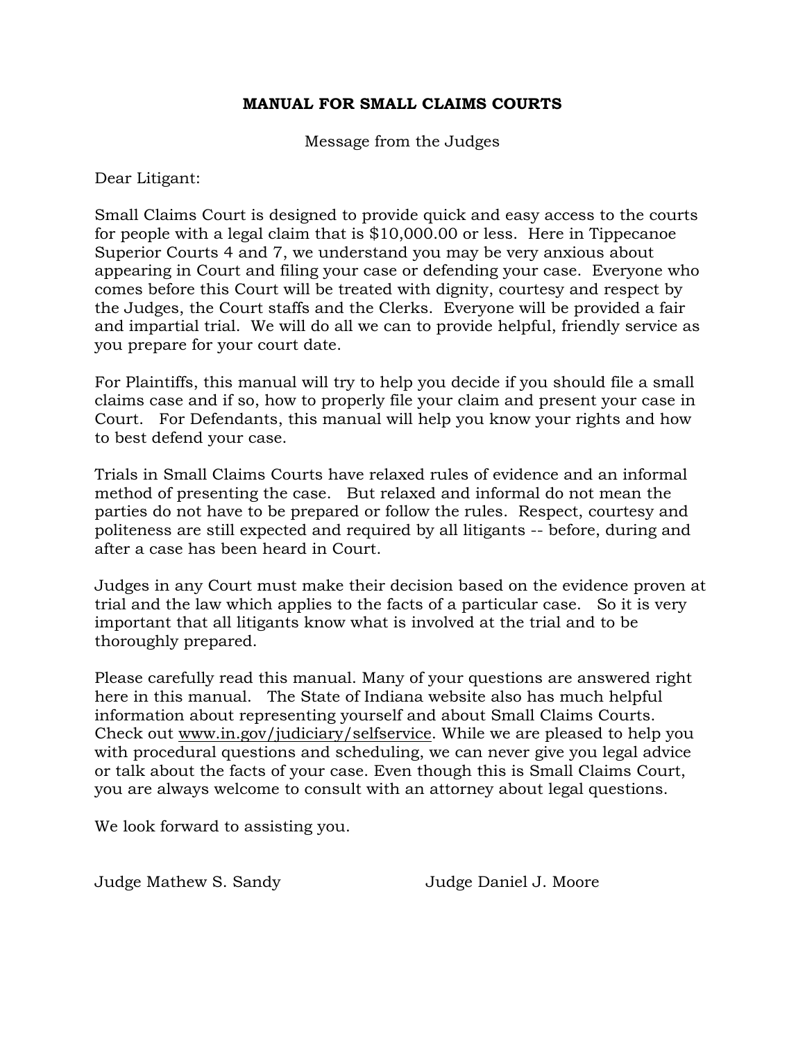# MANUAL FOR SMALL CLAIMS COURTS

Message from the Judges

Dear Litigant:

Small Claims Court is designed to provide quick and easy access to the courts for people with a legal claim that is $10,000.00 or less. Here in Tippecanoe Superior Courts 4 and 7, we understand you may be very anxious about appearing in Court and filing your case or defending your case. Everyone who comes before this Court will be treated with dignity, courtesy and respect by the Judges, the Court staffs and the Clerks. Everyone will be provided a fair and impartial trial. We will do all we can to provide helpful, friendly service as you prepare for your court date.

For Plaintiffs, this manual will try to help you decide if you should file a small claims case and if so, how to properly file your claim and present your case in Court. For Defendants, this manual will help you know your rights and how to best defend your case.

Trials in Small Claims Courts have relaxed rules of evidence and an informal method of presenting the case. But relaxed and informal do not mean the parties do not have to be prepared or follow the rules. Respect, courtesy and politeness are still expected and required by all litigants -- before, during and after a case has been heard in Court.

Judges in any Court must make their decision based on the evidence proven at trial and the law which applies to the facts of a particular case. So it is very important that all litigants know what is involved at the trial and to be thoroughly prepared.

Please carefully read this manual. Many of your questions are answered right here in this manual. The State of Indiana website also has much helpful information about representing yourself and about Small Claims Courts. Check out www.in.gov/judiciary/selfservice. While we are pleased to help you with procedural questions and scheduling, we can never give you legal advice or talk about the facts of your case. Even though this is Small Claims Court, you are always welcome to consult with an attorney about legal questions.

We look forward to assisting you.

Judge Mathew S. Sandy

Judge Daniel J. Moore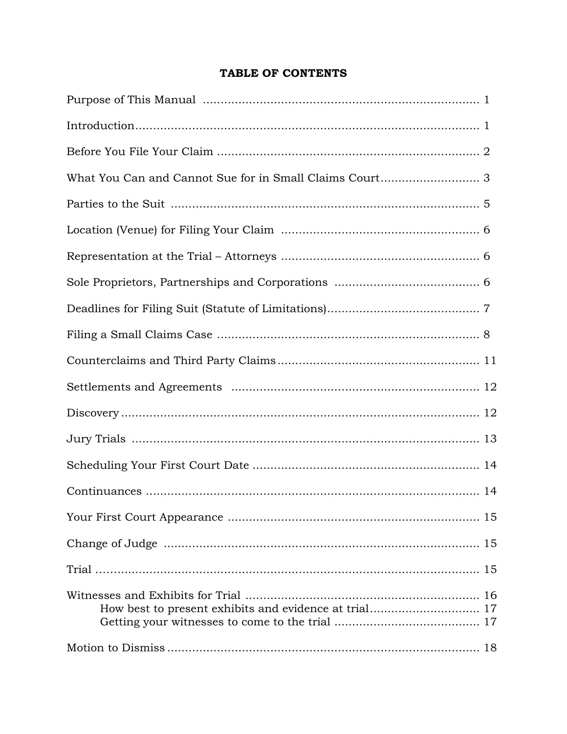# TABLE OF CONTENTS

| | |
|---|---|
| Purpose of This Manual | 1 |
| Introduction | 1 |
| Before You File Your Claim | 2 |
| What You Can and Cannot Sue for in Small Claims Court | 3 |
| Parties to the Suit | 5 |
| Location (Venue) for Filing Your Claim | 6 |
| Representation at the Trial – Attorneys | 6 |
| Sole Proprietors, Partnerships and Corporations | 6 |
| Deadlines for Filing Suit (Statute of Limitations) | 7 |
| Filing a Small Claims Case | 8 |
| Counterclaims and Third Party Claims | 11 |
| Settlements and Agreements | 12 |
| Discovery | 12 |
| Jury Trials | 13 |
| Scheduling Your First Court Date | 14 |
| Continuances | 14 |
| Your First Court Appearance | 15 |
| Change of Judge | 15 |
| Trial | 15 |
| Witnesses and Exhibits for Trial | 16 |
| &nbsp;&nbsp;&nbsp;&nbsp;How best to present exhibits and evidence at trial | 17 |
| &nbsp;&nbsp;&nbsp;&nbsp;Getting your witnesses to come to the trial | 17 |
| Motion to Dismiss | 18 |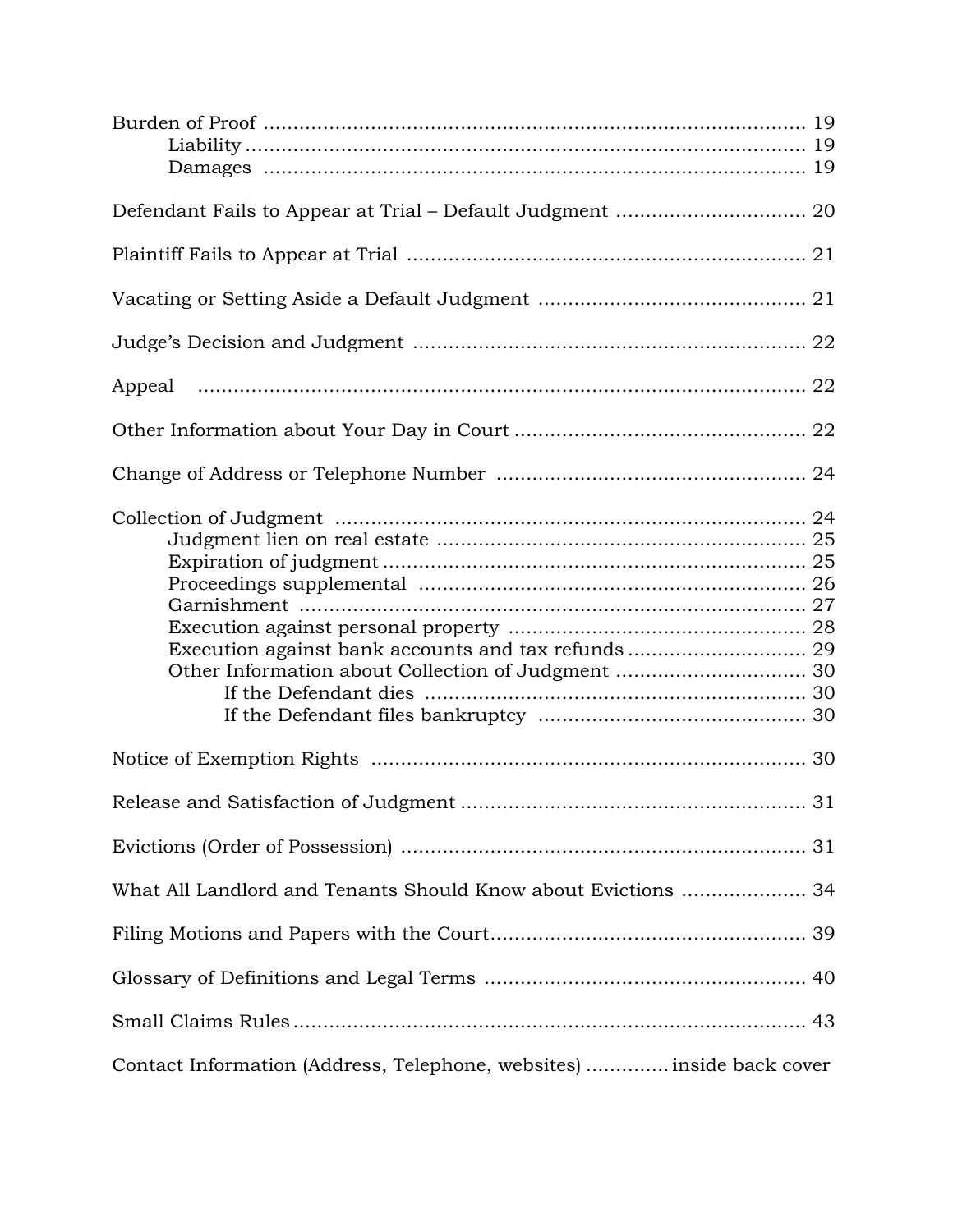Burden of Proof ........................................................................................ 19
- Liability ........................................................................................ 19
- Damages ........................................................................................ 19

Defendant Fails to Appear at Trial – Default Judgment ................................ 20

Plaintiff Fails to Appear at Trial .................................................................. 21

Vacating or Setting Aside a Default Judgment ............................................ 21

Judge's Decision and Judgment ................................................................. 22

Appeal ........................................................................................................ 22

Other Information about Your Day in Court ................................................ 22

Change of Address or Telephone Number ................................................... 24

Collection of Judgment ............................................................................... 24
- Judgment lien on real estate ............................................................ 25
- Expiration of judgment ..................................................................... 25
- Proceedings supplemental ................................................................ 26
- Garnishment .................................................................................... 27
- Execution against personal property ................................................ 28
- Execution against bank accounts and tax refunds ............................ 29
- Other Information about Collection of Judgment ............................... 30
  - If the Defendant dies ............................................................... 30
  - If the Defendant files bankruptcy ............................................ 30

Notice of Exemption Rights ......................................................................... 30

Release and Satisfaction of Judgment ......................................................... 31

Evictions (Order of Possession) .................................................................... 31

What All Landlord and Tenants Should Know about Evictions ..................... 34

Filing Motions and Papers with the Court .................................................... 39

Glossary of Definitions and Legal Terms ..................................................... 40

Small Claims Rules ..................................................................................... 43

Contact Information (Address, Telephone, websites) ............. inside back cover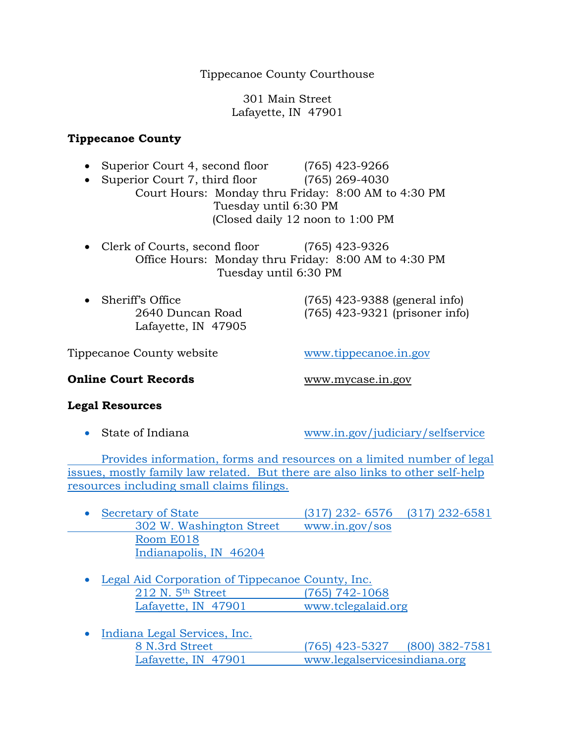Tippecanoe County Courthouse

301 Main Street
Lafayette, IN 47901

**Tippecanoe County**

- Superior Court 4, second floor (765) 423-9266
- Superior Court 7, third floor (765) 269-4030

  Court Hours: Monday thru Friday: 8:00 AM to 4:30 PM
  Tuesday until 6:30 PM
  (Closed daily 12 noon to 1:00 PM

- Clerk of Courts, second floor (765) 423-9326

  Office Hours: Monday thru Friday: 8:00 AM to 4:30 PM
  Tuesday until 6:30 PM

- Sheriff's Office (765) 423-9388 (general info)
  2640 Duncan Road (765) 423-9321 (prisoner info)
  Lafayette, IN 47905

Tippecanoe County website www.tippecanoe.in.gov

**Online Court Records** www.mycase.in.gov

**Legal Resources**

- State of Indiana www.in.gov/judiciary/selfservice

Provides information, forms and resources on a limited number of legal issues, mostly family law related. But there are also links to other self-help resources including small claims filings.

- Secretary of State (317) 232- 6576 (317) 232-6581
  302 W. Washington Street www.in.gov/sos
  Room E018
  Indianapolis, IN 46204

- Legal Aid Corporation of Tippecanoe County, Inc.
  212 N. 5th Street (765) 742-1068
  Lafayette, IN 47901 www.tclegalaid.org

- Indiana Legal Services, Inc.
  8 N.3rd Street (765) 423-5327 (800) 382-7581
  Lafayette, IN 47901 www.legalservicesindiana.org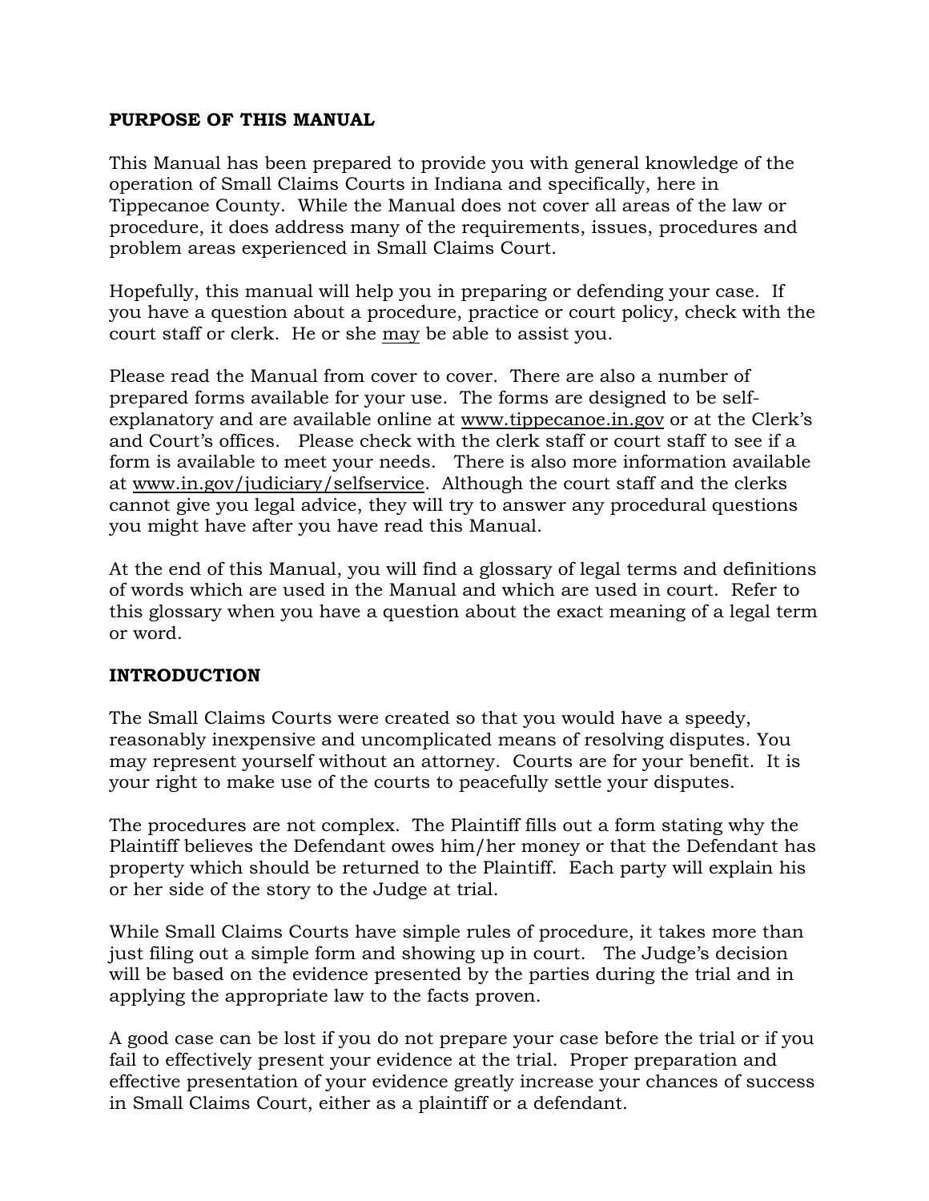## PURPOSE OF THIS MANUAL

This Manual has been prepared to provide you with general knowledge of the operation of Small Claims Courts in Indiana and specifically, here in Tippecanoe County. While the Manual does not cover all areas of the law or procedure, it does address many of the requirements, issues, procedures and problem areas experienced in Small Claims Court.

Hopefully, this manual will help you in preparing or defending your case. If you have a question about a procedure, practice or court policy, check with the court staff or clerk. He or she <u>may</u> be able to assist you.

Please read the Manual from cover to cover. There are also a number of prepared forms available for your use. The forms are designed to be self-explanatory and are available online at www.tippecanoe.in.gov or at the Clerk's and Court's offices. Please check with the clerk staff or court staff to see if a form is available to meet your needs. There is also more information available at www.in.gov/judiciary/selfservice. Although the court staff and the clerks cannot give you legal advice, they will try to answer any procedural questions you might have after you have read this Manual.

At the end of this Manual, you will find a glossary of legal terms and definitions of words which are used in the Manual and which are used in court. Refer to this glossary when you have a question about the exact meaning of a legal term or word.

## INTRODUCTION

The Small Claims Courts were created so that you would have a speedy, reasonably inexpensive and uncomplicated means of resolving disputes. You may represent yourself without an attorney. Courts are for your benefit. It is your right to make use of the courts to peacefully settle your disputes.

The procedures are not complex. The Plaintiff fills out a form stating why the Plaintiff believes the Defendant owes him/her money or that the Defendant has property which should be returned to the Plaintiff. Each party will explain his or her side of the story to the Judge at trial.

While Small Claims Courts have simple rules of procedure, it takes more than just filing out a simple form and showing up in court. The Judge's decision will be based on the evidence presented by the parties during the trial and in applying the appropriate law to the facts proven.

A good case can be lost if you do not prepare your case before the trial or if you fail to effectively present your evidence at the trial. Proper preparation and effective presentation of your evidence greatly increase your chances of success in Small Claims Court, either as a plaintiff or a defendant.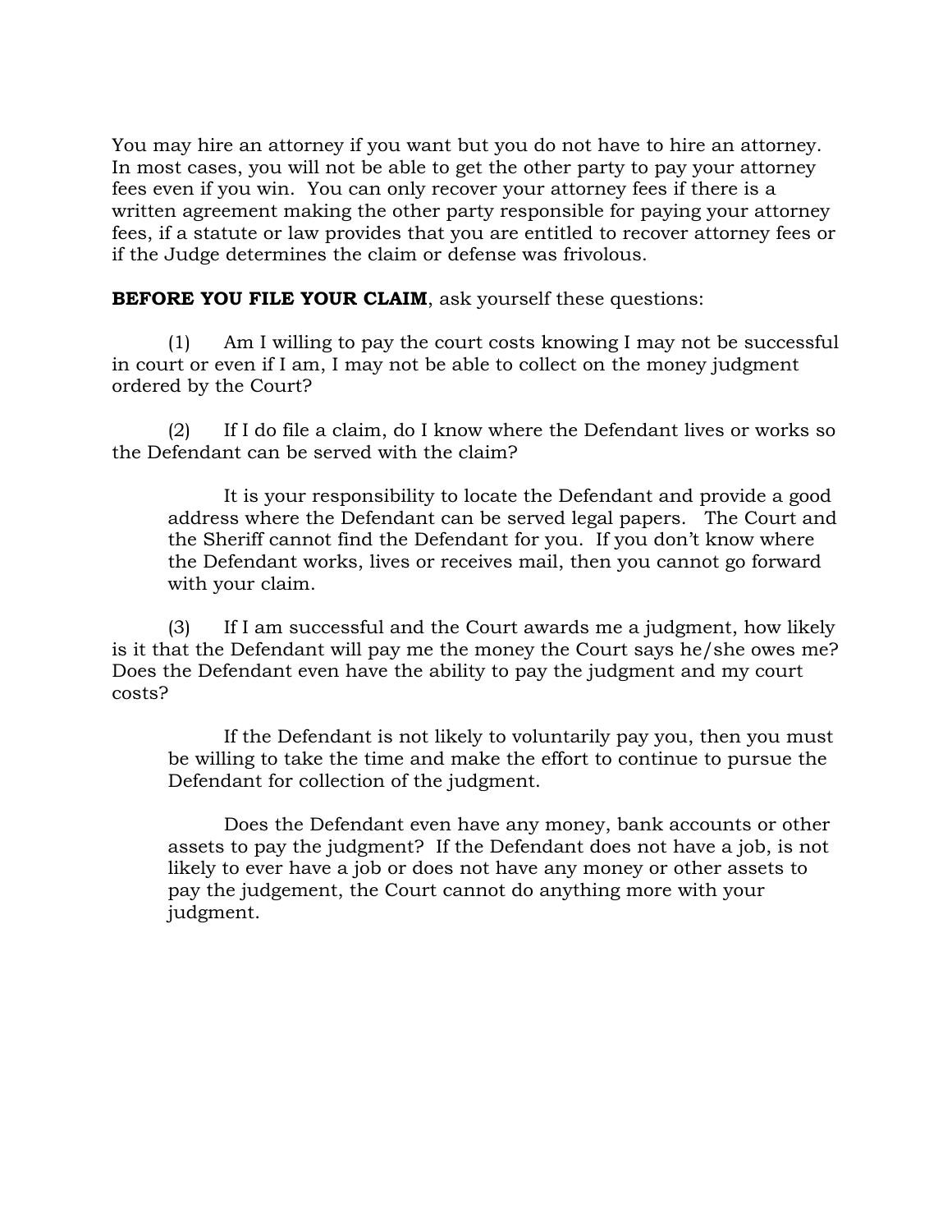You may hire an attorney if you want but you do not have to hire an attorney. In most cases, you will not be able to get the other party to pay your attorney fees even if you win. You can only recover your attorney fees if there is a written agreement making the other party responsible for paying your attorney fees, if a statute or law provides that you are entitled to recover attorney fees or if the Judge determines the claim or defense was frivolous.

**BEFORE YOU FILE YOUR CLAIM**, ask yourself these questions:

(1) Am I willing to pay the court costs knowing I may not be successful in court or even if I am, I may not be able to collect on the money judgment ordered by the Court?

(2) If I do file a claim, do I know where the Defendant lives or works so the Defendant can be served with the claim?

> It is your responsibility to locate the Defendant and provide a good address where the Defendant can be served legal papers. The Court and the Sheriff cannot find the Defendant for you. If you don't know where the Defendant works, lives or receives mail, then you cannot go forward with your claim.

(3) If I am successful and the Court awards me a judgment, how likely is it that the Defendant will pay me the money the Court says he/she owes me? Does the Defendant even have the ability to pay the judgment and my court costs?

> If the Defendant is not likely to voluntarily pay you, then you must be willing to take the time and make the effort to continue to pursue the Defendant for collection of the judgment.
>
> Does the Defendant even have any money, bank accounts or other assets to pay the judgment? If the Defendant does not have a job, is not likely to ever have a job or does not have any money or other assets to pay the judgement, the Court cannot do anything more with your judgment.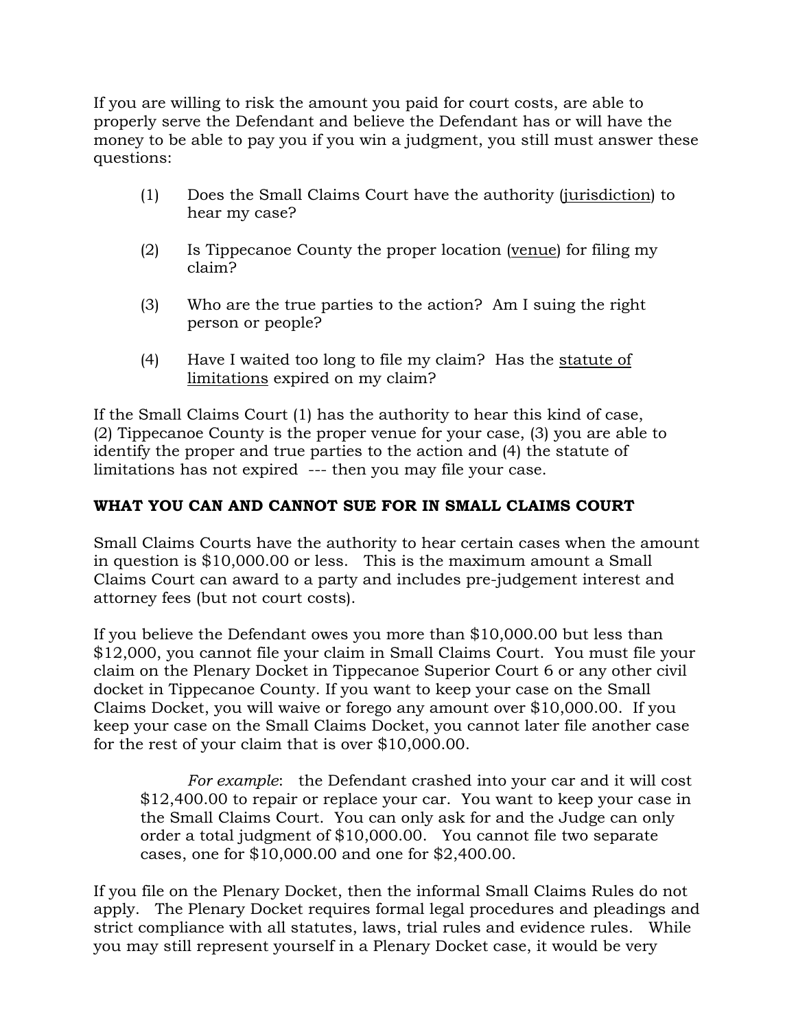If you are willing to risk the amount you paid for court costs, are able to properly serve the Defendant and believe the Defendant has or will have the money to be able to pay you if you win a judgment, you still must answer these questions:

(1) Does the Small Claims Court have the authority (<u>jurisdiction</u>) to hear my case?

(2) Is Tippecanoe County the proper location (<u>venue</u>) for filing my claim?

(3) Who are the true parties to the action? Am I suing the right person or people?

(4) Have I waited too long to file my claim? Has the <u>statute of limitations</u> expired on my claim?

If the Small Claims Court (1) has the authority to hear this kind of case, (2) Tippecanoe County is the proper venue for your case, (3) you are able to identify the proper and true parties to the action and (4) the statute of limitations has not expired --- then you may file your case.

## WHAT YOU CAN AND CANNOT SUE FOR IN SMALL CLAIMS COURT

Small Claims Courts have the authority to hear certain cases when the amount in question is $10,000.00 or less. This is the maximum amount a Small Claims Court can award to a party and includes pre-judgement interest and attorney fees (but not court costs).

If you believe the Defendant owes you more than $10,000.00 but less than $12,000, you cannot file your claim in Small Claims Court. You must file your claim on the Plenary Docket in Tippecanoe Superior Court 6 or any other civil docket in Tippecanoe County. If you want to keep your case on the Small Claims Docket, you will waive or forego any amount over $10,000.00. If you keep your case on the Small Claims Docket, you cannot later file another case for the rest of your claim that is over $10,000.00.

> *For example*: the Defendant crashed into your car and it will cost $12,400.00 to repair or replace your car. You want to keep your case in the Small Claims Court. You can only ask for and the Judge can only order a total judgment of $10,000.00. You cannot file two separate cases, one for $10,000.00 and one for $2,400.00.

If you file on the Plenary Docket, then the informal Small Claims Rules do not apply. The Plenary Docket requires formal legal procedures and pleadings and strict compliance with all statutes, laws, trial rules and evidence rules. While you may still represent yourself in a Plenary Docket case, it would be very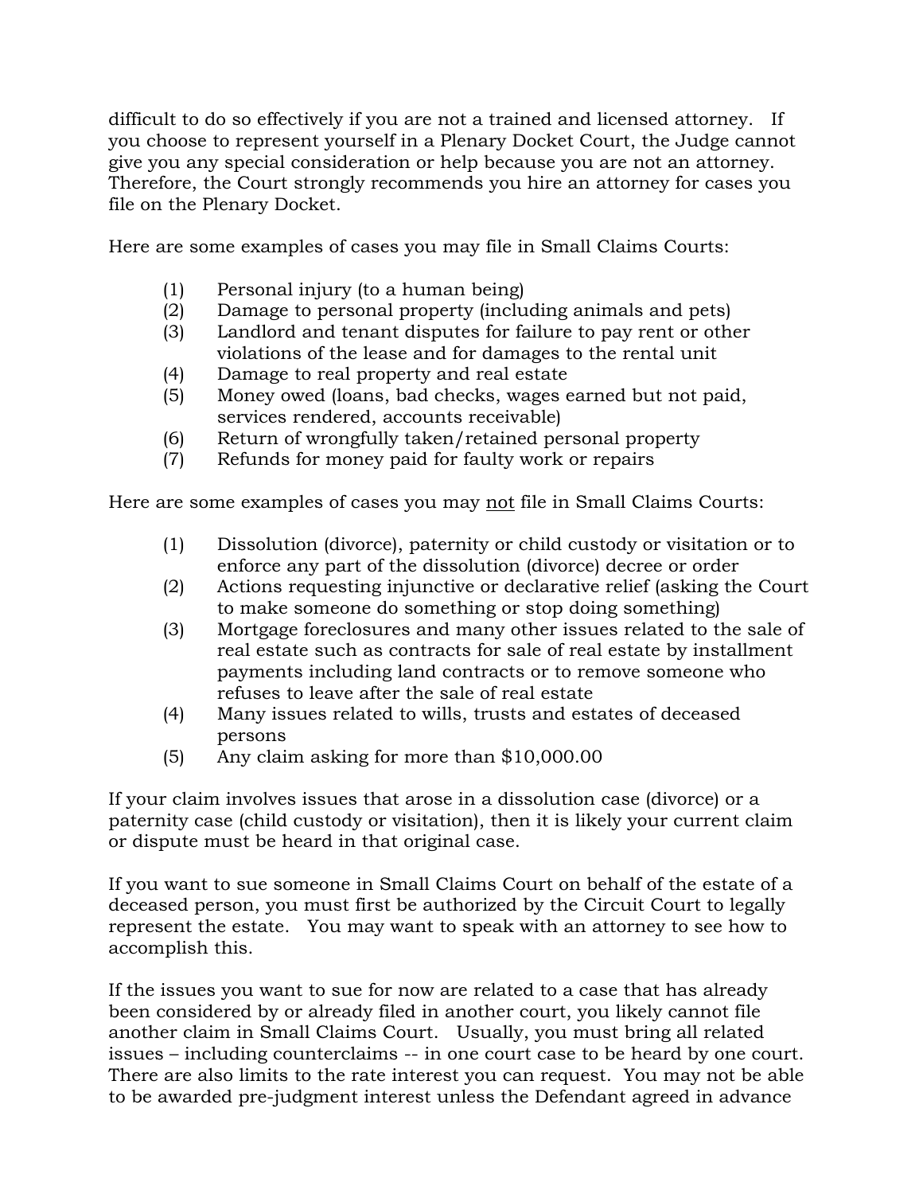difficult to do so effectively if you are not a trained and licensed attorney. If you choose to represent yourself in a Plenary Docket Court, the Judge cannot give you any special consideration or help because you are not an attorney. Therefore, the Court strongly recommends you hire an attorney for cases you file on the Plenary Docket.

Here are some examples of cases you may file in Small Claims Courts:

(1) Personal injury (to a human being)
(2) Damage to personal property (including animals and pets)
(3) Landlord and tenant disputes for failure to pay rent or other violations of the lease and for damages to the rental unit
(4) Damage to real property and real estate
(5) Money owed (loans, bad checks, wages earned but not paid, services rendered, accounts receivable)
(6) Return of wrongfully taken/retained personal property
(7) Refunds for money paid for faulty work or repairs

Here are some examples of cases you may <u>not</u> file in Small Claims Courts:

(1) Dissolution (divorce), paternity or child custody or visitation or to enforce any part of the dissolution (divorce) decree or order
(2) Actions requesting injunctive or declarative relief (asking the Court to make someone do something or stop doing something)
(3) Mortgage foreclosures and many other issues related to the sale of real estate such as contracts for sale of real estate by installment payments including land contracts or to remove someone who refuses to leave after the sale of real estate
(4) Many issues related to wills, trusts and estates of deceased persons
(5) Any claim asking for more than $10,000.00

If your claim involves issues that arose in a dissolution case (divorce) or a paternity case (child custody or visitation), then it is likely your current claim or dispute must be heard in that original case.

If you want to sue someone in Small Claims Court on behalf of the estate of a deceased person, you must first be authorized by the Circuit Court to legally represent the estate. You may want to speak with an attorney to see how to accomplish this.

If the issues you want to sue for now are related to a case that has already been considered by or already filed in another court, you likely cannot file another claim in Small Claims Court. Usually, you must bring all related issues – including counterclaims -- in one court case to be heard by one court. There are also limits to the rate interest you can request. You may not be able to be awarded pre-judgment interest unless the Defendant agreed in advance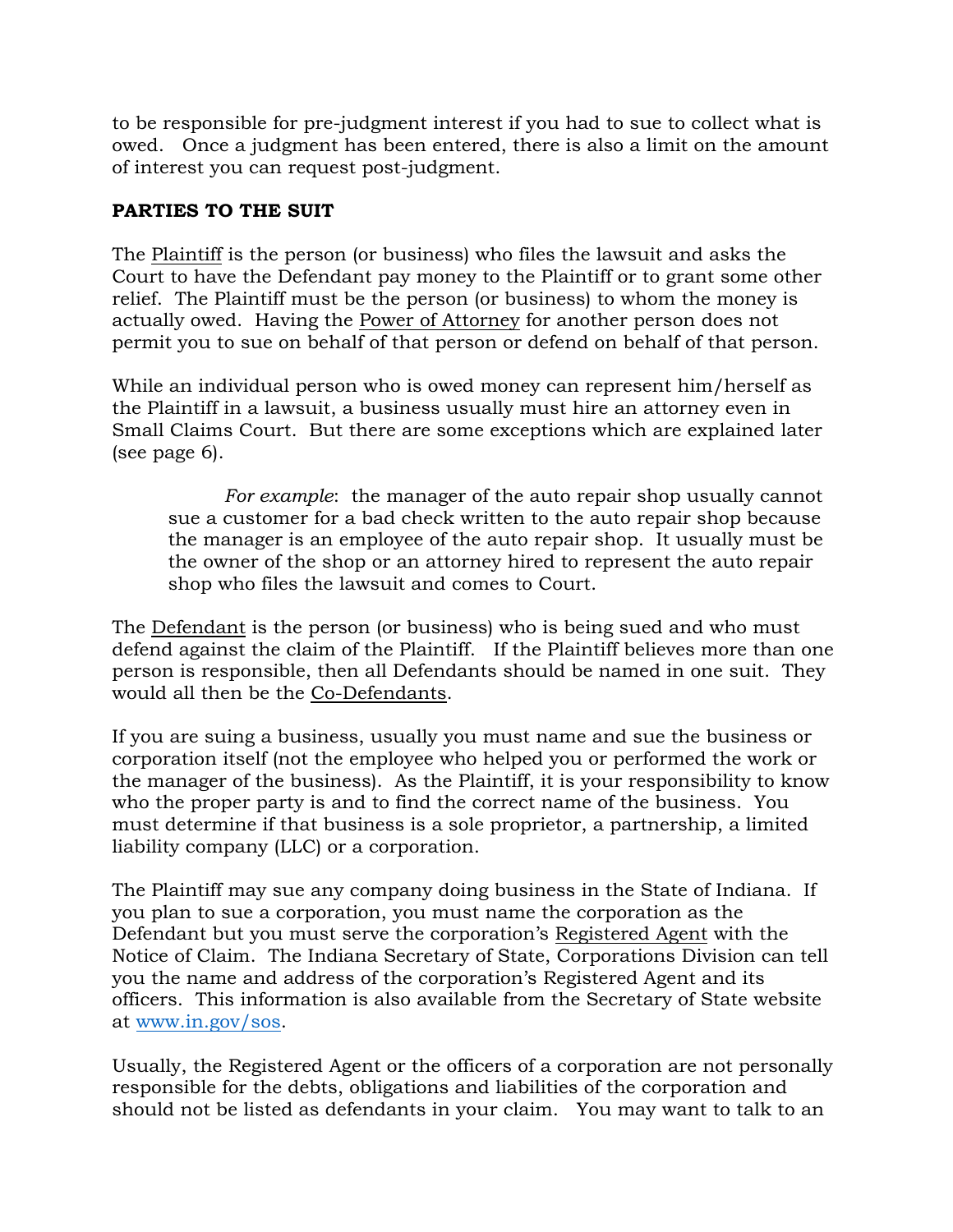to be responsible for pre-judgment interest if you had to sue to collect what is owed. Once a judgment has been entered, there is also a limit on the amount of interest you can request post-judgment.

**PARTIES TO THE SUIT**

The Plaintiff is the person (or business) who files the lawsuit and asks the Court to have the Defendant pay money to the Plaintiff or to grant some other relief. The Plaintiff must be the person (or business) to whom the money is actually owed. Having the Power of Attorney for another person does not permit you to sue on behalf of that person or defend on behalf of that person.

While an individual person who is owed money can represent him/herself as the Plaintiff in a lawsuit, a business usually must hire an attorney even in Small Claims Court. But there are some exceptions which are explained later (see page 6).

> *For example*: the manager of the auto repair shop usually cannot sue a customer for a bad check written to the auto repair shop because the manager is an employee of the auto repair shop. It usually must be the owner of the shop or an attorney hired to represent the auto repair shop who files the lawsuit and comes to Court.

The Defendant is the person (or business) who is being sued and who must defend against the claim of the Plaintiff. If the Plaintiff believes more than one person is responsible, then all Defendants should be named in one suit. They would all then be the Co-Defendants.

If you are suing a business, usually you must name and sue the business or corporation itself (not the employee who helped you or performed the work or the manager of the business). As the Plaintiff, it is your responsibility to know who the proper party is and to find the correct name of the business. You must determine if that business is a sole proprietor, a partnership, a limited liability company (LLC) or a corporation.

The Plaintiff may sue any company doing business in the State of Indiana. If you plan to sue a corporation, you must name the corporation as the Defendant but you must serve the corporation's Registered Agent with the Notice of Claim. The Indiana Secretary of State, Corporations Division can tell you the name and address of the corporation's Registered Agent and its officers. This information is also available from the Secretary of State website at www.in.gov/sos.

Usually, the Registered Agent or the officers of a corporation are not personally responsible for the debts, obligations and liabilities of the corporation and should not be listed as defendants in your claim. You may want to talk to an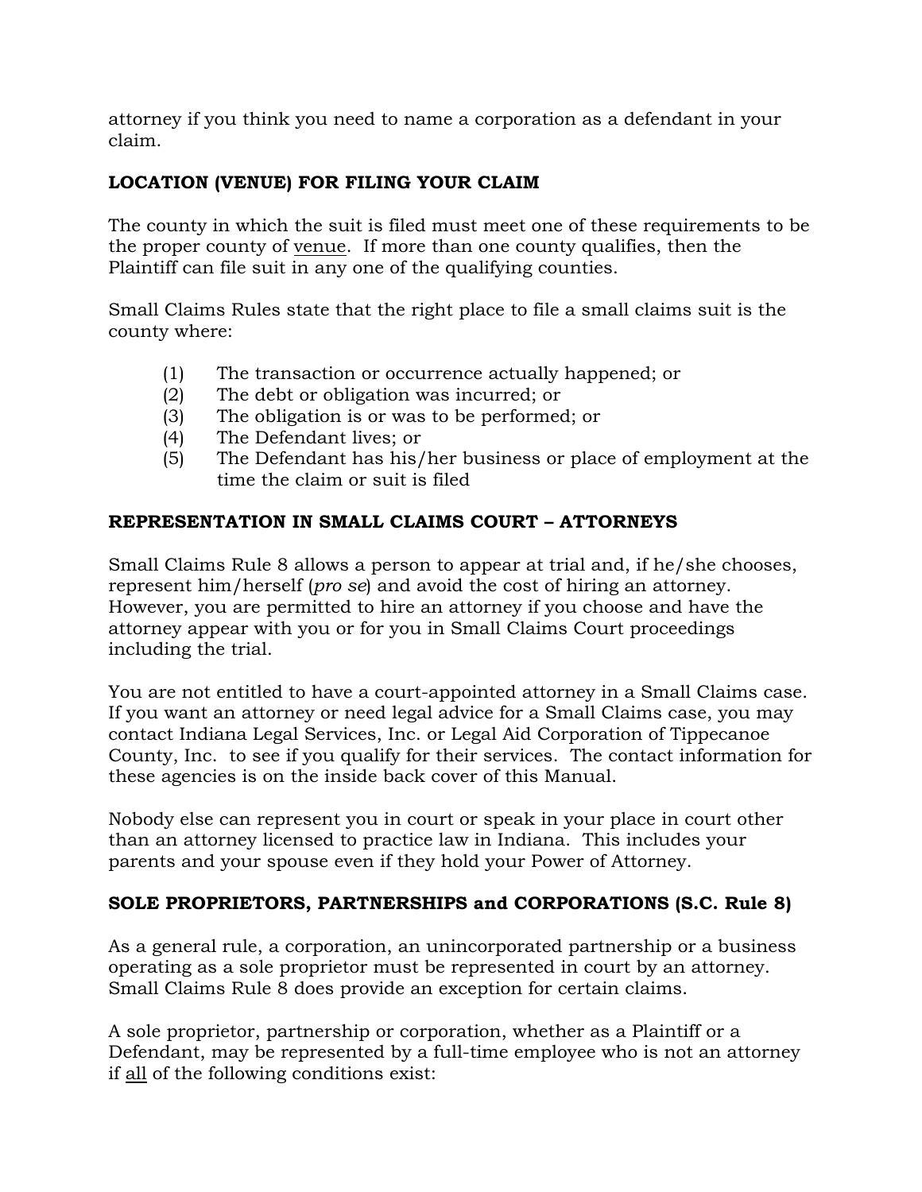attorney if you think you need to name a corporation as a defendant in your claim.

## LOCATION (VENUE) FOR FILING YOUR CLAIM

The county in which the suit is filed must meet one of these requirements to be the proper county of venue. If more than one county qualifies, then the Plaintiff can file suit in any one of the qualifying counties.

Small Claims Rules state that the right place to file a small claims suit is the county where:

(1) The transaction or occurrence actually happened; or
(2) The debt or obligation was incurred; or
(3) The obligation is or was to be performed; or
(4) The Defendant lives; or
(5) The Defendant has his/her business or place of employment at the time the claim or suit is filed

## REPRESENTATION IN SMALL CLAIMS COURT – ATTORNEYS

Small Claims Rule 8 allows a person to appear at trial and, if he/she chooses, represent him/herself (*pro se*) and avoid the cost of hiring an attorney. However, you are permitted to hire an attorney if you choose and have the attorney appear with you or for you in Small Claims Court proceedings including the trial.

You are not entitled to have a court-appointed attorney in a Small Claims case. If you want an attorney or need legal advice for a Small Claims case, you may contact Indiana Legal Services, Inc. or Legal Aid Corporation of Tippecanoe County, Inc. to see if you qualify for their services. The contact information for these agencies is on the inside back cover of this Manual.

Nobody else can represent you in court or speak in your place in court other than an attorney licensed to practice law in Indiana. This includes your parents and your spouse even if they hold your Power of Attorney.

## SOLE PROPRIETORS, PARTNERSHIPS and CORPORATIONS (S.C. Rule 8)

As a general rule, a corporation, an unincorporated partnership or a business operating as a sole proprietor must be represented in court by an attorney. Small Claims Rule 8 does provide an exception for certain claims.

A sole proprietor, partnership or corporation, whether as a Plaintiff or a Defendant, may be represented by a full-time employee who is not an attorney if all of the following conditions exist: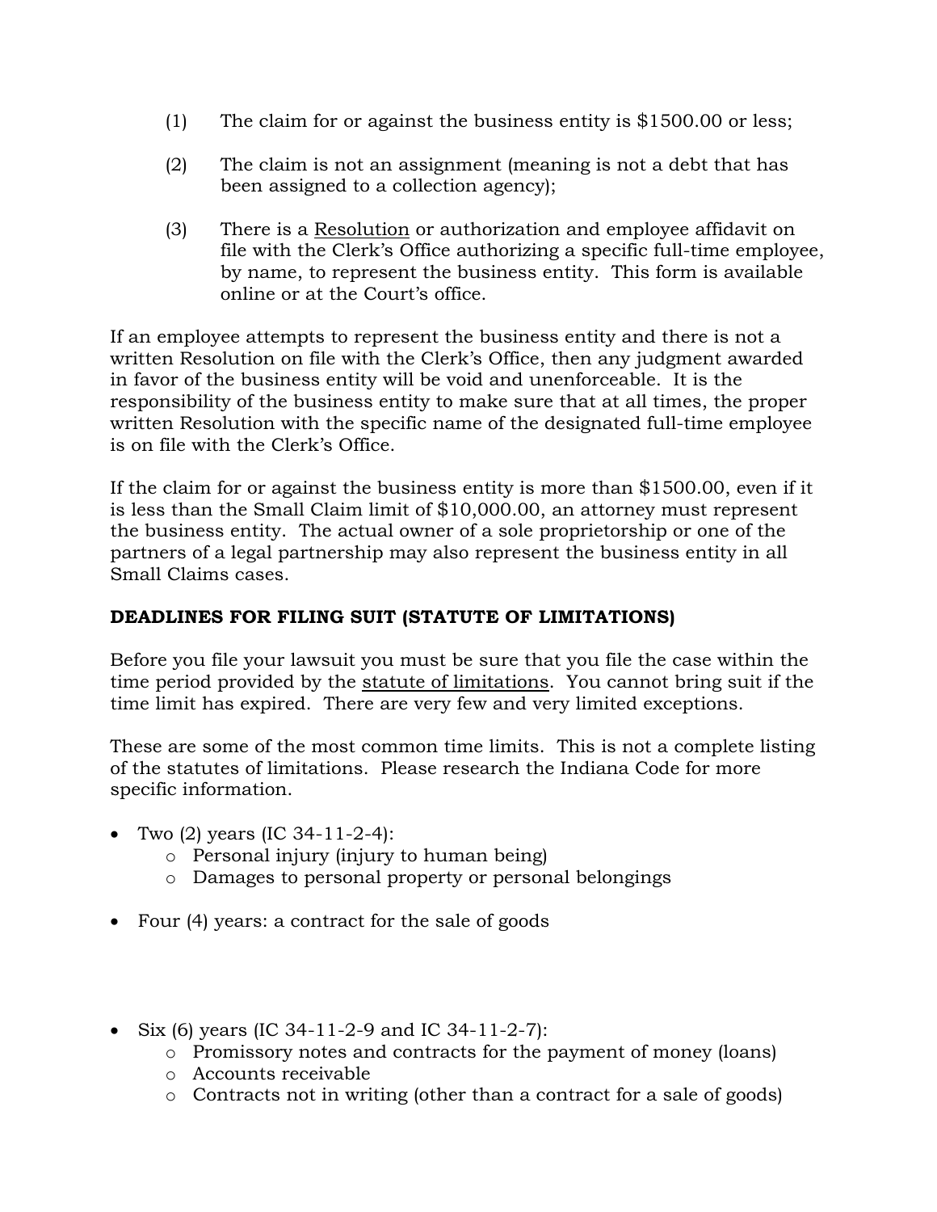(1) The claim for or against the business entity is $1500.00 or less;

(2) The claim is not an assignment (meaning is not a debt that has been assigned to a collection agency);

(3) There is a Resolution or authorization and employee affidavit on file with the Clerk's Office authorizing a specific full-time employee, by name, to represent the business entity. This form is available online or at the Court's office.

If an employee attempts to represent the business entity and there is not a written Resolution on file with the Clerk's Office, then any judgment awarded in favor of the business entity will be void and unenforceable. It is the responsibility of the business entity to make sure that at all times, the proper written Resolution with the specific name of the designated full-time employee is on file with the Clerk's Office.

If the claim for or against the business entity is more than $1500.00, even if it is less than the Small Claim limit of $10,000.00, an attorney must represent the business entity. The actual owner of a sole proprietorship or one of the partners of a legal partnership may also represent the business entity in all Small Claims cases.

**DEADLINES FOR FILING SUIT (STATUTE OF LIMITATIONS)**

Before you file your lawsuit you must be sure that you file the case within the time period provided by the statute of limitations. You cannot bring suit if the time limit has expired. There are very few and very limited exceptions.

These are some of the most common time limits. This is not a complete listing of the statutes of limitations. Please research the Indiana Code for more specific information.

- Two (2) years (IC 34-11-2-4):
  - Personal injury (injury to human being)
  - Damages to personal property or personal belongings
- Four (4) years: a contract for the sale of goods
- Six (6) years (IC 34-11-2-9 and IC 34-11-2-7):
  - Promissory notes and contracts for the payment of money (loans)
  - Accounts receivable
  - Contracts not in writing (other than a contract for a sale of goods)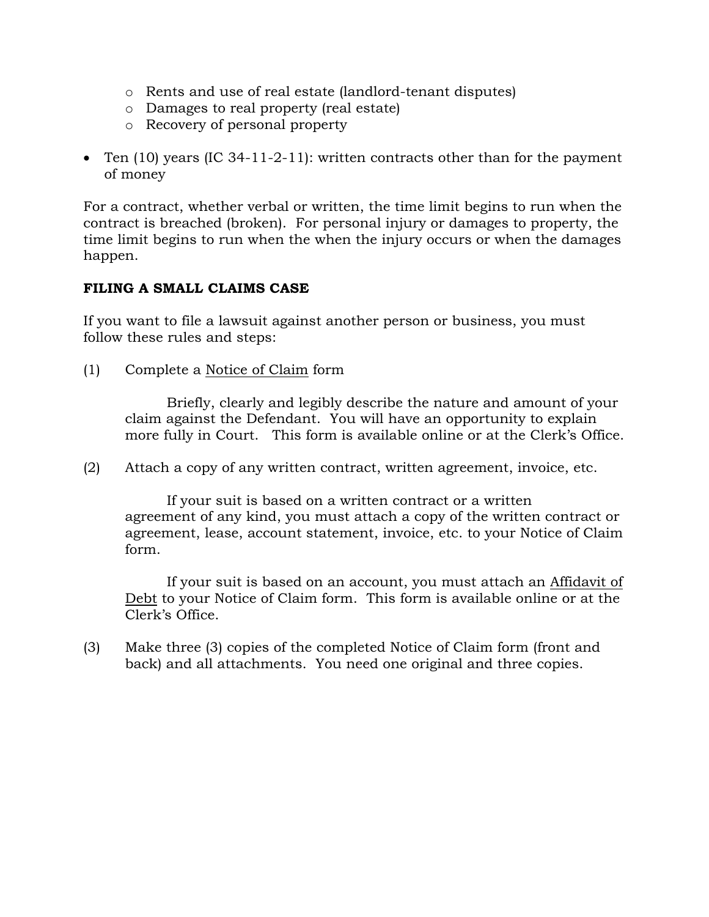- Rents and use of real estate (landlord-tenant disputes)
  - Damages to real property (real estate)
  - Recovery of personal property

- Ten (10) years (IC 34-11-2-11): written contracts other than for the payment of money

For a contract, whether verbal or written, the time limit begins to run when the contract is breached (broken). For personal injury or damages to property, the time limit begins to run when the when the injury occurs or when the damages happen.

**FILING A SMALL CLAIMS CASE**

If you want to file a lawsuit against another person or business, you must follow these rules and steps:

(1) Complete a Notice of Claim form

Briefly, clearly and legibly describe the nature and amount of your claim against the Defendant. You will have an opportunity to explain more fully in Court. This form is available online or at the Clerk's Office.

(2) Attach a copy of any written contract, written agreement, invoice, etc.

If your suit is based on a written contract or a written agreement of any kind, you must attach a copy of the written contract or agreement, lease, account statement, invoice, etc. to your Notice of Claim form.

If your suit is based on an account, you must attach an Affidavit of Debt to your Notice of Claim form. This form is available online or at the Clerk's Office.

(3) Make three (3) copies of the completed Notice of Claim form (front and back) and all attachments. You need one original and three copies.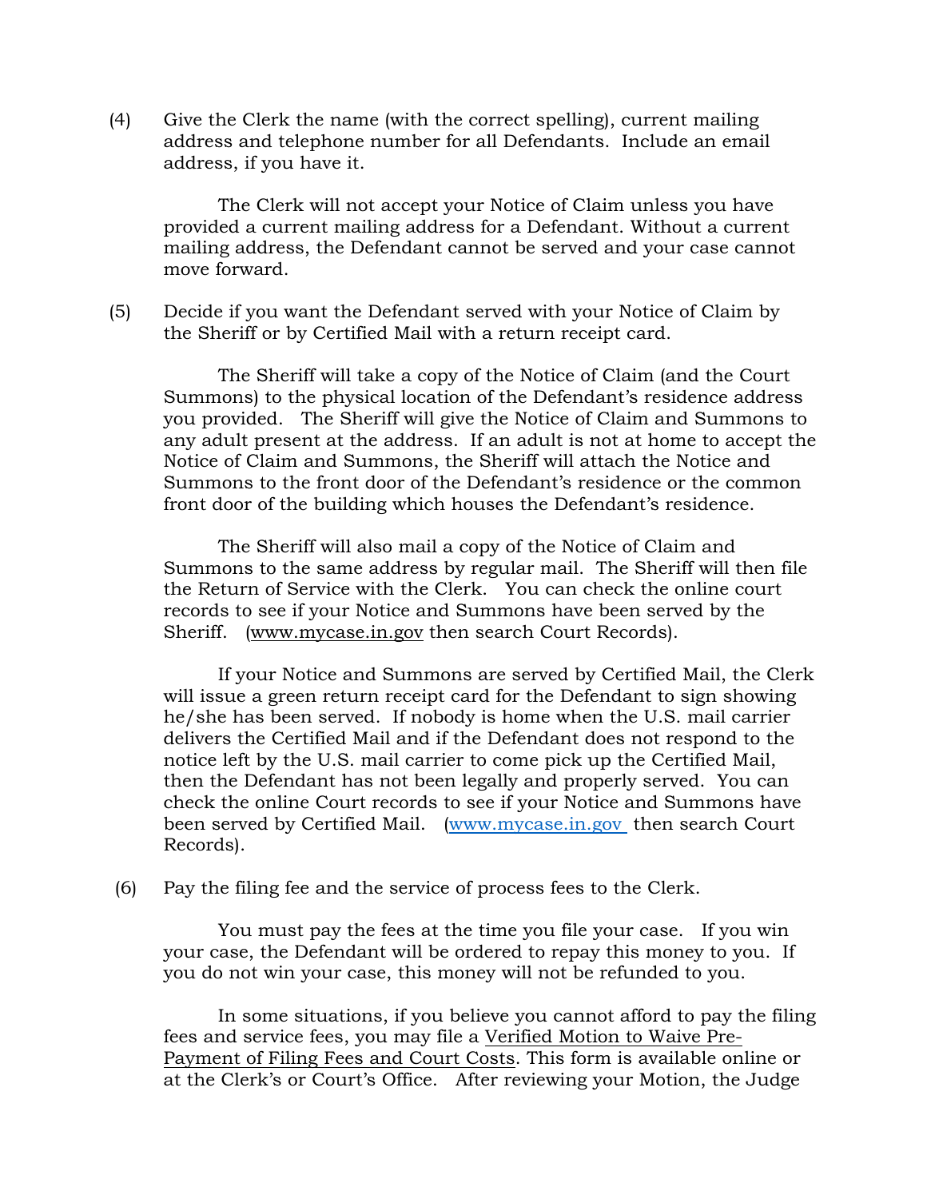(4) Give the Clerk the name (with the correct spelling), current mailing address and telephone number for all Defendants. Include an email address, if you have it.

The Clerk will not accept your Notice of Claim unless you have provided a current mailing address for a Defendant. Without a current mailing address, the Defendant cannot be served and your case cannot move forward.

(5) Decide if you want the Defendant served with your Notice of Claim by the Sheriff or by Certified Mail with a return receipt card.

The Sheriff will take a copy of the Notice of Claim (and the Court Summons) to the physical location of the Defendant's residence address you provided. The Sheriff will give the Notice of Claim and Summons to any adult present at the address. If an adult is not at home to accept the Notice of Claim and Summons, the Sheriff will attach the Notice and Summons to the front door of the Defendant's residence or the common front door of the building which houses the Defendant's residence.

The Sheriff will also mail a copy of the Notice of Claim and Summons to the same address by regular mail. The Sheriff will then file the Return of Service with the Clerk. You can check the online court records to see if your Notice and Summons have been served by the Sheriff. (www.mycase.in.gov then search Court Records).

If your Notice and Summons are served by Certified Mail, the Clerk will issue a green return receipt card for the Defendant to sign showing he/she has been served. If nobody is home when the U.S. mail carrier delivers the Certified Mail and if the Defendant does not respond to the notice left by the U.S. mail carrier to come pick up the Certified Mail, then the Defendant has not been legally and properly served. You can check the online Court records to see if your Notice and Summons have been served by Certified Mail. (www.mycase.in.gov then search Court Records).

(6) Pay the filing fee and the service of process fees to the Clerk.

You must pay the fees at the time you file your case. If you win your case, the Defendant will be ordered to repay this money to you. If you do not win your case, this money will not be refunded to you.

In some situations, if you believe you cannot afford to pay the filing fees and service fees, you may file a Verified Motion to Waive Pre-Payment of Filing Fees and Court Costs. This form is available online or at the Clerk's or Court's Office. After reviewing your Motion, the Judge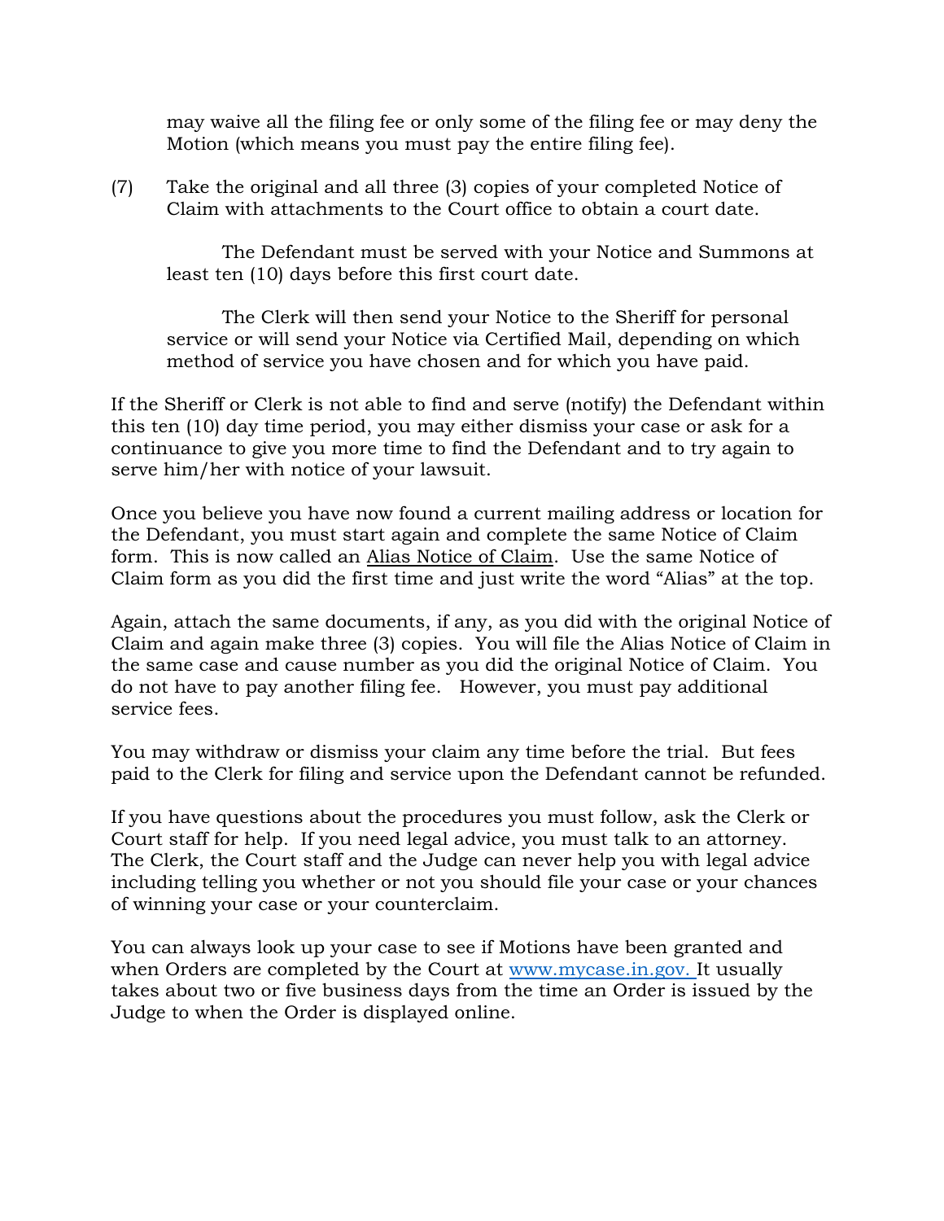may waive all the filing fee or only some of the filing fee or may deny the Motion (which means you must pay the entire filing fee).

(7) Take the original and all three (3) copies of your completed Notice of Claim with attachments to the Court office to obtain a court date.

The Defendant must be served with your Notice and Summons at least ten (10) days before this first court date.

The Clerk will then send your Notice to the Sheriff for personal service or will send your Notice via Certified Mail, depending on which method of service you have chosen and for which you have paid.

If the Sheriff or Clerk is not able to find and serve (notify) the Defendant within this ten (10) day time period, you may either dismiss your case or ask for a continuance to give you more time to find the Defendant and to try again to serve him/her with notice of your lawsuit.

Once you believe you have now found a current mailing address or location for the Defendant, you must start again and complete the same Notice of Claim form. This is now called an <u>Alias Notice of Claim</u>. Use the same Notice of Claim form as you did the first time and just write the word "Alias" at the top.

Again, attach the same documents, if any, as you did with the original Notice of Claim and again make three (3) copies. You will file the Alias Notice of Claim in the same case and cause number as you did the original Notice of Claim. You do not have to pay another filing fee. However, you must pay additional service fees.

You may withdraw or dismiss your claim any time before the trial. But fees paid to the Clerk for filing and service upon the Defendant cannot be refunded.

If you have questions about the procedures you must follow, ask the Clerk or Court staff for help. If you need legal advice, you must talk to an attorney. The Clerk, the Court staff and the Judge can never help you with legal advice including telling you whether or not you should file your case or your chances of winning your case or your counterclaim.

You can always look up your case to see if Motions have been granted and when Orders are completed by the Court at [www.mycase.in.gov.](http://www.mycase.in.gov) It usually takes about two or five business days from the time an Order is issued by the Judge to when the Order is displayed online.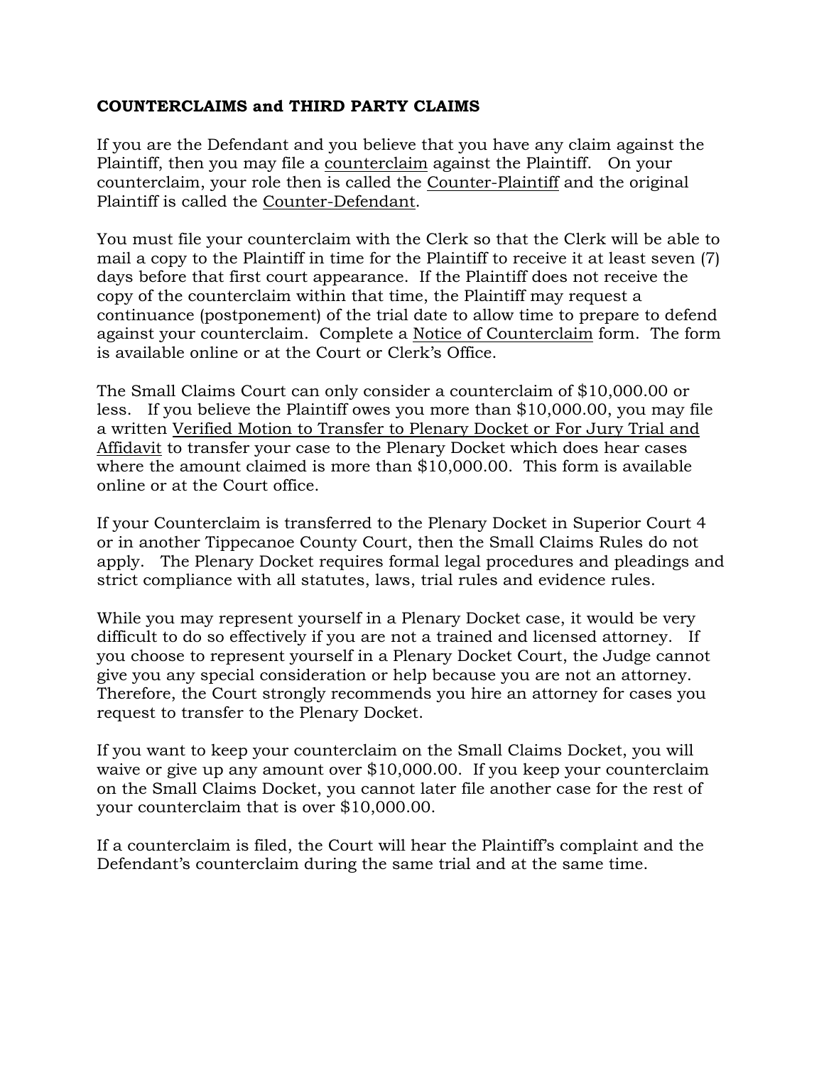**COUNTERCLAIMS and THIRD PARTY CLAIMS**

If you are the Defendant and you believe that you have any claim against the Plaintiff, then you may file a <u>counterclaim</u> against the Plaintiff. On your counterclaim, your role then is called the <u>Counter-Plaintiff</u> and the original Plaintiff is called the <u>Counter-Defendant</u>.

You must file your counterclaim with the Clerk so that the Clerk will be able to mail a copy to the Plaintiff in time for the Plaintiff to receive it at least seven (7) days before that first court appearance. If the Plaintiff does not receive the copy of the counterclaim within that time, the Plaintiff may request a continuance (postponement) of the trial date to allow time to prepare to defend against your counterclaim. Complete a <u>Notice of Counterclaim</u> form. The form is available online or at the Court or Clerk's Office.

The Small Claims Court can only consider a counterclaim of $10,000.00 or less. If you believe the Plaintiff owes you more than $10,000.00, you may file a written <u>Verified Motion to Transfer to Plenary Docket or For Jury Trial and Affidavit</u> to transfer your case to the Plenary Docket which does hear cases where the amount claimed is more than $10,000.00. This form is available online or at the Court office.

If your Counterclaim is transferred to the Plenary Docket in Superior Court 4 or in another Tippecanoe County Court, then the Small Claims Rules do not apply. The Plenary Docket requires formal legal procedures and pleadings and strict compliance with all statutes, laws, trial rules and evidence rules.

While you may represent yourself in a Plenary Docket case, it would be very difficult to do so effectively if you are not a trained and licensed attorney. If you choose to represent yourself in a Plenary Docket Court, the Judge cannot give you any special consideration or help because you are not an attorney. Therefore, the Court strongly recommends you hire an attorney for cases you request to transfer to the Plenary Docket.

If you want to keep your counterclaim on the Small Claims Docket, you will waive or give up any amount over $10,000.00. If you keep your counterclaim on the Small Claims Docket, you cannot later file another case for the rest of your counterclaim that is over $10,000.00.

If a counterclaim is filed, the Court will hear the Plaintiff's complaint and the Defendant's counterclaim during the same trial and at the same time.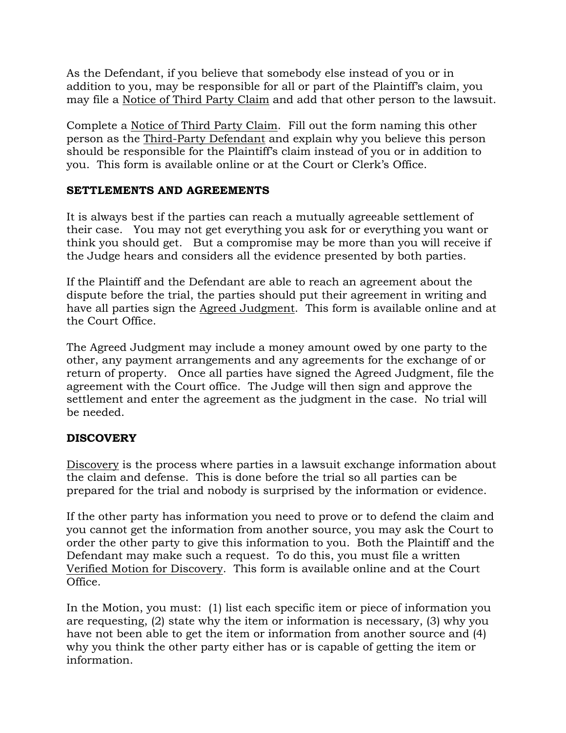As the Defendant, if you believe that somebody else instead of you or in addition to you, may be responsible for all or part of the Plaintiff's claim, you may file a Notice of Third Party Claim and add that other person to the lawsuit.

Complete a Notice of Third Party Claim. Fill out the form naming this other person as the Third-Party Defendant and explain why you believe this person should be responsible for the Plaintiff's claim instead of you or in addition to you. This form is available online or at the Court or Clerk's Office.

## SETTLEMENTS AND AGREEMENTS

It is always best if the parties can reach a mutually agreeable settlement of their case. You may not get everything you ask for or everything you want or think you should get. But a compromise may be more than you will receive if the Judge hears and considers all the evidence presented by both parties.

If the Plaintiff and the Defendant are able to reach an agreement about the dispute before the trial, the parties should put their agreement in writing and have all parties sign the Agreed Judgment. This form is available online and at the Court Office.

The Agreed Judgment may include a money amount owed by one party to the other, any payment arrangements and any agreements for the exchange of or return of property. Once all parties have signed the Agreed Judgment, file the agreement with the Court office. The Judge will then sign and approve the settlement and enter the agreement as the judgment in the case. No trial will be needed.

## DISCOVERY

Discovery is the process where parties in a lawsuit exchange information about the claim and defense. This is done before the trial so all parties can be prepared for the trial and nobody is surprised by the information or evidence.

If the other party has information you need to prove or to defend the claim and you cannot get the information from another source, you may ask the Court to order the other party to give this information to you. Both the Plaintiff and the Defendant may make such a request. To do this, you must file a written Verified Motion for Discovery. This form is available online and at the Court Office.

In the Motion, you must: (1) list each specific item or piece of information you are requesting, (2) state why the item or information is necessary, (3) why you have not been able to get the item or information from another source and (4) why you think the other party either has or is capable of getting the item or information.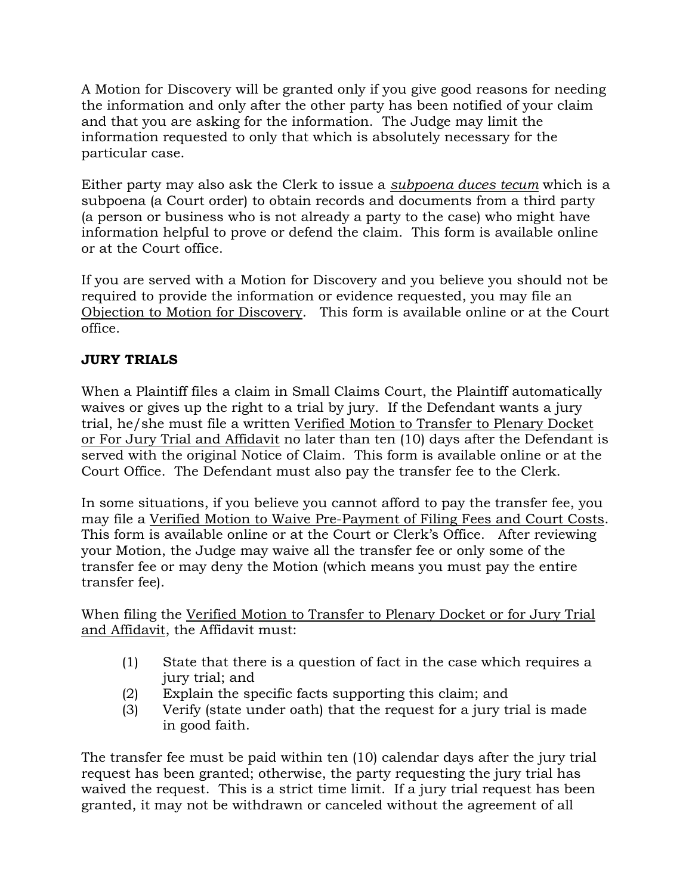A Motion for Discovery will be granted only if you give good reasons for needing the information and only after the other party has been notified of your claim and that you are asking for the information. The Judge may limit the information requested to only that which is absolutely necessary for the particular case.

Either party may also ask the Clerk to issue a *subpoena duces tecum* which is a subpoena (a Court order) to obtain records and documents from a third party (a person or business who is not already a party to the case) who might have information helpful to prove or defend the claim. This form is available online or at the Court office.

If you are served with a Motion for Discovery and you believe you should not be required to provide the information or evidence requested, you may file an Objection to Motion for Discovery. This form is available online or at the Court office.

## JURY TRIALS

When a Plaintiff files a claim in Small Claims Court, the Plaintiff automatically waives or gives up the right to a trial by jury. If the Defendant wants a jury trial, he/she must file a written Verified Motion to Transfer to Plenary Docket or For Jury Trial and Affidavit no later than ten (10) days after the Defendant is served with the original Notice of Claim. This form is available online or at the Court Office. The Defendant must also pay the transfer fee to the Clerk.

In some situations, if you believe you cannot afford to pay the transfer fee, you may file a Verified Motion to Waive Pre-Payment of Filing Fees and Court Costs. This form is available online or at the Court or Clerk's Office. After reviewing your Motion, the Judge may waive all the transfer fee or only some of the transfer fee or may deny the Motion (which means you must pay the entire transfer fee).

When filing the Verified Motion to Transfer to Plenary Docket or for Jury Trial and Affidavit, the Affidavit must:

(1) State that there is a question of fact in the case which requires a jury trial; and
(2) Explain the specific facts supporting this claim; and
(3) Verify (state under oath) that the request for a jury trial is made in good faith.

The transfer fee must be paid within ten (10) calendar days after the jury trial request has been granted; otherwise, the party requesting the jury trial has waived the request. This is a strict time limit. If a jury trial request has been granted, it may not be withdrawn or canceled without the agreement of all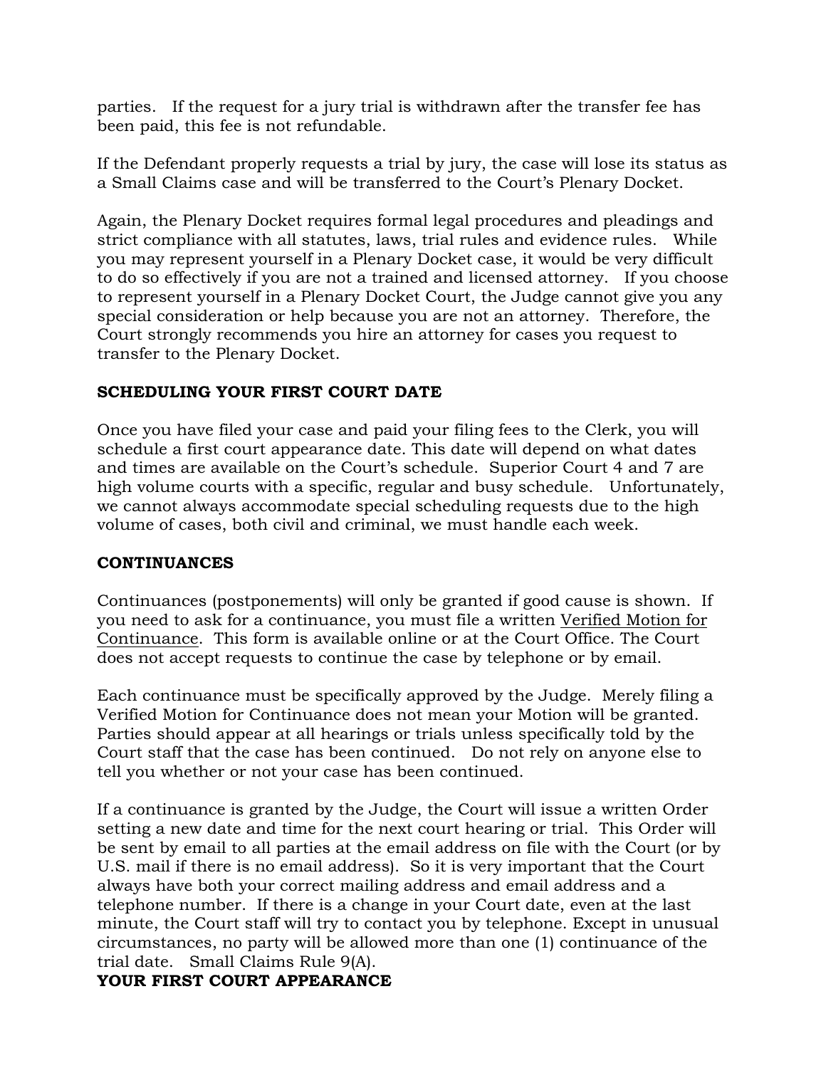parties. If the request for a jury trial is withdrawn after the transfer fee has been paid, this fee is not refundable.

If the Defendant properly requests a trial by jury, the case will lose its status as a Small Claims case and will be transferred to the Court's Plenary Docket.

Again, the Plenary Docket requires formal legal procedures and pleadings and strict compliance with all statutes, laws, trial rules and evidence rules. While you may represent yourself in a Plenary Docket case, it would be very difficult to do so effectively if you are not a trained and licensed attorney. If you choose to represent yourself in a Plenary Docket Court, the Judge cannot give you any special consideration or help because you are not an attorney. Therefore, the Court strongly recommends you hire an attorney for cases you request to transfer to the Plenary Docket.

**SCHEDULING YOUR FIRST COURT DATE**

Once you have filed your case and paid your filing fees to the Clerk, you will schedule a first court appearance date. This date will depend on what dates and times are available on the Court's schedule. Superior Court 4 and 7 are high volume courts with a specific, regular and busy schedule. Unfortunately, we cannot always accommodate special scheduling requests due to the high volume of cases, both civil and criminal, we must handle each week.

**CONTINUANCES**

Continuances (postponements) will only be granted if good cause is shown. If you need to ask for a continuance, you must file a written Verified Motion for Continuance. This form is available online or at the Court Office. The Court does not accept requests to continue the case by telephone or by email.

Each continuance must be specifically approved by the Judge. Merely filing a Verified Motion for Continuance does not mean your Motion will be granted. Parties should appear at all hearings or trials unless specifically told by the Court staff that the case has been continued. Do not rely on anyone else to tell you whether or not your case has been continued.

If a continuance is granted by the Judge, the Court will issue a written Order setting a new date and time for the next court hearing or trial. This Order will be sent by email to all parties at the email address on file with the Court (or by U.S. mail if there is no email address). So it is very important that the Court always have both your correct mailing address and email address and a telephone number. If there is a change in your Court date, even at the last minute, the Court staff will try to contact you by telephone. Except in unusual circumstances, no party will be allowed more than one (1) continuance of the trial date. Small Claims Rule 9(A).

**YOUR FIRST COURT APPEARANCE**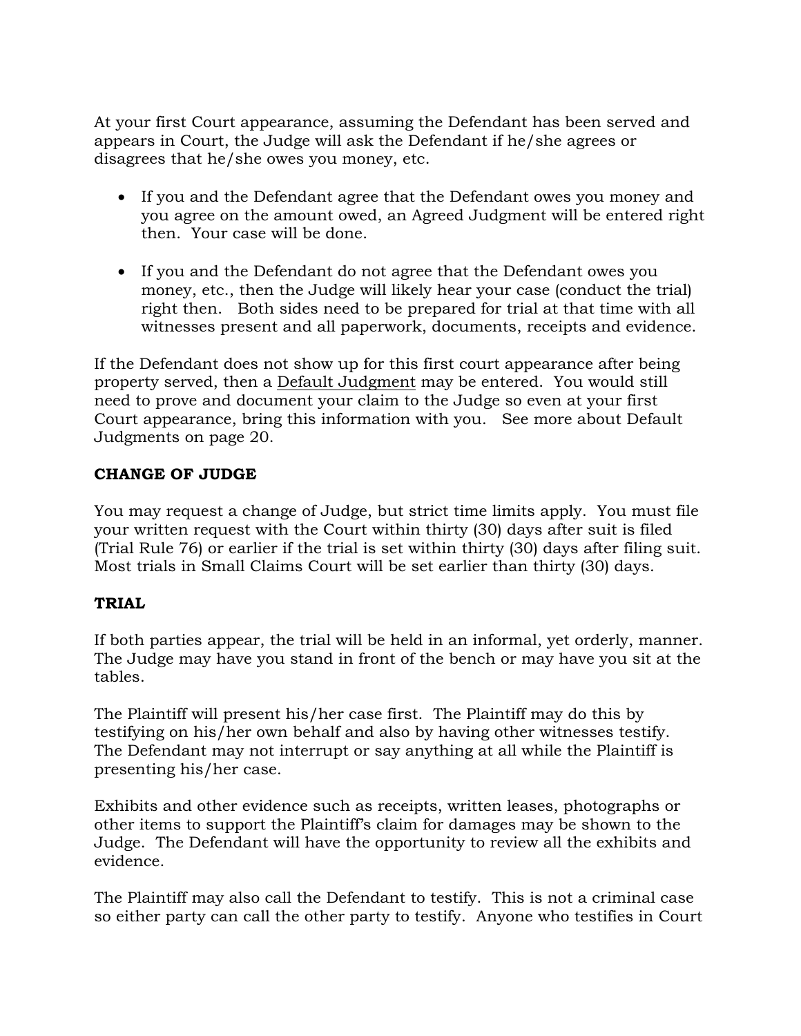At your first Court appearance, assuming the Defendant has been served and appears in Court, the Judge will ask the Defendant if he/she agrees or disagrees that he/she owes you money, etc.

- If you and the Defendant agree that the Defendant owes you money and you agree on the amount owed, an Agreed Judgment will be entered right then. Your case will be done.
- If you and the Defendant do not agree that the Defendant owes you money, etc., then the Judge will likely hear your case (conduct the trial) right then. Both sides need to be prepared for trial at that time with all witnesses present and all paperwork, documents, receipts and evidence.

If the Defendant does not show up for this first court appearance after being property served, then a <u>Default Judgment</u> may be entered. You would still need to prove and document your claim to the Judge so even at your first Court appearance, bring this information with you. See more about Default Judgments on page 20.

**CHANGE OF JUDGE**

You may request a change of Judge, but strict time limits apply. You must file your written request with the Court within thirty (30) days after suit is filed (Trial Rule 76) or earlier if the trial is set within thirty (30) days after filing suit. Most trials in Small Claims Court will be set earlier than thirty (30) days.

**TRIAL**

If both parties appear, the trial will be held in an informal, yet orderly, manner. The Judge may have you stand in front of the bench or may have you sit at the tables.

The Plaintiff will present his/her case first. The Plaintiff may do this by testifying on his/her own behalf and also by having other witnesses testify. The Defendant may not interrupt or say anything at all while the Plaintiff is presenting his/her case.

Exhibits and other evidence such as receipts, written leases, photographs or other items to support the Plaintiff's claim for damages may be shown to the Judge. The Defendant will have the opportunity to review all the exhibits and evidence.

The Plaintiff may also call the Defendant to testify. This is not a criminal case so either party can call the other party to testify. Anyone who testifies in Court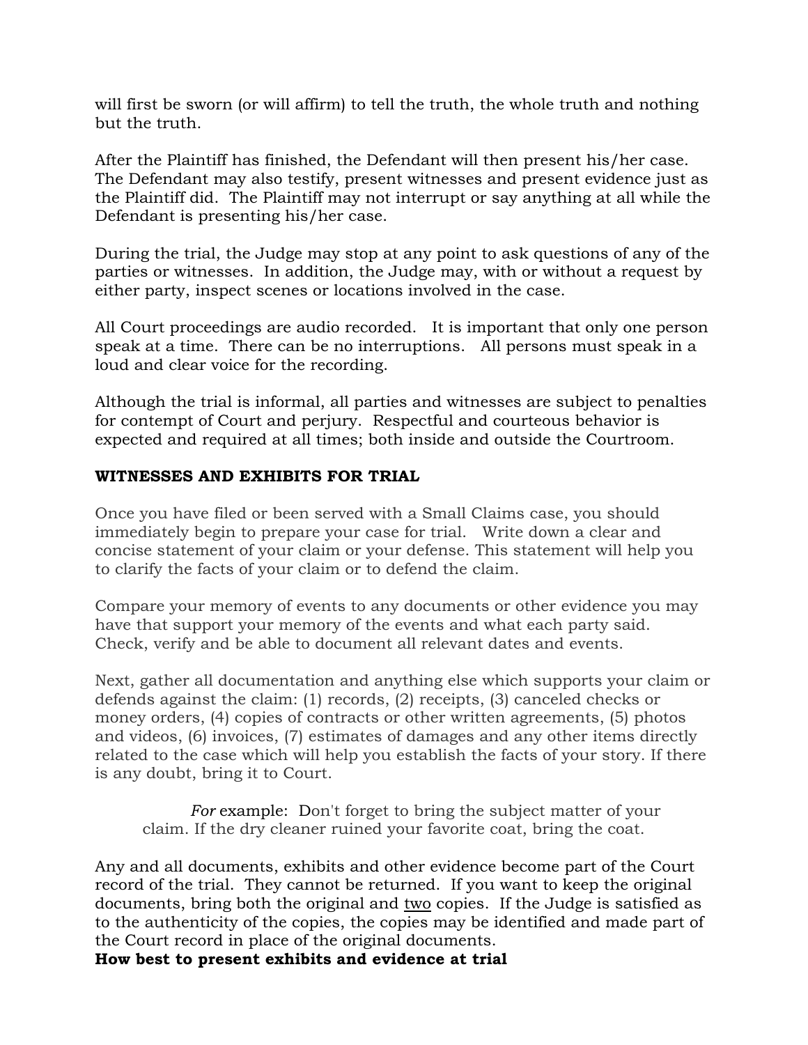will first be sworn (or will affirm) to tell the truth, the whole truth and nothing but the truth.

After the Plaintiff has finished, the Defendant will then present his/her case. The Defendant may also testify, present witnesses and present evidence just as the Plaintiff did. The Plaintiff may not interrupt or say anything at all while the Defendant is presenting his/her case.

During the trial, the Judge may stop at any point to ask questions of any of the parties or witnesses. In addition, the Judge may, with or without a request by either party, inspect scenes or locations involved in the case.

All Court proceedings are audio recorded. It is important that only one person speak at a time. There can be no interruptions. All persons must speak in a loud and clear voice for the recording.

Although the trial is informal, all parties and witnesses are subject to penalties for contempt of Court and perjury. Respectful and courteous behavior is expected and required at all times; both inside and outside the Courtroom.

**WITNESSES AND EXHIBITS FOR TRIAL**

Once you have filed or been served with a Small Claims case, you should immediately begin to prepare your case for trial. Write down a clear and concise statement of your claim or your defense. This statement will help you to clarify the facts of your claim or to defend the claim.

Compare your memory of events to any documents or other evidence you may have that support your memory of the events and what each party said. Check, verify and be able to document all relevant dates and events.

Next, gather all documentation and anything else which supports your claim or defends against the claim: (1) records, (2) receipts, (3) canceled checks or money orders, (4) copies of contracts or other written agreements, (5) photos and videos, (6) invoices, (7) estimates of damages and any other items directly related to the case which will help you establish the facts of your story. If there is any doubt, bring it to Court.

> *For* example: Don't forget to bring the subject matter of your claim. If the dry cleaner ruined your favorite coat, bring the coat.

Any and all documents, exhibits and other evidence become part of the Court record of the trial. They cannot be returned. If you want to keep the original documents, bring both the original and <u>two</u> copies. If the Judge is satisfied as to the authenticity of the copies, the copies may be identified and made part of the Court record in place of the original documents.

**How best to present exhibits and evidence at trial**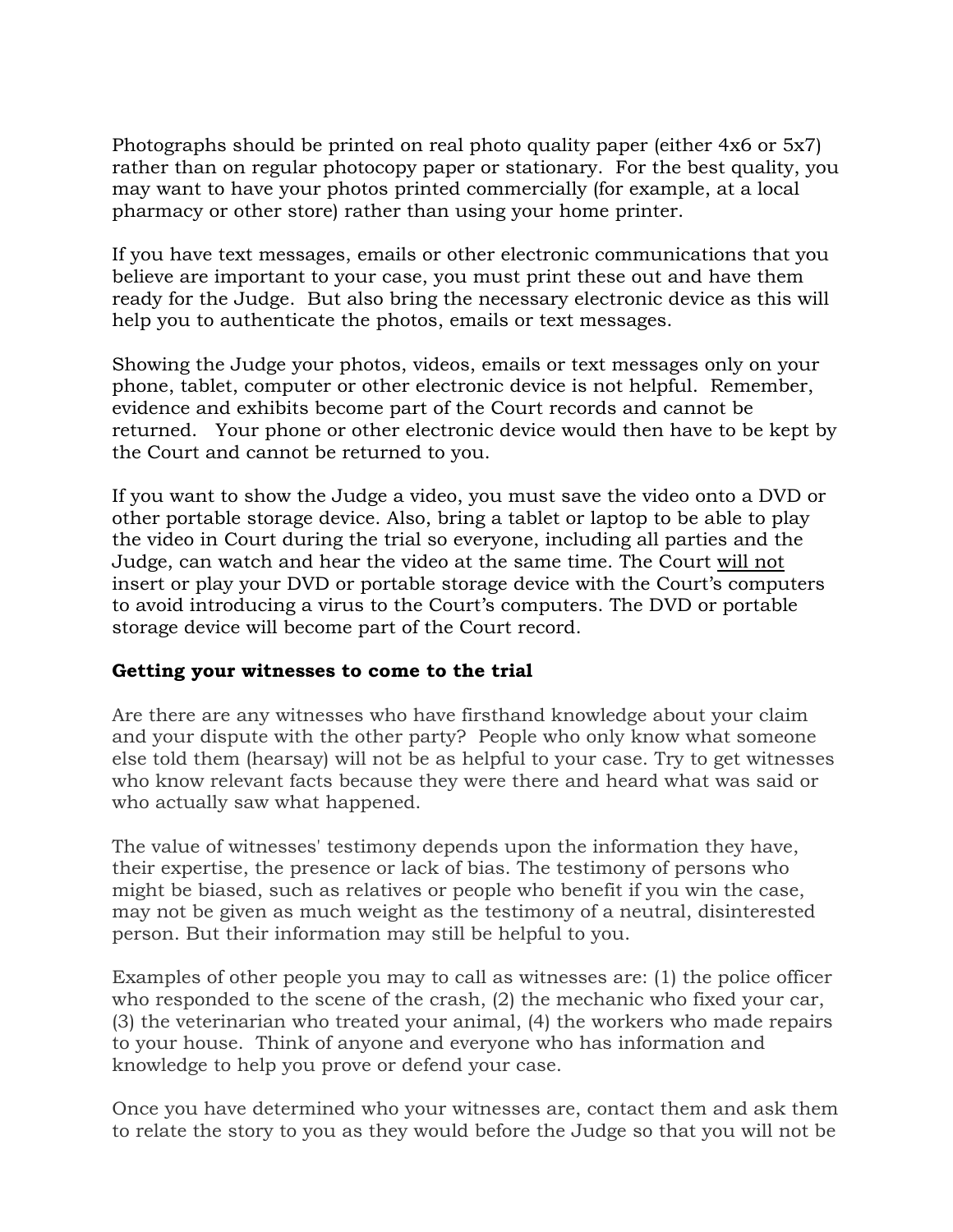Photographs should be printed on real photo quality paper (either 4x6 or 5x7) rather than on regular photocopy paper or stationary. For the best quality, you may want to have your photos printed commercially (for example, at a local pharmacy or other store) rather than using your home printer.

If you have text messages, emails or other electronic communications that you believe are important to your case, you must print these out and have them ready for the Judge. But also bring the necessary electronic device as this will help you to authenticate the photos, emails or text messages.

Showing the Judge your photos, videos, emails or text messages only on your phone, tablet, computer or other electronic device is not helpful. Remember, evidence and exhibits become part of the Court records and cannot be returned. Your phone or other electronic device would then have to be kept by the Court and cannot be returned to you.

If you want to show the Judge a video, you must save the video onto a DVD or other portable storage device. Also, bring a tablet or laptop to be able to play the video in Court during the trial so everyone, including all parties and the Judge, can watch and hear the video at the same time. The Court <u>will not</u> insert or play your DVD or portable storage device with the Court's computers to avoid introducing a virus to the Court's computers. The DVD or portable storage device will become part of the Court record.

**Getting your witnesses to come to the trial**

Are there are any witnesses who have firsthand knowledge about your claim and your dispute with the other party? People who only know what someone else told them (hearsay) will not be as helpful to your case. Try to get witnesses who know relevant facts because they were there and heard what was said or who actually saw what happened.

The value of witnesses' testimony depends upon the information they have, their expertise, the presence or lack of bias. The testimony of persons who might be biased, such as relatives or people who benefit if you win the case, may not be given as much weight as the testimony of a neutral, disinterested person. But their information may still be helpful to you.

Examples of other people you may to call as witnesses are: (1) the police officer who responded to the scene of the crash, (2) the mechanic who fixed your car, (3) the veterinarian who treated your animal, (4) the workers who made repairs to your house. Think of anyone and everyone who has information and knowledge to help you prove or defend your case.

Once you have determined who your witnesses are, contact them and ask them to relate the story to you as they would before the Judge so that you will not be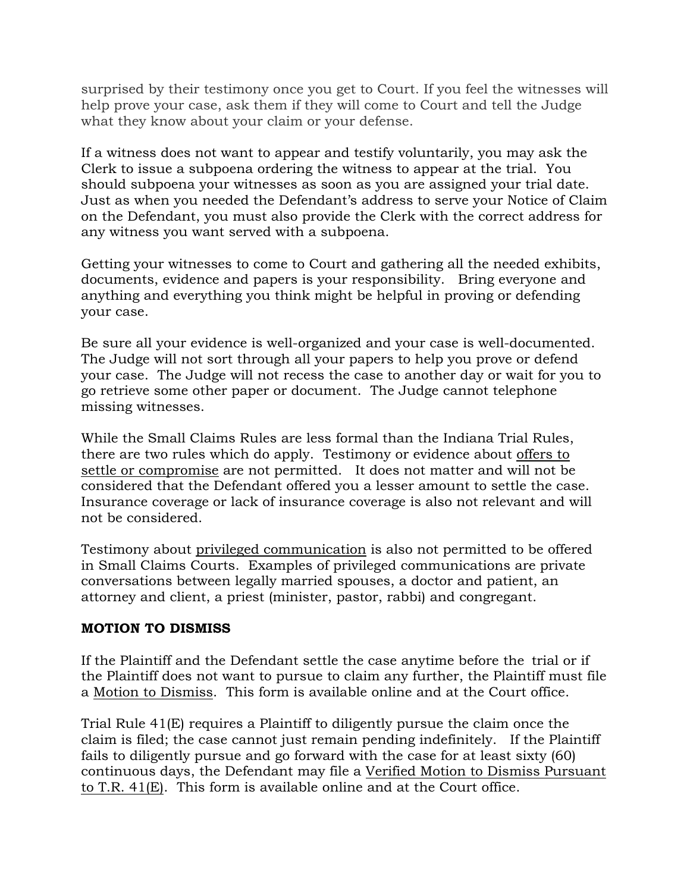surprised by their testimony once you get to Court. If you feel the witnesses will help prove your case, ask them if they will come to Court and tell the Judge what they know about your claim or your defense.

If a witness does not want to appear and testify voluntarily, you may ask the Clerk to issue a subpoena ordering the witness to appear at the trial. You should subpoena your witnesses as soon as you are assigned your trial date. Just as when you needed the Defendant's address to serve your Notice of Claim on the Defendant, you must also provide the Clerk with the correct address for any witness you want served with a subpoena.

Getting your witnesses to come to Court and gathering all the needed exhibits, documents, evidence and papers is your responsibility. Bring everyone and anything and everything you think might be helpful in proving or defending your case.

Be sure all your evidence is well-organized and your case is well-documented. The Judge will not sort through all your papers to help you prove or defend your case. The Judge will not recess the case to another day or wait for you to go retrieve some other paper or document. The Judge cannot telephone missing witnesses.

While the Small Claims Rules are less formal than the Indiana Trial Rules, there are two rules which do apply. Testimony or evidence about <u>offers to settle or compromise</u> are not permitted. It does not matter and will not be considered that the Defendant offered you a lesser amount to settle the case. Insurance coverage or lack of insurance coverage is also not relevant and will not be considered.

Testimony about <u>privileged communication</u> is also not permitted to be offered in Small Claims Courts. Examples of privileged communications are private conversations between legally married spouses, a doctor and patient, an attorney and client, a priest (minister, pastor, rabbi) and congregant.

## MOTION TO DISMISS

If the Plaintiff and the Defendant settle the case anytime before the trial or if the Plaintiff does not want to pursue to claim any further, the Plaintiff must file a <u>Motion to Dismiss</u>. This form is available online and at the Court office.

Trial Rule 41(E) requires a Plaintiff to diligently pursue the claim once the claim is filed; the case cannot just remain pending indefinitely. If the Plaintiff fails to diligently pursue and go forward with the case for at least sixty (60) continuous days, the Defendant may file a <u>Verified Motion to Dismiss Pursuant to T.R. 41(E)</u>. This form is available online and at the Court office.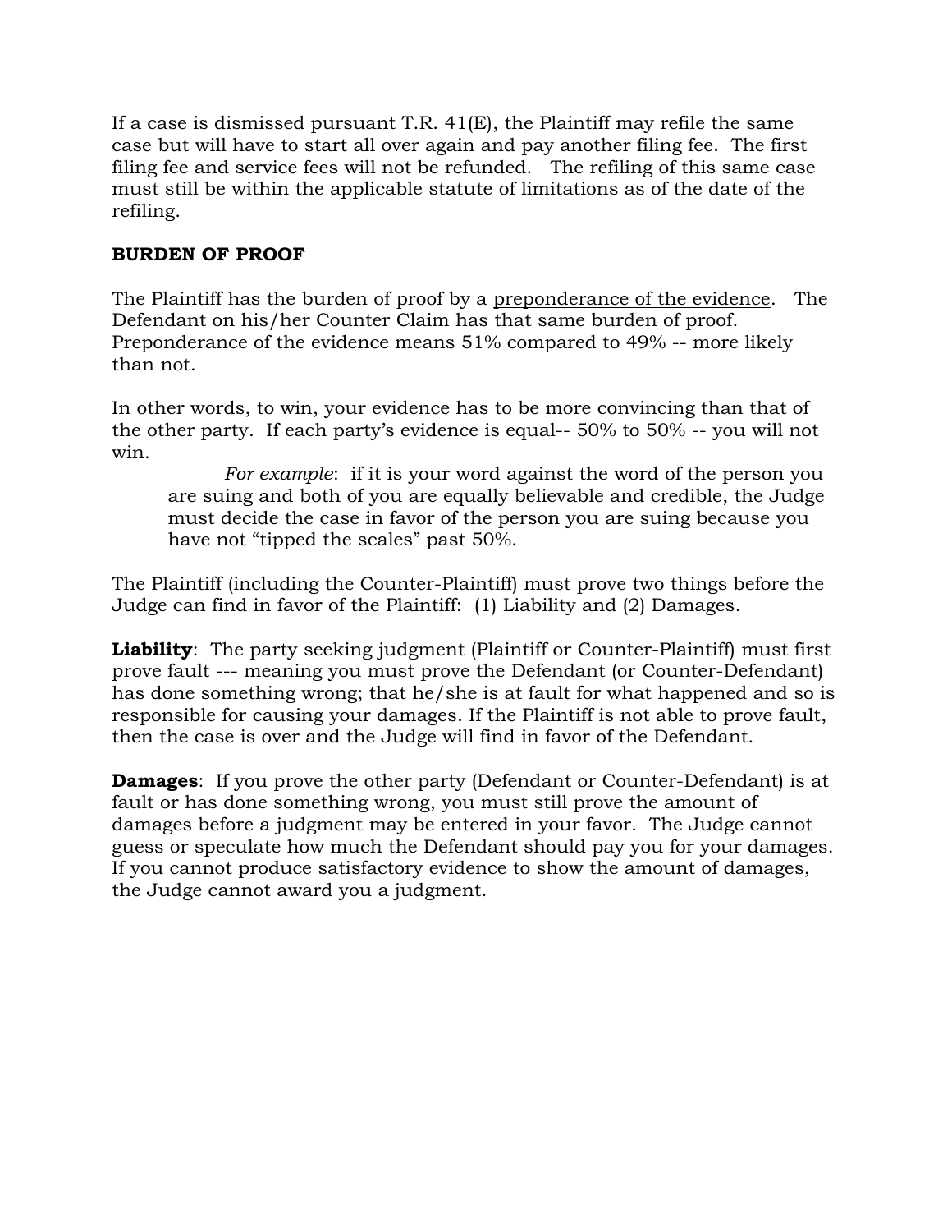If a case is dismissed pursuant T.R. 41(E), the Plaintiff may refile the same case but will have to start all over again and pay another filing fee. The first filing fee and service fees will not be refunded. The refiling of this same case must still be within the applicable statute of limitations as of the date of the refiling.

**BURDEN OF PROOF**

The Plaintiff has the burden of proof by a <u>preponderance of the evidence</u>. The Defendant on his/her Counter Claim has that same burden of proof. Preponderance of the evidence means 51% compared to 49% -- more likely than not.

In other words, to win, your evidence has to be more convincing than that of the other party. If each party's evidence is equal-- 50% to 50% -- you will not win.

> *For example*: if it is your word against the word of the person you are suing and both of you are equally believable and credible, the Judge must decide the case in favor of the person you are suing because you have not "tipped the scales" past 50%.

The Plaintiff (including the Counter-Plaintiff) must prove two things before the Judge can find in favor of the Plaintiff: (1) Liability and (2) Damages.

**Liability**: The party seeking judgment (Plaintiff or Counter-Plaintiff) must first prove fault --- meaning you must prove the Defendant (or Counter-Defendant) has done something wrong; that he/she is at fault for what happened and so is responsible for causing your damages. If the Plaintiff is not able to prove fault, then the case is over and the Judge will find in favor of the Defendant.

**Damages**: If you prove the other party (Defendant or Counter-Defendant) is at fault or has done something wrong, you must still prove the amount of damages before a judgment may be entered in your favor. The Judge cannot guess or speculate how much the Defendant should pay you for your damages. If you cannot produce satisfactory evidence to show the amount of damages, the Judge cannot award you a judgment.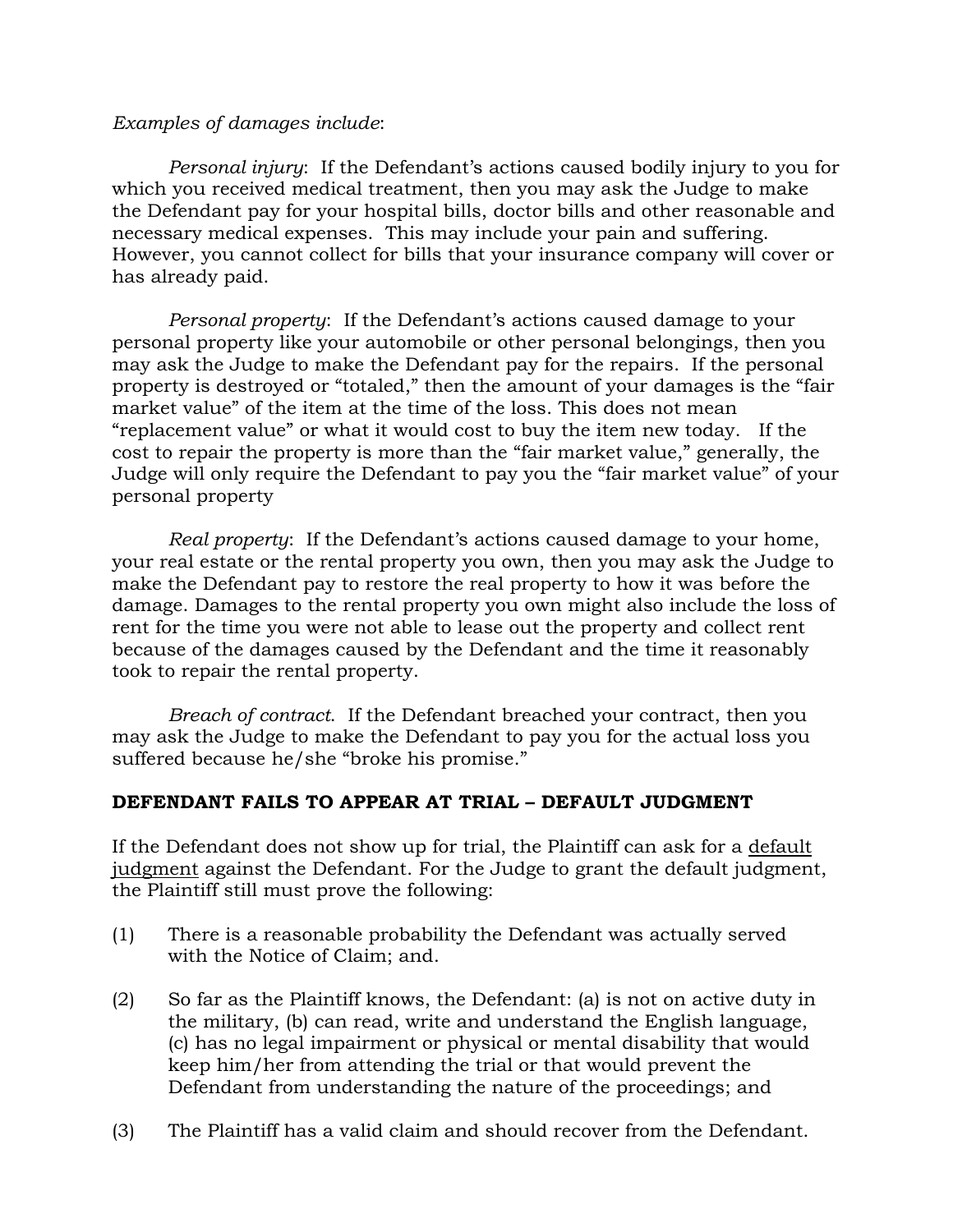*Examples of damages include*:

*Personal injury*: If the Defendant's actions caused bodily injury to you for which you received medical treatment, then you may ask the Judge to make the Defendant pay for your hospital bills, doctor bills and other reasonable and necessary medical expenses. This may include your pain and suffering. However, you cannot collect for bills that your insurance company will cover or has already paid.

*Personal property*: If the Defendant's actions caused damage to your personal property like your automobile or other personal belongings, then you may ask the Judge to make the Defendant pay for the repairs. If the personal property is destroyed or "totaled," then the amount of your damages is the "fair market value" of the item at the time of the loss. This does not mean "replacement value" or what it would cost to buy the item new today. If the cost to repair the property is more than the "fair market value," generally, the Judge will only require the Defendant to pay you the "fair market value" of your personal property

*Real property*: If the Defendant's actions caused damage to your home, your real estate or the rental property you own, then you may ask the Judge to make the Defendant pay to restore the real property to how it was before the damage. Damages to the rental property you own might also include the loss of rent for the time you were not able to lease out the property and collect rent because of the damages caused by the Defendant and the time it reasonably took to repair the rental property.

*Breach of contract*. If the Defendant breached your contract, then you may ask the Judge to make the Defendant to pay you for the actual loss you suffered because he/she "broke his promise."

**DEFENDANT FAILS TO APPEAR AT TRIAL – DEFAULT JUDGMENT**

If the Defendant does not show up for trial, the Plaintiff can ask for a <u>default judgment</u> against the Defendant. For the Judge to grant the default judgment, the Plaintiff still must prove the following:

(1) There is a reasonable probability the Defendant was actually served with the Notice of Claim; and.

(2) So far as the Plaintiff knows, the Defendant: (a) is not on active duty in the military, (b) can read, write and understand the English language, (c) has no legal impairment or physical or mental disability that would keep him/her from attending the trial or that would prevent the Defendant from understanding the nature of the proceedings; and

(3) The Plaintiff has a valid claim and should recover from the Defendant.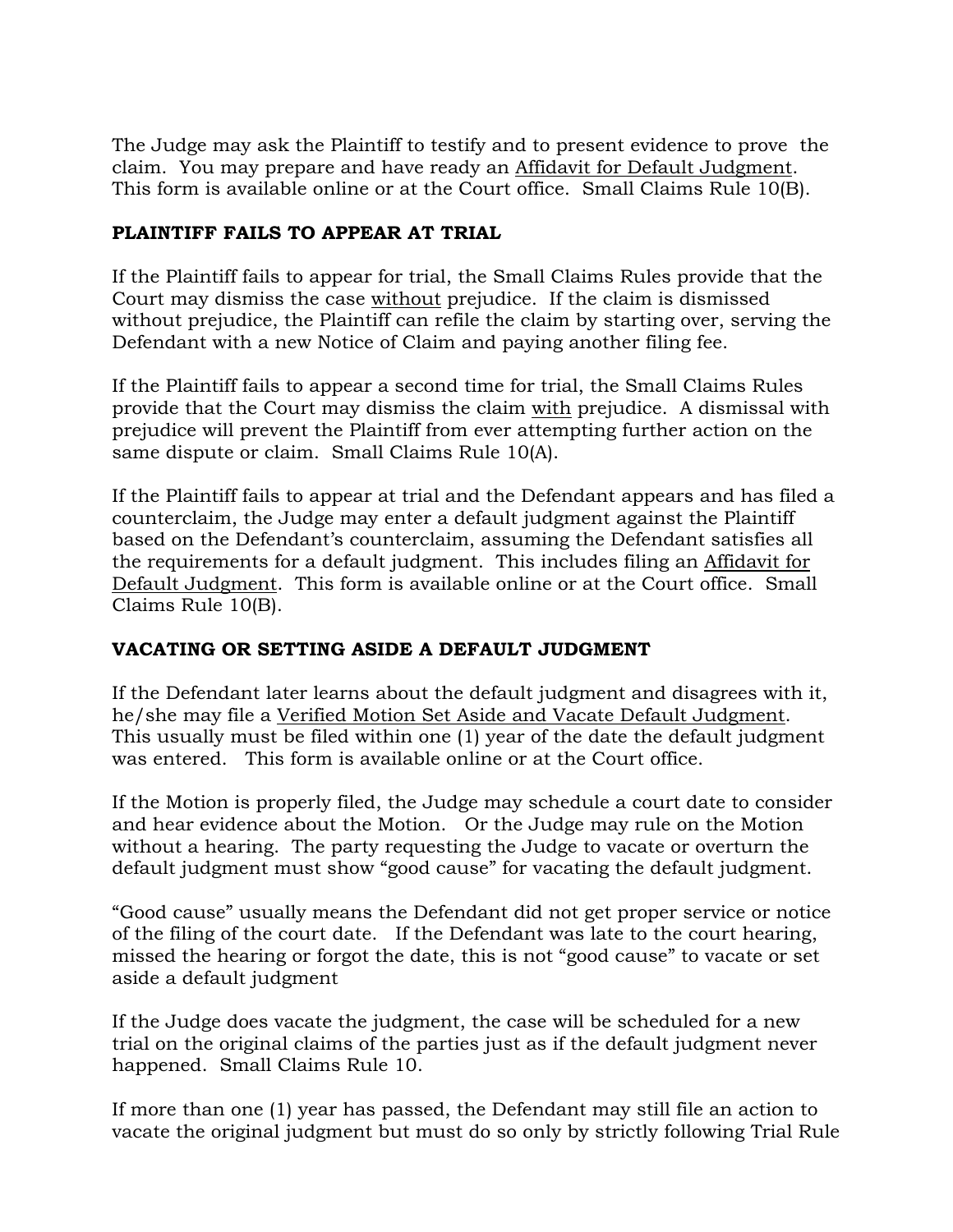The Judge may ask the Plaintiff to testify and to present evidence to prove the claim. You may prepare and have ready an Affidavit for Default Judgment. This form is available online or at the Court office. Small Claims Rule 10(B).

**PLAINTIFF FAILS TO APPEAR AT TRIAL**

If the Plaintiff fails to appear for trial, the Small Claims Rules provide that the Court may dismiss the case without prejudice. If the claim is dismissed without prejudice, the Plaintiff can refile the claim by starting over, serving the Defendant with a new Notice of Claim and paying another filing fee.

If the Plaintiff fails to appear a second time for trial, the Small Claims Rules provide that the Court may dismiss the claim with prejudice. A dismissal with prejudice will prevent the Plaintiff from ever attempting further action on the same dispute or claim. Small Claims Rule 10(A).

If the Plaintiff fails to appear at trial and the Defendant appears and has filed a counterclaim, the Judge may enter a default judgment against the Plaintiff based on the Defendant's counterclaim, assuming the Defendant satisfies all the requirements for a default judgment. This includes filing an Affidavit for Default Judgment. This form is available online or at the Court office. Small Claims Rule 10(B).

**VACATING OR SETTING ASIDE A DEFAULT JUDGMENT**

If the Defendant later learns about the default judgment and disagrees with it, he/she may file a Verified Motion Set Aside and Vacate Default Judgment. This usually must be filed within one (1) year of the date the default judgment was entered. This form is available online or at the Court office.

If the Motion is properly filed, the Judge may schedule a court date to consider and hear evidence about the Motion. Or the Judge may rule on the Motion without a hearing. The party requesting the Judge to vacate or overturn the default judgment must show "good cause" for vacating the default judgment.

"Good cause" usually means the Defendant did not get proper service or notice of the filing of the court date. If the Defendant was late to the court hearing, missed the hearing or forgot the date, this is not "good cause" to vacate or set aside a default judgment

If the Judge does vacate the judgment, the case will be scheduled for a new trial on the original claims of the parties just as if the default judgment never happened. Small Claims Rule 10.

If more than one (1) year has passed, the Defendant may still file an action to vacate the original judgment but must do so only by strictly following Trial Rule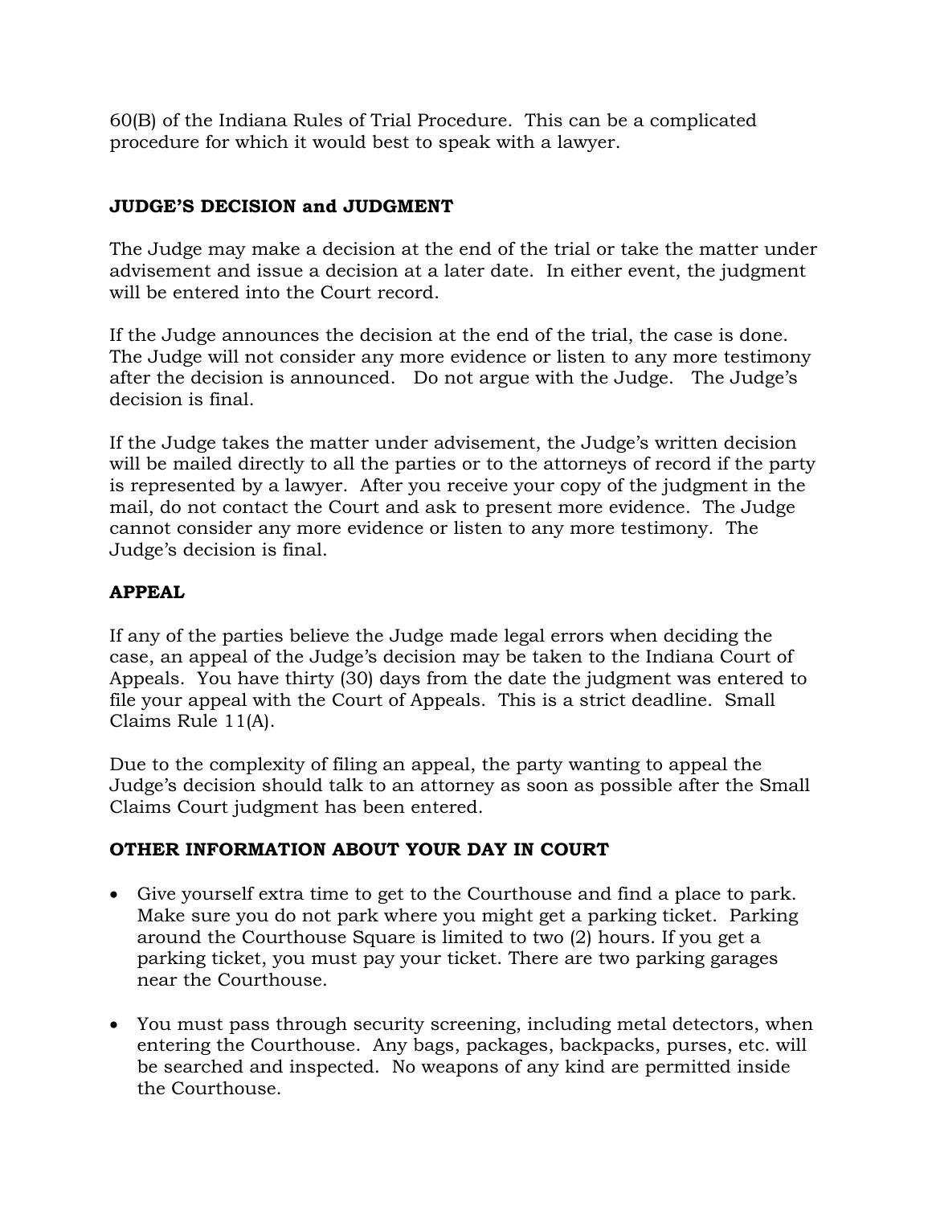60(B) of the Indiana Rules of Trial Procedure. This can be a complicated procedure for which it would best to speak with a lawyer.

## JUDGE'S DECISION and JUDGMENT

The Judge may make a decision at the end of the trial or take the matter under advisement and issue a decision at a later date. In either event, the judgment will be entered into the Court record.

If the Judge announces the decision at the end of the trial, the case is done. The Judge will not consider any more evidence or listen to any more testimony after the decision is announced. Do not argue with the Judge. The Judge's decision is final.

If the Judge takes the matter under advisement, the Judge's written decision will be mailed directly to all the parties or to the attorneys of record if the party is represented by a lawyer. After you receive your copy of the judgment in the mail, do not contact the Court and ask to present more evidence. The Judge cannot consider any more evidence or listen to any more testimony. The Judge's decision is final.

## APPEAL

If any of the parties believe the Judge made legal errors when deciding the case, an appeal of the Judge's decision may be taken to the Indiana Court of Appeals. You have thirty (30) days from the date the judgment was entered to file your appeal with the Court of Appeals. This is a strict deadline. Small Claims Rule 11(A).

Due to the complexity of filing an appeal, the party wanting to appeal the Judge's decision should talk to an attorney as soon as possible after the Small Claims Court judgment has been entered.

## OTHER INFORMATION ABOUT YOUR DAY IN COURT

- Give yourself extra time to get to the Courthouse and find a place to park. Make sure you do not park where you might get a parking ticket. Parking around the Courthouse Square is limited to two (2) hours. If you get a parking ticket, you must pay your ticket. There are two parking garages near the Courthouse.

- You must pass through security screening, including metal detectors, when entering the Courthouse. Any bags, packages, backpacks, purses, etc. will be searched and inspected. No weapons of any kind are permitted inside the Courthouse.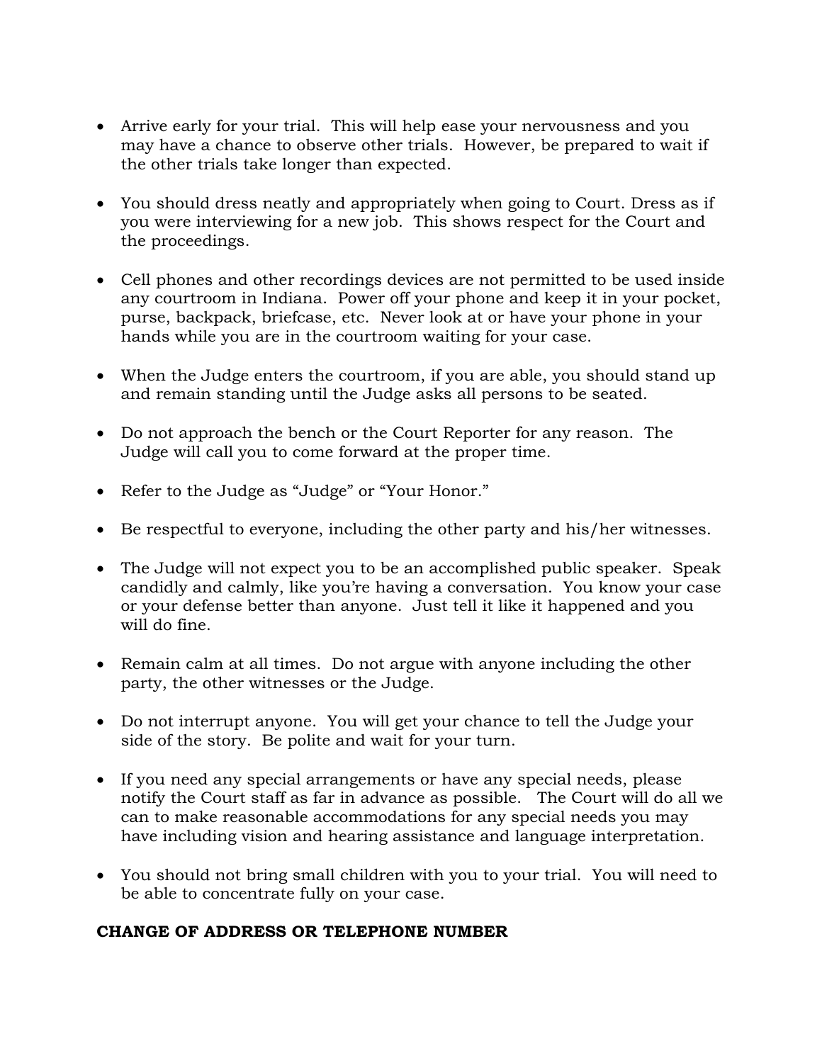- Arrive early for your trial. This will help ease your nervousness and you may have a chance to observe other trials. However, be prepared to wait if the other trials take longer than expected.

- You should dress neatly and appropriately when going to Court. Dress as if you were interviewing for a new job. This shows respect for the Court and the proceedings.

- Cell phones and other recordings devices are not permitted to be used inside any courtroom in Indiana. Power off your phone and keep it in your pocket, purse, backpack, briefcase, etc. Never look at or have your phone in your hands while you are in the courtroom waiting for your case.

- When the Judge enters the courtroom, if you are able, you should stand up and remain standing until the Judge asks all persons to be seated.

- Do not approach the bench or the Court Reporter for any reason. The Judge will call you to come forward at the proper time.

- Refer to the Judge as "Judge" or "Your Honor."

- Be respectful to everyone, including the other party and his/her witnesses.

- The Judge will not expect you to be an accomplished public speaker. Speak candidly and calmly, like you're having a conversation. You know your case or your defense better than anyone. Just tell it like it happened and you will do fine.

- Remain calm at all times. Do not argue with anyone including the other party, the other witnesses or the Judge.

- Do not interrupt anyone. You will get your chance to tell the Judge your side of the story. Be polite and wait for your turn.

- If you need any special arrangements or have any special needs, please notify the Court staff as far in advance as possible. The Court will do all we can to make reasonable accommodations for any special needs you may have including vision and hearing assistance and language interpretation.

- You should not bring small children with you to your trial. You will need to be able to concentrate fully on your case.

**CHANGE OF ADDRESS OR TELEPHONE NUMBER**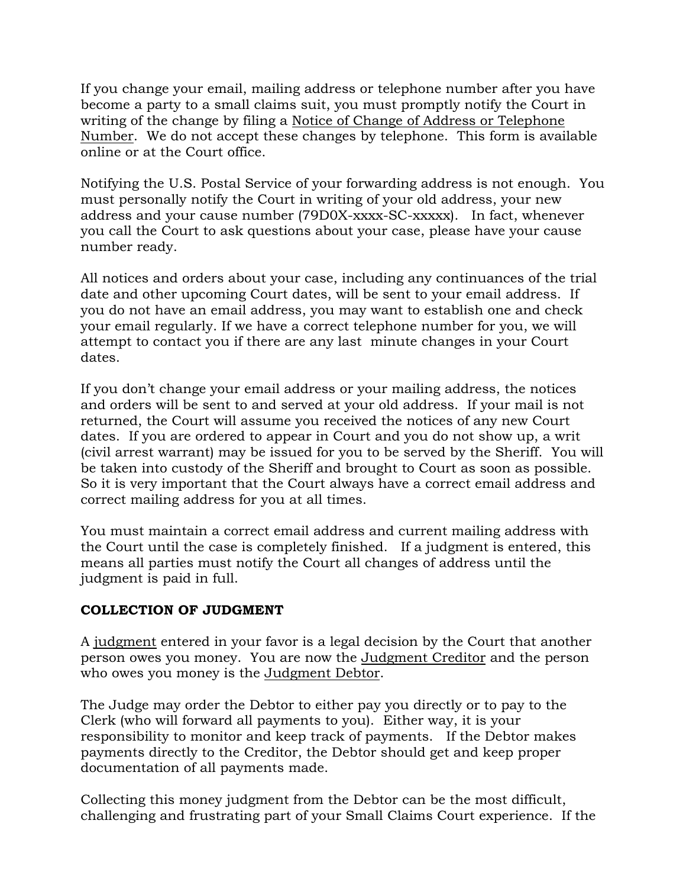If you change your email, mailing address or telephone number after you have become a party to a small claims suit, you must promptly notify the Court in writing of the change by filing a Notice of Change of Address or Telephone Number. We do not accept these changes by telephone. This form is available online or at the Court office.

Notifying the U.S. Postal Service of your forwarding address is not enough. You must personally notify the Court in writing of your old address, your new address and your cause number (79D0X-xxxx-SC-xxxxx). In fact, whenever you call the Court to ask questions about your case, please have your cause number ready.

All notices and orders about your case, including any continuances of the trial date and other upcoming Court dates, will be sent to your email address. If you do not have an email address, you may want to establish one and check your email regularly. If we have a correct telephone number for you, we will attempt to contact you if there are any last minute changes in your Court dates.

If you don't change your email address or your mailing address, the notices and orders will be sent to and served at your old address. If your mail is not returned, the Court will assume you received the notices of any new Court dates. If you are ordered to appear in Court and you do not show up, a writ (civil arrest warrant) may be issued for you to be served by the Sheriff. You will be taken into custody of the Sheriff and brought to Court as soon as possible. So it is very important that the Court always have a correct email address and correct mailing address for you at all times.

You must maintain a correct email address and current mailing address with the Court until the case is completely finished. If a judgment is entered, this means all parties must notify the Court all changes of address until the judgment is paid in full.

**COLLECTION OF JUDGMENT**

A judgment entered in your favor is a legal decision by the Court that another person owes you money. You are now the Judgment Creditor and the person who owes you money is the Judgment Debtor.

The Judge may order the Debtor to either pay you directly or to pay to the Clerk (who will forward all payments to you). Either way, it is your responsibility to monitor and keep track of payments. If the Debtor makes payments directly to the Creditor, the Debtor should get and keep proper documentation of all payments made.

Collecting this money judgment from the Debtor can be the most difficult, challenging and frustrating part of your Small Claims Court experience. If the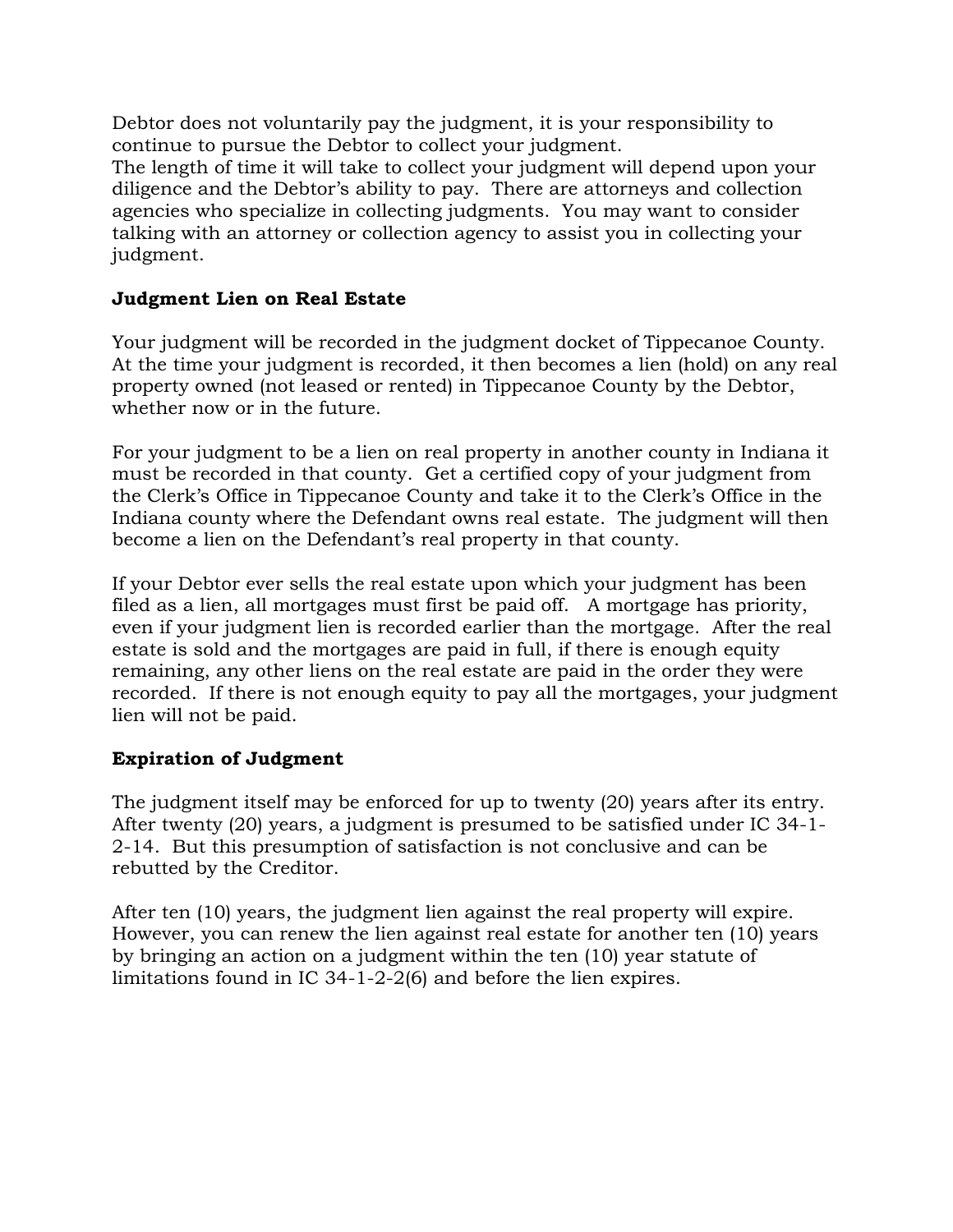Debtor does not voluntarily pay the judgment, it is your responsibility to continue to pursue the Debtor to collect your judgment.
The length of time it will take to collect your judgment will depend upon your diligence and the Debtor's ability to pay. There are attorneys and collection agencies who specialize in collecting judgments. You may want to consider talking with an attorney or collection agency to assist you in collecting your judgment.

**Judgment Lien on Real Estate**

Your judgment will be recorded in the judgment docket of Tippecanoe County. At the time your judgment is recorded, it then becomes a lien (hold) on any real property owned (not leased or rented) in Tippecanoe County by the Debtor, whether now or in the future.

For your judgment to be a lien on real property in another county in Indiana it must be recorded in that county. Get a certified copy of your judgment from the Clerk's Office in Tippecanoe County and take it to the Clerk's Office in the Indiana county where the Defendant owns real estate. The judgment will then become a lien on the Defendant's real property in that county.

If your Debtor ever sells the real estate upon which your judgment has been filed as a lien, all mortgages must first be paid off. A mortgage has priority, even if your judgment lien is recorded earlier than the mortgage. After the real estate is sold and the mortgages are paid in full, if there is enough equity remaining, any other liens on the real estate are paid in the order they were recorded. If there is not enough equity to pay all the mortgages, your judgment lien will not be paid.

**Expiration of Judgment**

The judgment itself may be enforced for up to twenty (20) years after its entry. After twenty (20) years, a judgment is presumed to be satisfied under IC 34-1-2-14. But this presumption of satisfaction is not conclusive and can be rebutted by the Creditor.

After ten (10) years, the judgment lien against the real property will expire. However, you can renew the lien against real estate for another ten (10) years by bringing an action on a judgment within the ten (10) year statute of limitations found in IC 34-1-2-2(6) and before the lien expires.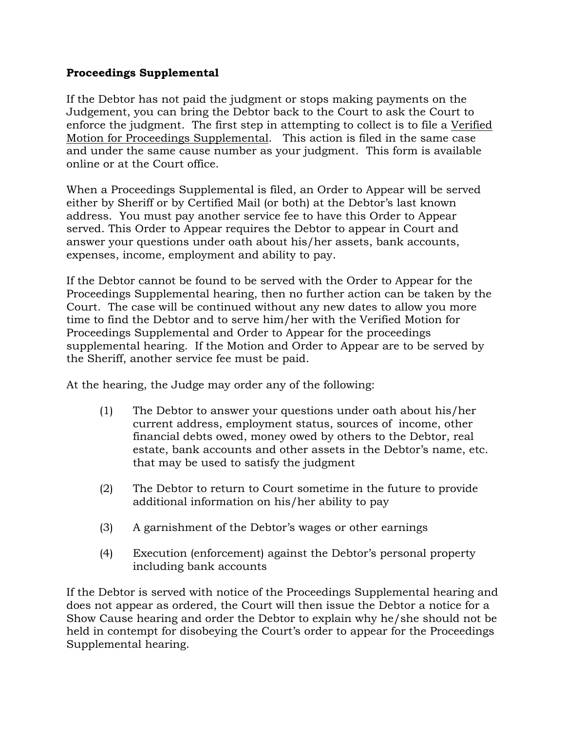**Proceedings Supplemental**

If the Debtor has not paid the judgment or stops making payments on the Judgement, you can bring the Debtor back to the Court to ask the Court to enforce the judgment. The first step in attempting to collect is to file a <u>Verified Motion for Proceedings Supplemental</u>. This action is filed in the same case and under the same cause number as your judgment. This form is available online or at the Court office.

When a Proceedings Supplemental is filed, an Order to Appear will be served either by Sheriff or by Certified Mail (or both) at the Debtor's last known address. You must pay another service fee to have this Order to Appear served. This Order to Appear requires the Debtor to appear in Court and answer your questions under oath about his/her assets, bank accounts, expenses, income, employment and ability to pay.

If the Debtor cannot be found to be served with the Order to Appear for the Proceedings Supplemental hearing, then no further action can be taken by the Court. The case will be continued without any new dates to allow you more time to find the Debtor and to serve him/her with the Verified Motion for Proceedings Supplemental and Order to Appear for the proceedings supplemental hearing. If the Motion and Order to Appear are to be served by the Sheriff, another service fee must be paid.

At the hearing, the Judge may order any of the following:

(1) The Debtor to answer your questions under oath about his/her current address, employment status, sources of income, other financial debts owed, money owed by others to the Debtor, real estate, bank accounts and other assets in the Debtor's name, etc. that may be used to satisfy the judgment

(2) The Debtor to return to Court sometime in the future to provide additional information on his/her ability to pay

(3) A garnishment of the Debtor's wages or other earnings

(4) Execution (enforcement) against the Debtor's personal property including bank accounts

If the Debtor is served with notice of the Proceedings Supplemental hearing and does not appear as ordered, the Court will then issue the Debtor a notice for a Show Cause hearing and order the Debtor to explain why he/she should not be held in contempt for disobeying the Court's order to appear for the Proceedings Supplemental hearing.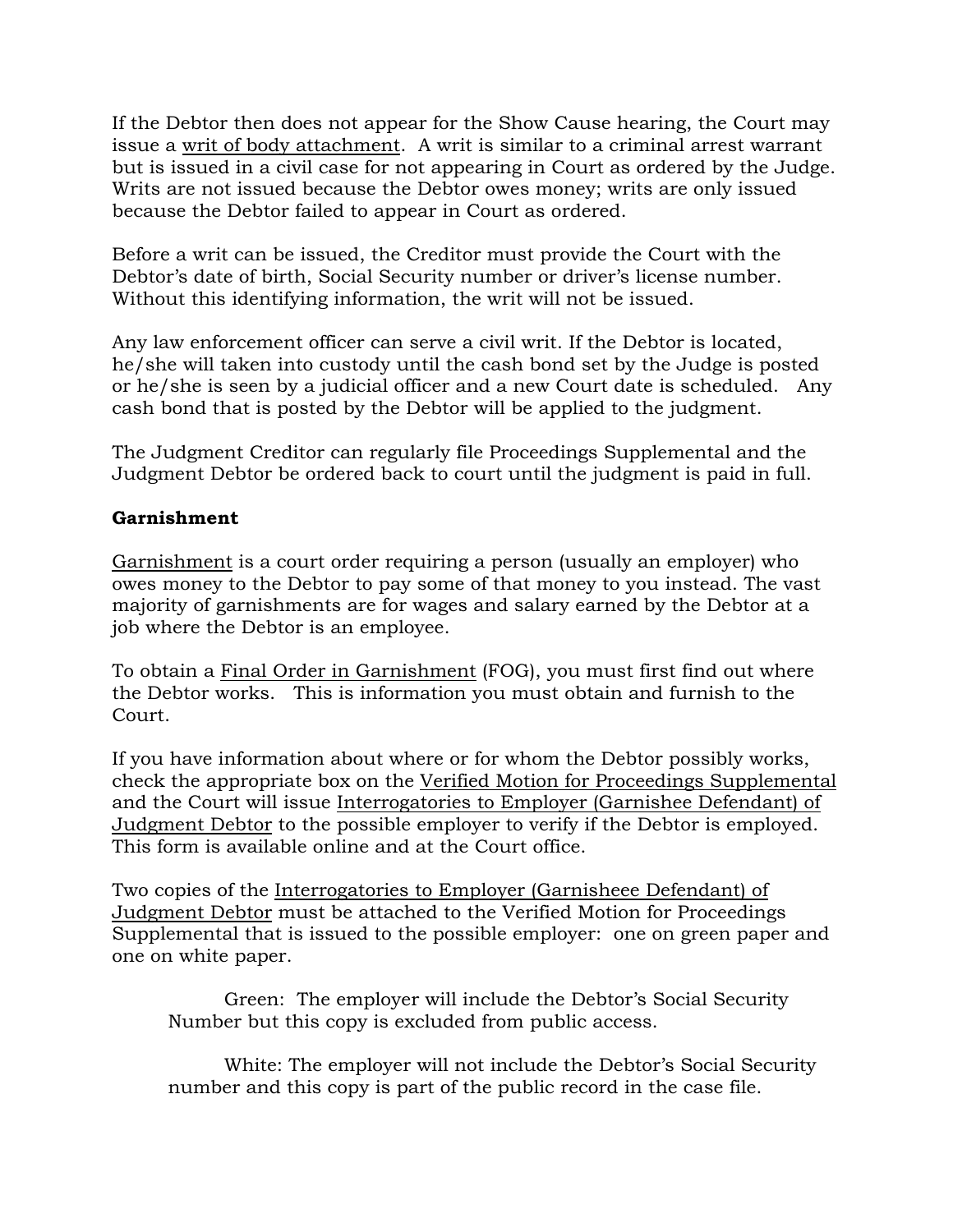If the Debtor then does not appear for the Show Cause hearing, the Court may issue a writ of body attachment. A writ is similar to a criminal arrest warrant but is issued in a civil case for not appearing in Court as ordered by the Judge. Writs are not issued because the Debtor owes money; writs are only issued because the Debtor failed to appear in Court as ordered.

Before a writ can be issued, the Creditor must provide the Court with the Debtor's date of birth, Social Security number or driver's license number. Without this identifying information, the writ will not be issued.

Any law enforcement officer can serve a civil writ. If the Debtor is located, he/she will taken into custody until the cash bond set by the Judge is posted or he/she is seen by a judicial officer and a new Court date is scheduled. Any cash bond that is posted by the Debtor will be applied to the judgment.

The Judgment Creditor can regularly file Proceedings Supplemental and the Judgment Debtor be ordered back to court until the judgment is paid in full.

**Garnishment**

Garnishment is a court order requiring a person (usually an employer) who owes money to the Debtor to pay some of that money to you instead. The vast majority of garnishments are for wages and salary earned by the Debtor at a job where the Debtor is an employee.

To obtain a Final Order in Garnishment (FOG), you must first find out where the Debtor works. This is information you must obtain and furnish to the Court.

If you have information about where or for whom the Debtor possibly works, check the appropriate box on the Verified Motion for Proceedings Supplemental and the Court will issue Interrogatories to Employer (Garnishee Defendant) of Judgment Debtor to the possible employer to verify if the Debtor is employed. This form is available online and at the Court office.

Two copies of the Interrogatories to Employer (Garnisheee Defendant) of Judgment Debtor must be attached to the Verified Motion for Proceedings Supplemental that is issued to the possible employer: one on green paper and one on white paper.

Green: The employer will include the Debtor's Social Security Number but this copy is excluded from public access.

White: The employer will not include the Debtor's Social Security number and this copy is part of the public record in the case file.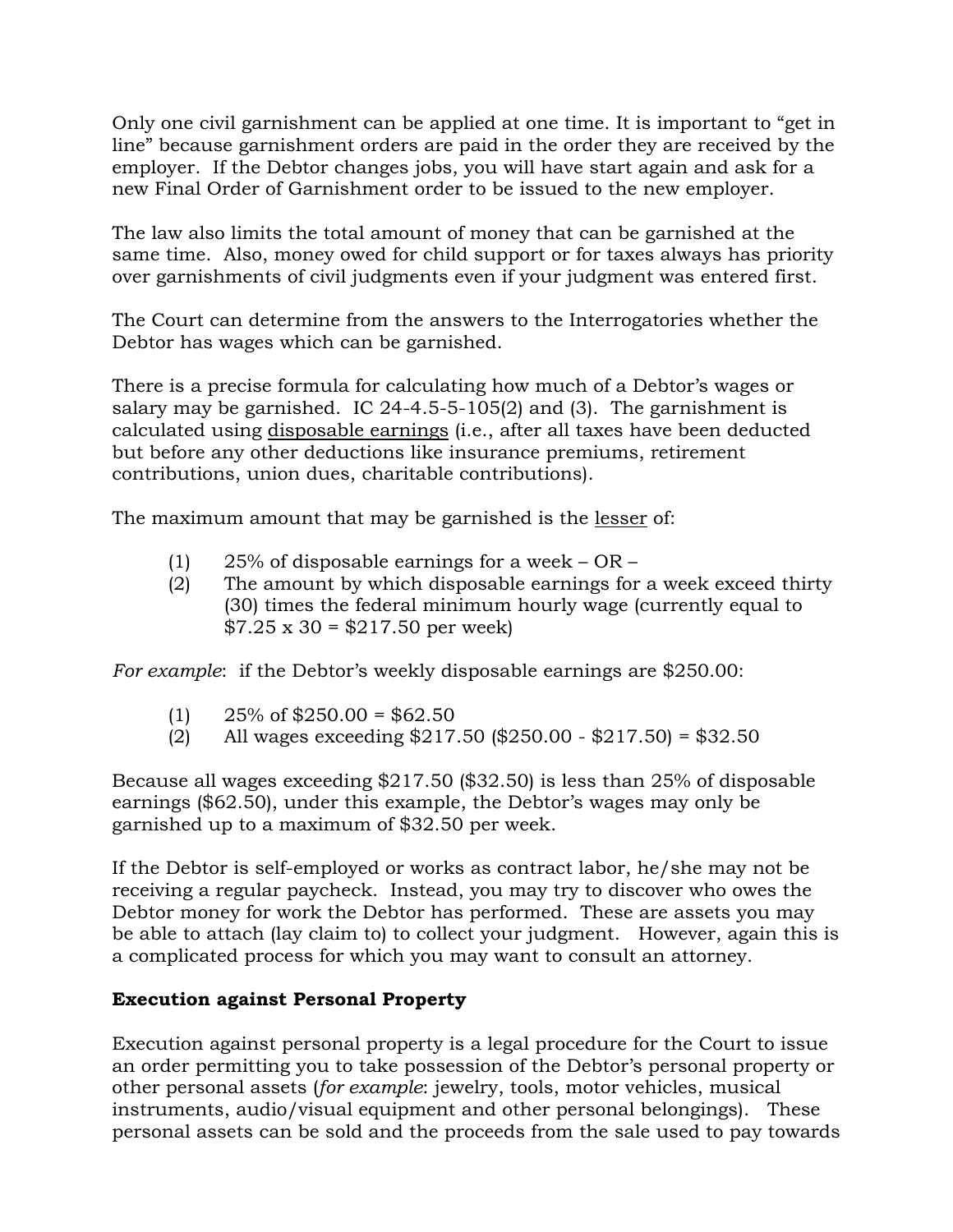Only one civil garnishment can be applied at one time. It is important to "get in line" because garnishment orders are paid in the order they are received by the employer. If the Debtor changes jobs, you will have start again and ask for a new Final Order of Garnishment order to be issued to the new employer.

The law also limits the total amount of money that can be garnished at the same time. Also, money owed for child support or for taxes always has priority over garnishments of civil judgments even if your judgment was entered first.

The Court can determine from the answers to the Interrogatories whether the Debtor has wages which can be garnished.

There is a precise formula for calculating how much of a Debtor's wages or salary may be garnished. IC 24-4.5-5-105(2) and (3). The garnishment is calculated using <u>disposable earnings</u> (i.e., after all taxes have been deducted but before any other deductions like insurance premiums, retirement contributions, union dues, charitable contributions).

The maximum amount that may be garnished is the <u>lesser</u> of:

(1) 25% of disposable earnings for a week – OR –
(2) The amount by which disposable earnings for a week exceed thirty (30) times the federal minimum hourly wage (currently equal to $7.25 x 30 = $217.50 per week)

*For example*: if the Debtor's weekly disposable earnings are $250.00:

(1) 25% of $250.00 = $62.50
(2) All wages exceeding $217.50 ($250.00 - $217.50) = $32.50

Because all wages exceeding $217.50 ($32.50) is less than 25% of disposable earnings ($62.50), under this example, the Debtor's wages may only be garnished up to a maximum of $32.50 per week.

If the Debtor is self-employed or works as contract labor, he/she may not be receiving a regular paycheck. Instead, you may try to discover who owes the Debtor money for work the Debtor has performed. These are assets you may be able to attach (lay claim to) to collect your judgment. However, again this is a complicated process for which you may want to consult an attorney.

**Execution against Personal Property**

Execution against personal property is a legal procedure for the Court to issue an order permitting you to take possession of the Debtor's personal property or other personal assets (*for example*: jewelry, tools, motor vehicles, musical instruments, audio/visual equipment and other personal belongings). These personal assets can be sold and the proceeds from the sale used to pay towards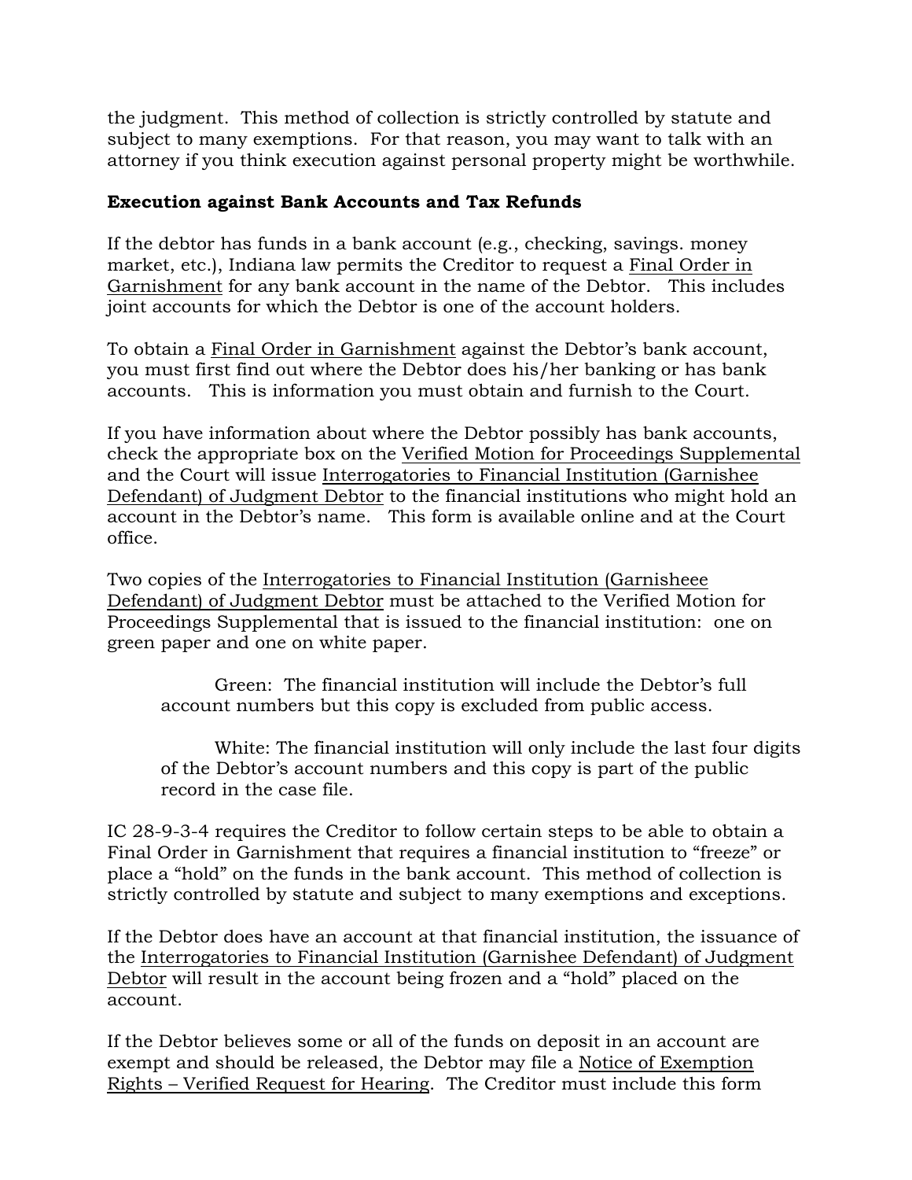the judgment. This method of collection is strictly controlled by statute and subject to many exemptions. For that reason, you may want to talk with an attorney if you think execution against personal property might be worthwhile.

**Execution against Bank Accounts and Tax Refunds**

If the debtor has funds in a bank account (e.g., checking, savings. money market, etc.), Indiana law permits the Creditor to request a Final Order in Garnishment for any bank account in the name of the Debtor. This includes joint accounts for which the Debtor is one of the account holders.

To obtain a Final Order in Garnishment against the Debtor's bank account, you must first find out where the Debtor does his/her banking or has bank accounts. This is information you must obtain and furnish to the Court.

If you have information about where the Debtor possibly has bank accounts, check the appropriate box on the Verified Motion for Proceedings Supplemental and the Court will issue Interrogatories to Financial Institution (Garnishee Defendant) of Judgment Debtor to the financial institutions who might hold an account in the Debtor's name. This form is available online and at the Court office.

Two copies of the Interrogatories to Financial Institution (Garnisheee Defendant) of Judgment Debtor must be attached to the Verified Motion for Proceedings Supplemental that is issued to the financial institution: one on green paper and one on white paper.

> Green: The financial institution will include the Debtor's full account numbers but this copy is excluded from public access.
>
> White: The financial institution will only include the last four digits of the Debtor's account numbers and this copy is part of the public record in the case file.

IC 28-9-3-4 requires the Creditor to follow certain steps to be able to obtain a Final Order in Garnishment that requires a financial institution to "freeze" or place a "hold" on the funds in the bank account. This method of collection is strictly controlled by statute and subject to many exemptions and exceptions.

If the Debtor does have an account at that financial institution, the issuance of the Interrogatories to Financial Institution (Garnishee Defendant) of Judgment Debtor will result in the account being frozen and a "hold" placed on the account.

If the Debtor believes some or all of the funds on deposit in an account are exempt and should be released, the Debtor may file a Notice of Exemption Rights – Verified Request for Hearing. The Creditor must include this form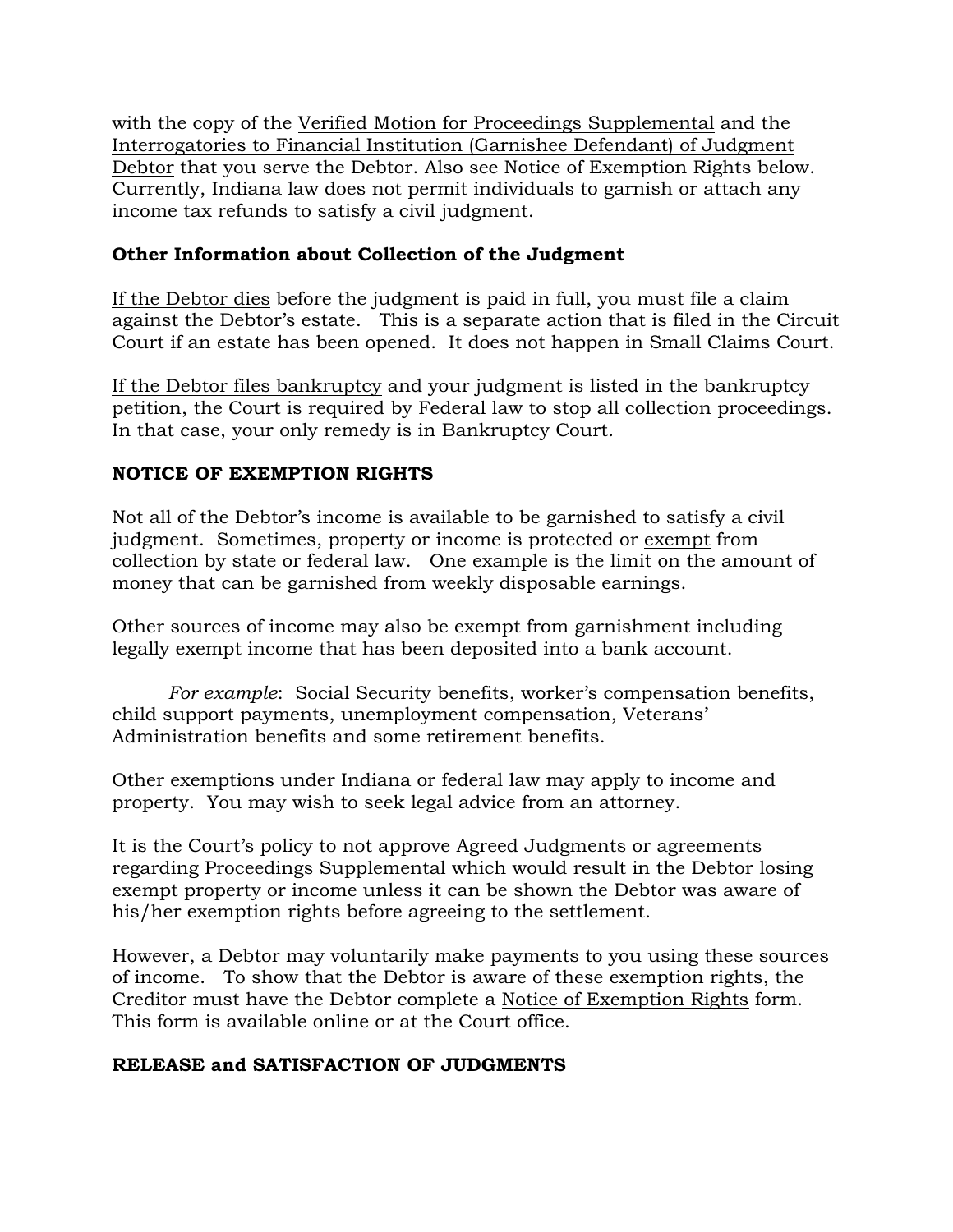with the copy of the Verified Motion for Proceedings Supplemental and the Interrogatories to Financial Institution (Garnishee Defendant) of Judgment Debtor that you serve the Debtor. Also see Notice of Exemption Rights below. Currently, Indiana law does not permit individuals to garnish or attach any income tax refunds to satisfy a civil judgment.

**Other Information about Collection of the Judgment**

If the Debtor dies before the judgment is paid in full, you must file a claim against the Debtor's estate. This is a separate action that is filed in the Circuit Court if an estate has been opened. It does not happen in Small Claims Court.

If the Debtor files bankruptcy and your judgment is listed in the bankruptcy petition, the Court is required by Federal law to stop all collection proceedings. In that case, your only remedy is in Bankruptcy Court.

**NOTICE OF EXEMPTION RIGHTS**

Not all of the Debtor's income is available to be garnished to satisfy a civil judgment. Sometimes, property or income is protected or exempt from collection by state or federal law. One example is the limit on the amount of money that can be garnished from weekly disposable earnings.

Other sources of income may also be exempt from garnishment including legally exempt income that has been deposited into a bank account.

*For example*: Social Security benefits, worker's compensation benefits, child support payments, unemployment compensation, Veterans' Administration benefits and some retirement benefits.

Other exemptions under Indiana or federal law may apply to income and property. You may wish to seek legal advice from an attorney.

It is the Court's policy to not approve Agreed Judgments or agreements regarding Proceedings Supplemental which would result in the Debtor losing exempt property or income unless it can be shown the Debtor was aware of his/her exemption rights before agreeing to the settlement.

However, a Debtor may voluntarily make payments to you using these sources of income. To show that the Debtor is aware of these exemption rights, the Creditor must have the Debtor complete a Notice of Exemption Rights form. This form is available online or at the Court office.

**RELEASE and SATISFACTION OF JUDGMENTS**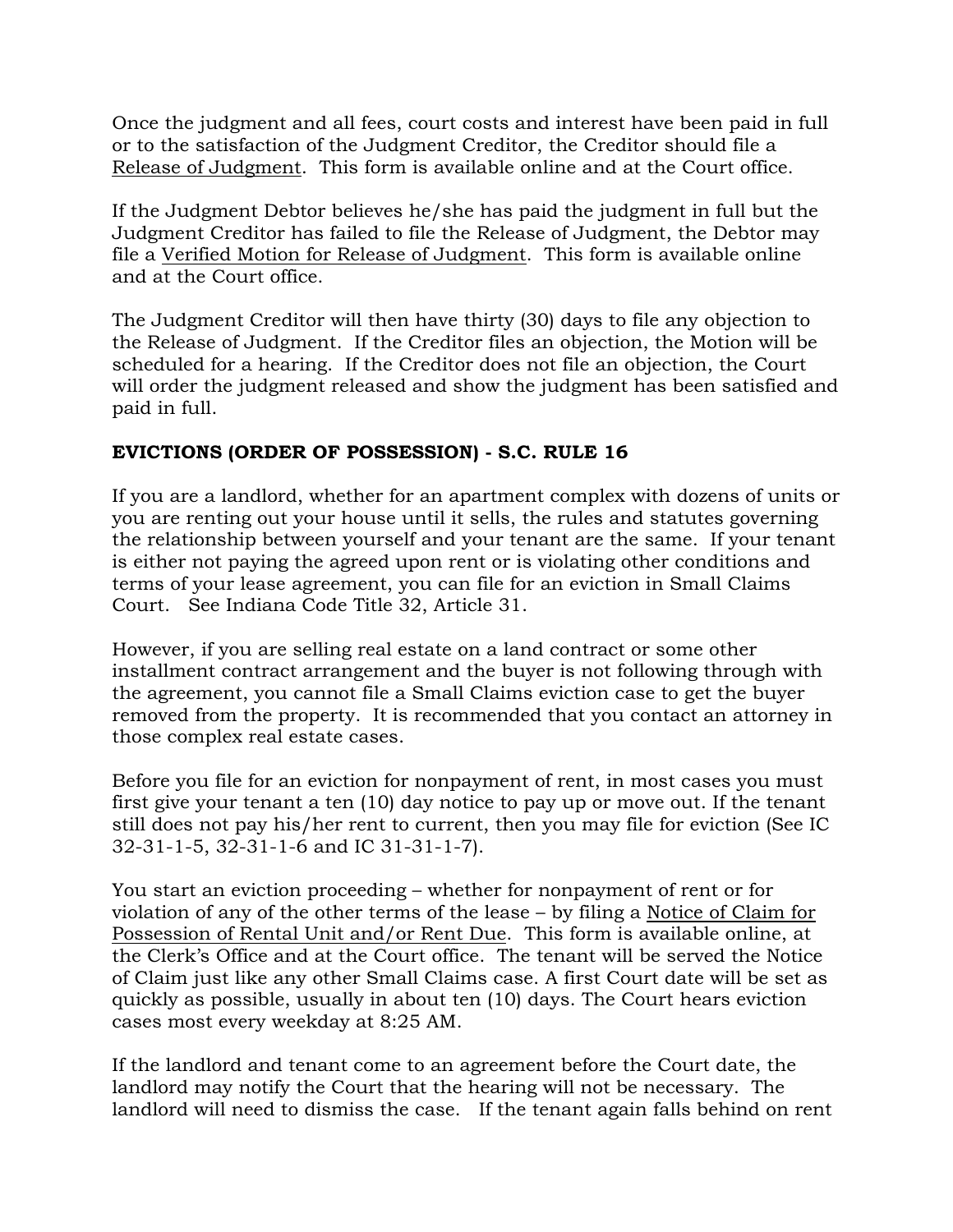Once the judgment and all fees, court costs and interest have been paid in full or to the satisfaction of the Judgment Creditor, the Creditor should file a <u>Release of Judgment</u>. This form is available online and at the Court office.

If the Judgment Debtor believes he/she has paid the judgment in full but the Judgment Creditor has failed to file the Release of Judgment, the Debtor may file a <u>Verified Motion for Release of Judgment</u>. This form is available online and at the Court office.

The Judgment Creditor will then have thirty (30) days to file any objection to the Release of Judgment. If the Creditor files an objection, the Motion will be scheduled for a hearing. If the Creditor does not file an objection, the Court will order the judgment released and show the judgment has been satisfied and paid in full.

**EVICTIONS (ORDER OF POSSESSION) - S.C. RULE 16**

If you are a landlord, whether for an apartment complex with dozens of units or you are renting out your house until it sells, the rules and statutes governing the relationship between yourself and your tenant are the same. If your tenant is either not paying the agreed upon rent or is violating other conditions and terms of your lease agreement, you can file for an eviction in Small Claims Court. See Indiana Code Title 32, Article 31.

However, if you are selling real estate on a land contract or some other installment contract arrangement and the buyer is not following through with the agreement, you cannot file a Small Claims eviction case to get the buyer removed from the property. It is recommended that you contact an attorney in those complex real estate cases.

Before you file for an eviction for nonpayment of rent, in most cases you must first give your tenant a ten (10) day notice to pay up or move out. If the tenant still does not pay his/her rent to current, then you may file for eviction (See IC 32-31-1-5, 32-31-1-6 and IC 31-31-1-7).

You start an eviction proceeding – whether for nonpayment of rent or for violation of any of the other terms of the lease – by filing a <u>Notice of Claim for Possession of Rental Unit and/or Rent Due</u>. This form is available online, at the Clerk's Office and at the Court office. The tenant will be served the Notice of Claim just like any other Small Claims case. A first Court date will be set as quickly as possible, usually in about ten (10) days. The Court hears eviction cases most every weekday at 8:25 AM.

If the landlord and tenant come to an agreement before the Court date, the landlord may notify the Court that the hearing will not be necessary. The landlord will need to dismiss the case. If the tenant again falls behind on rent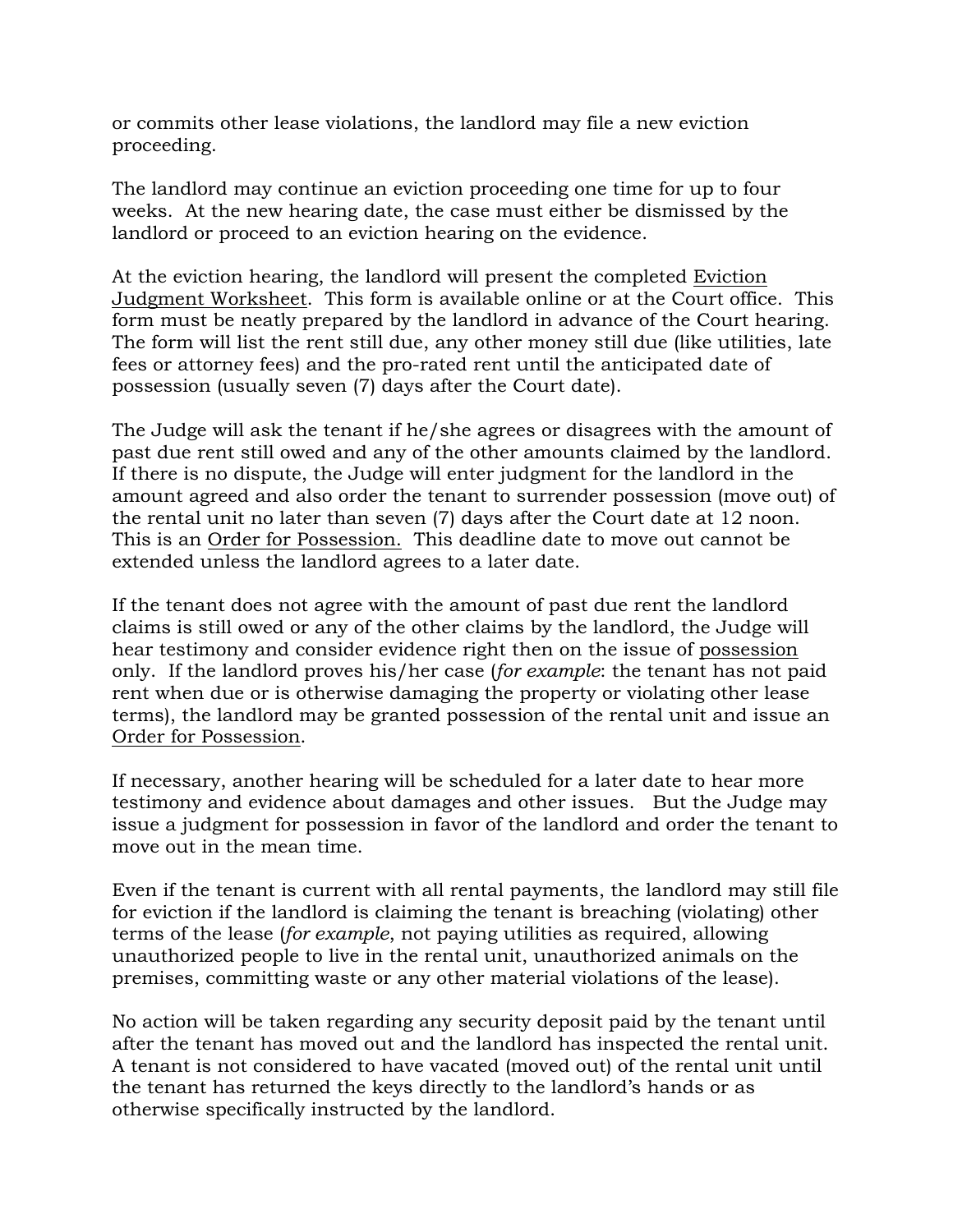or commits other lease violations, the landlord may file a new eviction proceeding.

The landlord may continue an eviction proceeding one time for up to four weeks.  At the new hearing date, the case must either be dismissed by the landlord or proceed to an eviction hearing on the evidence.

At the eviction hearing, the landlord will present the completed <u>Eviction Judgment Worksheet</u>.  This form is available online or at the Court office.  This form must be neatly prepared by the landlord in advance of the Court hearing. The form will list the rent still due, any other money still due (like utilities, late fees or attorney fees) and the pro-rated rent until the anticipated date of possession (usually seven (7) days after the Court date).

The Judge will ask the tenant if he/she agrees or disagrees with the amount of past due rent still owed and any of the other amounts claimed by the landlord. If there is no dispute, the Judge will enter judgment for the landlord in the amount agreed and also order the tenant to surrender possession (move out) of the rental unit no later than seven (7) days after the Court date at 12 noon. This is an <u>Order for Possession.</u>  This deadline date to move out cannot be extended unless the landlord agrees to a later date.

If the tenant does not agree with the amount of past due rent the landlord claims is still owed or any of the other claims by the landlord, the Judge will hear testimony and consider evidence right then on the issue of <u>possession</u> only.  If the landlord proves his/her case (*for example*: the tenant has not paid rent when due or is otherwise damaging the property or violating other lease terms), the landlord may be granted possession of the rental unit and issue an <u>Order for Possession</u>.

If necessary, another hearing will be scheduled for a later date to hear more testimony and evidence about damages and other issues.   But the Judge may issue a judgment for possession in favor of the landlord and order the tenant to move out in the mean time.

Even if the tenant is current with all rental payments, the landlord may still file for eviction if the landlord is claiming the tenant is breaching (violating) other terms of the lease (*for example*, not paying utilities as required, allowing unauthorized people to live in the rental unit, unauthorized animals on the premises, committing waste or any other material violations of the lease).

No action will be taken regarding any security deposit paid by the tenant until after the tenant has moved out and the landlord has inspected the rental unit. A tenant is not considered to have vacated (moved out) of the rental unit until the tenant has returned the keys directly to the landlord's hands or as otherwise specifically instructed by the landlord.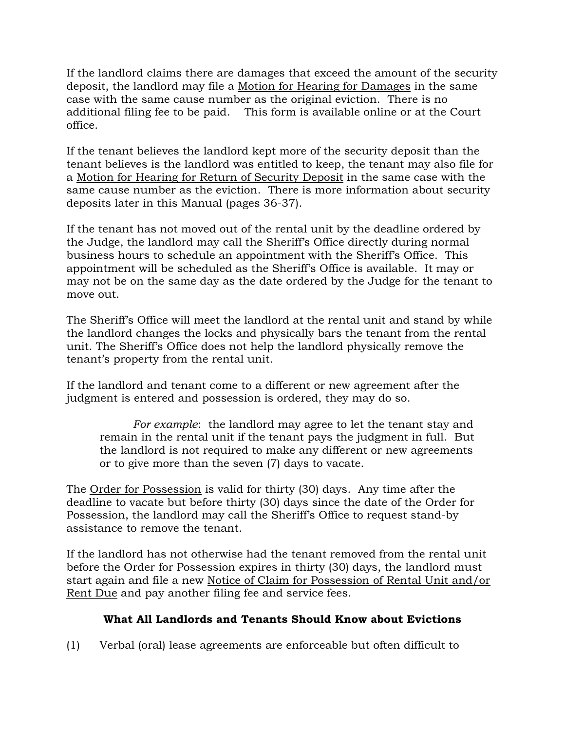If the landlord claims there are damages that exceed the amount of the security deposit, the landlord may file a <u>Motion for Hearing for Damages</u> in the same case with the same cause number as the original eviction. There is no additional filing fee to be paid. This form is available online or at the Court office.

If the tenant believes the landlord kept more of the security deposit than the tenant believes is the landlord was entitled to keep, the tenant may also file for a <u>Motion for Hearing for Return of Security Deposit</u> in the same case with the same cause number as the eviction. There is more information about security deposits later in this Manual (pages 36-37).

If the tenant has not moved out of the rental unit by the deadline ordered by the Judge, the landlord may call the Sheriff's Office directly during normal business hours to schedule an appointment with the Sheriff's Office. This appointment will be scheduled as the Sheriff's Office is available. It may or may not be on the same day as the date ordered by the Judge for the tenant to move out.

The Sheriff's Office will meet the landlord at the rental unit and stand by while the landlord changes the locks and physically bars the tenant from the rental unit. The Sheriff's Office does not help the landlord physically remove the tenant's property from the rental unit.

If the landlord and tenant come to a different or new agreement after the judgment is entered and possession is ordered, they may do so.

> *For example*: the landlord may agree to let the tenant stay and remain in the rental unit if the tenant pays the judgment in full. But the landlord is not required to make any different or new agreements or to give more than the seven (7) days to vacate.

The <u>Order for Possession</u> is valid for thirty (30) days. Any time after the deadline to vacate but before thirty (30) days since the date of the Order for Possession, the landlord may call the Sheriff's Office to request stand-by assistance to remove the tenant.

If the landlord has not otherwise had the tenant removed from the rental unit before the Order for Possession expires in thirty (30) days, the landlord must start again and file a new <u>Notice of Claim for Possession of Rental Unit and/or Rent Due</u> and pay another filing fee and service fees.

### What All Landlords and Tenants Should Know about Evictions

(1) Verbal (oral) lease agreements are enforceable but often difficult to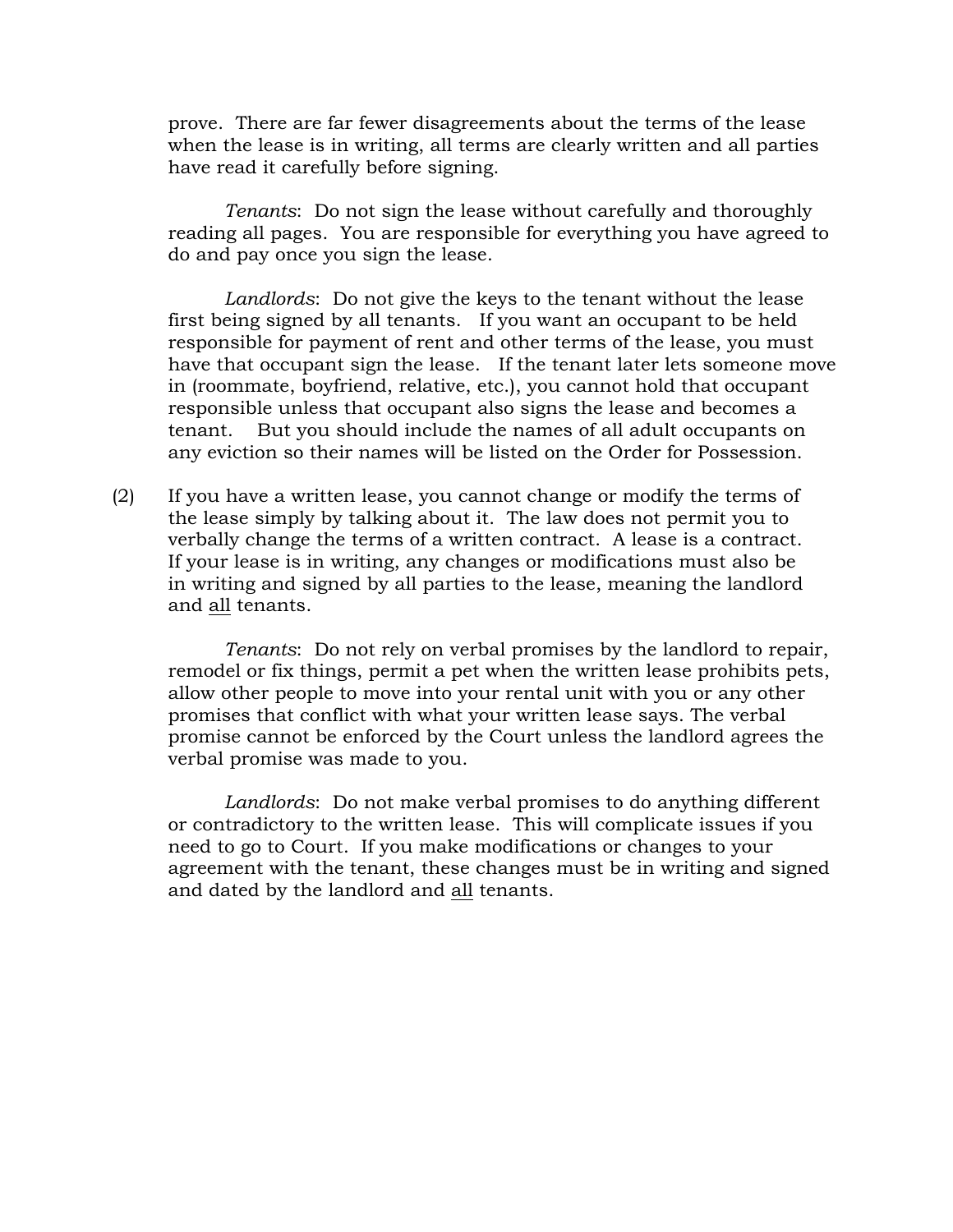prove. There are far fewer disagreements about the terms of the lease when the lease is in writing, all terms are clearly written and all parties have read it carefully before signing.

*Tenants*: Do not sign the lease without carefully and thoroughly reading all pages. You are responsible for everything you have agreed to do and pay once you sign the lease.

*Landlords*: Do not give the keys to the tenant without the lease first being signed by all tenants. If you want an occupant to be held responsible for payment of rent and other terms of the lease, you must have that occupant sign the lease. If the tenant later lets someone move in (roommate, boyfriend, relative, etc.), you cannot hold that occupant responsible unless that occupant also signs the lease and becomes a tenant. But you should include the names of all adult occupants on any eviction so their names will be listed on the Order for Possession.

(2) If you have a written lease, you cannot change or modify the terms of the lease simply by talking about it. The law does not permit you to verbally change the terms of a written contract. A lease is a contract. If your lease is in writing, any changes or modifications must also be in writing and signed by all parties to the lease, meaning the landlord and <u>all</u> tenants.

*Tenants*: Do not rely on verbal promises by the landlord to repair, remodel or fix things, permit a pet when the written lease prohibits pets, allow other people to move into your rental unit with you or any other promises that conflict with what your written lease says. The verbal promise cannot be enforced by the Court unless the landlord agrees the verbal promise was made to you.

*Landlords*: Do not make verbal promises to do anything different or contradictory to the written lease. This will complicate issues if you need to go to Court. If you make modifications or changes to your agreement with the tenant, these changes must be in writing and signed and dated by the landlord and <u>all</u> tenants.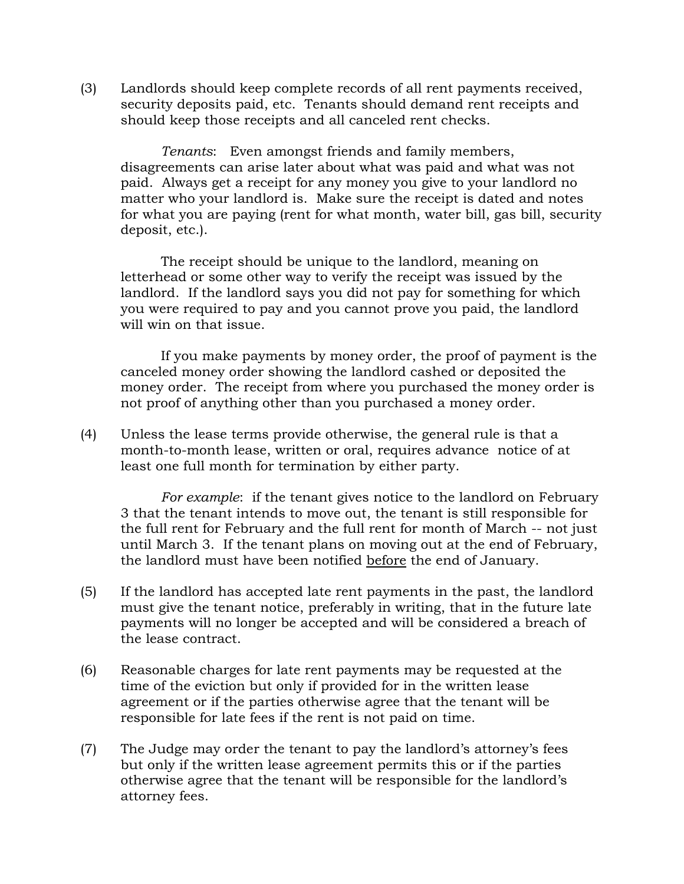(3) Landlords should keep complete records of all rent payments received, security deposits paid, etc. Tenants should demand rent receipts and should keep those receipts and all canceled rent checks.

*Tenants*: Even amongst friends and family members, disagreements can arise later about what was paid and what was not paid. Always get a receipt for any money you give to your landlord no matter who your landlord is. Make sure the receipt is dated and notes for what you are paying (rent for what month, water bill, gas bill, security deposit, etc.).

The receipt should be unique to the landlord, meaning on letterhead or some other way to verify the receipt was issued by the landlord. If the landlord says you did not pay for something for which you were required to pay and you cannot prove you paid, the landlord will win on that issue.

If you make payments by money order, the proof of payment is the canceled money order showing the landlord cashed or deposited the money order. The receipt from where you purchased the money order is not proof of anything other than you purchased a money order.

(4) Unless the lease terms provide otherwise, the general rule is that a month-to-month lease, written or oral, requires advance notice of at least one full month for termination by either party.

*For example*: if the tenant gives notice to the landlord on February 3 that the tenant intends to move out, the tenant is still responsible for the full rent for February and the full rent for month of March -- not just until March 3. If the tenant plans on moving out at the end of February, the landlord must have been notified <u>before</u> the end of January.

(5) If the landlord has accepted late rent payments in the past, the landlord must give the tenant notice, preferably in writing, that in the future late payments will no longer be accepted and will be considered a breach of the lease contract.

(6) Reasonable charges for late rent payments may be requested at the time of the eviction but only if provided for in the written lease agreement or if the parties otherwise agree that the tenant will be responsible for late fees if the rent is not paid on time.

(7) The Judge may order the tenant to pay the landlord's attorney's fees but only if the written lease agreement permits this or if the parties otherwise agree that the tenant will be responsible for the landlord's attorney fees.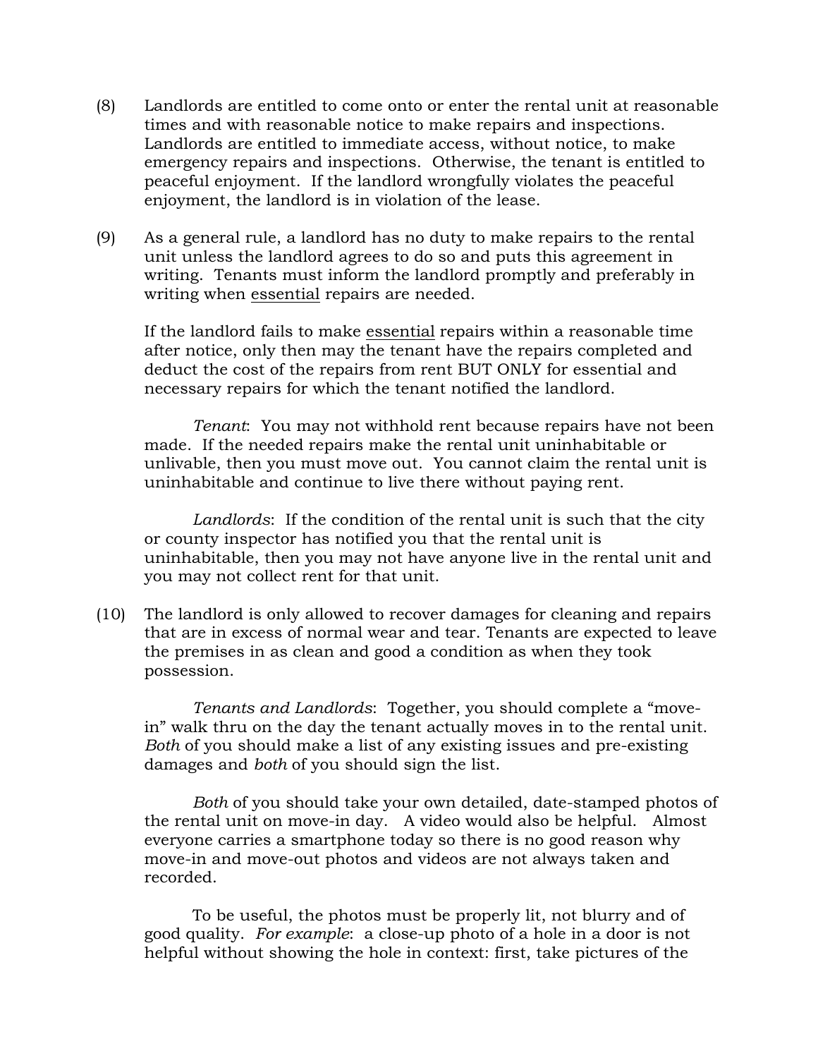(8) Landlords are entitled to come onto or enter the rental unit at reasonable times and with reasonable notice to make repairs and inspections. Landlords are entitled to immediate access, without notice, to make emergency repairs and inspections. Otherwise, the tenant is entitled to peaceful enjoyment. If the landlord wrongfully violates the peaceful enjoyment, the landlord is in violation of the lease.

(9) As a general rule, a landlord has no duty to make repairs to the rental unit unless the landlord agrees to do so and puts this agreement in writing. Tenants must inform the landlord promptly and preferably in writing when <u>essential</u> repairs are needed.

If the landlord fails to make <u>essential</u> repairs within a reasonable time after notice, only then may the tenant have the repairs completed and deduct the cost of the repairs from rent BUT ONLY for essential and necessary repairs for which the tenant notified the landlord.

*Tenant*: You may not withhold rent because repairs have not been made. If the needed repairs make the rental unit uninhabitable or unlivable, then you must move out. You cannot claim the rental unit is uninhabitable and continue to live there without paying rent.

*Landlords*: If the condition of the rental unit is such that the city or county inspector has notified you that the rental unit is uninhabitable, then you may not have anyone live in the rental unit and you may not collect rent for that unit.

(10) The landlord is only allowed to recover damages for cleaning and repairs that are in excess of normal wear and tear. Tenants are expected to leave the premises in as clean and good a condition as when they took possession.

*Tenants and Landlords*: Together, you should complete a "move-in" walk thru on the day the tenant actually moves in to the rental unit. *Both* of you should make a list of any existing issues and pre-existing damages and *both* of you should sign the list.

*Both* of you should take your own detailed, date-stamped photos of the rental unit on move-in day. A video would also be helpful. Almost everyone carries a smartphone today so there is no good reason why move-in and move-out photos and videos are not always taken and recorded.

To be useful, the photos must be properly lit, not blurry and of good quality. *For example*: a close-up photo of a hole in a door is not helpful without showing the hole in context: first, take pictures of the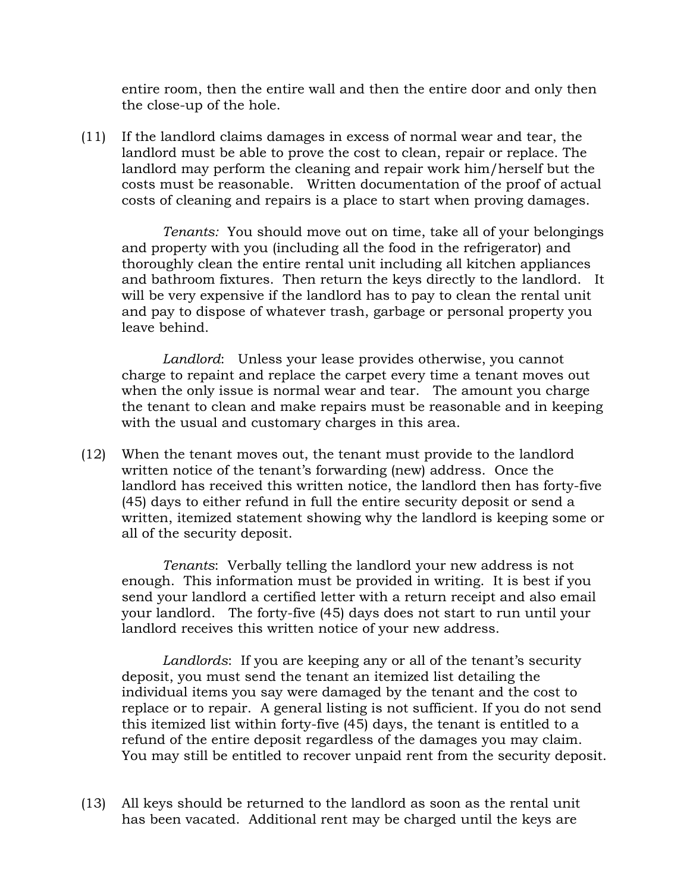entire room, then the entire wall and then the entire door and only then the close-up of the hole.

(11) If the landlord claims damages in excess of normal wear and tear, the landlord must be able to prove the cost to clean, repair or replace. The landlord may perform the cleaning and repair work him/herself but the costs must be reasonable. Written documentation of the proof of actual costs of cleaning and repairs is a place to start when proving damages.

*Tenants:* You should move out on time, take all of your belongings and property with you (including all the food in the refrigerator) and thoroughly clean the entire rental unit including all kitchen appliances and bathroom fixtures. Then return the keys directly to the landlord. It will be very expensive if the landlord has to pay to clean the rental unit and pay to dispose of whatever trash, garbage or personal property you leave behind.

*Landlord*: Unless your lease provides otherwise, you cannot charge to repaint and replace the carpet every time a tenant moves out when the only issue is normal wear and tear. The amount you charge the tenant to clean and make repairs must be reasonable and in keeping with the usual and customary charges in this area.

(12) When the tenant moves out, the tenant must provide to the landlord written notice of the tenant's forwarding (new) address. Once the landlord has received this written notice, the landlord then has forty-five (45) days to either refund in full the entire security deposit or send a written, itemized statement showing why the landlord is keeping some or all of the security deposit.

*Tenants*: Verbally telling the landlord your new address is not enough. This information must be provided in writing. It is best if you send your landlord a certified letter with a return receipt and also email your landlord. The forty-five (45) days does not start to run until your landlord receives this written notice of your new address.

*Landlords*: If you are keeping any or all of the tenant's security deposit, you must send the tenant an itemized list detailing the individual items you say were damaged by the tenant and the cost to replace or to repair. A general listing is not sufficient. If you do not send this itemized list within forty-five (45) days, the tenant is entitled to a refund of the entire deposit regardless of the damages you may claim. You may still be entitled to recover unpaid rent from the security deposit.

(13) All keys should be returned to the landlord as soon as the rental unit has been vacated. Additional rent may be charged until the keys are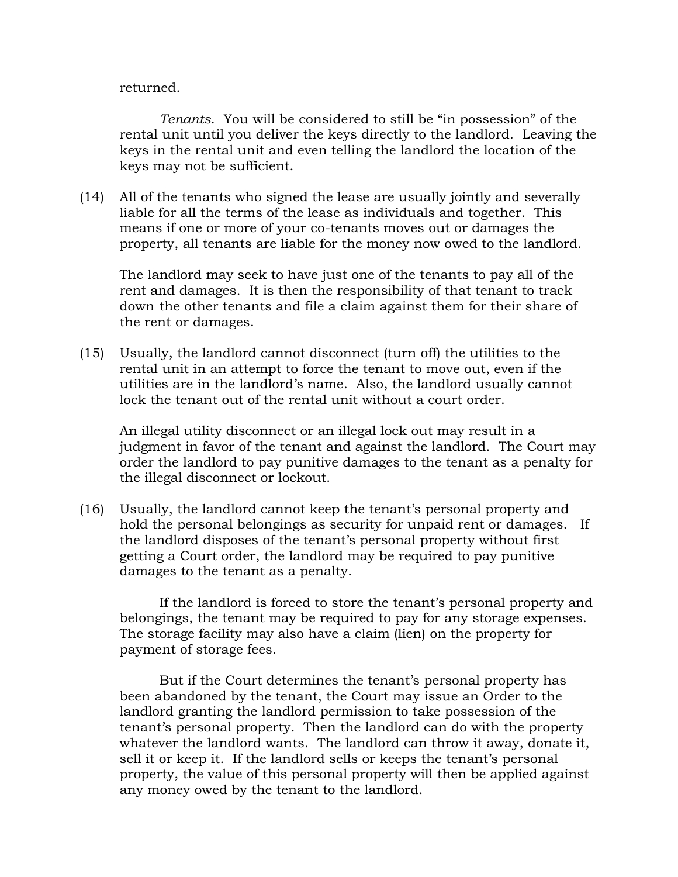returned.

*Tenants*. You will be considered to still be "in possession" of the rental unit until you deliver the keys directly to the landlord. Leaving the keys in the rental unit and even telling the landlord the location of the keys may not be sufficient.

(14) All of the tenants who signed the lease are usually jointly and severally liable for all the terms of the lease as individuals and together. This means if one or more of your co-tenants moves out or damages the property, all tenants are liable for the money now owed to the landlord.

The landlord may seek to have just one of the tenants to pay all of the rent and damages. It is then the responsibility of that tenant to track down the other tenants and file a claim against them for their share of the rent or damages.

(15) Usually, the landlord cannot disconnect (turn off) the utilities to the rental unit in an attempt to force the tenant to move out, even if the utilities are in the landlord's name. Also, the landlord usually cannot lock the tenant out of the rental unit without a court order.

An illegal utility disconnect or an illegal lock out may result in a judgment in favor of the tenant and against the landlord. The Court may order the landlord to pay punitive damages to the tenant as a penalty for the illegal disconnect or lockout.

(16) Usually, the landlord cannot keep the tenant's personal property and hold the personal belongings as security for unpaid rent or damages. If the landlord disposes of the tenant's personal property without first getting a Court order, the landlord may be required to pay punitive damages to the tenant as a penalty.

If the landlord is forced to store the tenant's personal property and belongings, the tenant may be required to pay for any storage expenses. The storage facility may also have a claim (lien) on the property for payment of storage fees.

But if the Court determines the tenant's personal property has been abandoned by the tenant, the Court may issue an Order to the landlord granting the landlord permission to take possession of the tenant's personal property. Then the landlord can do with the property whatever the landlord wants. The landlord can throw it away, donate it, sell it or keep it. If the landlord sells or keeps the tenant's personal property, the value of this personal property will then be applied against any money owed by the tenant to the landlord.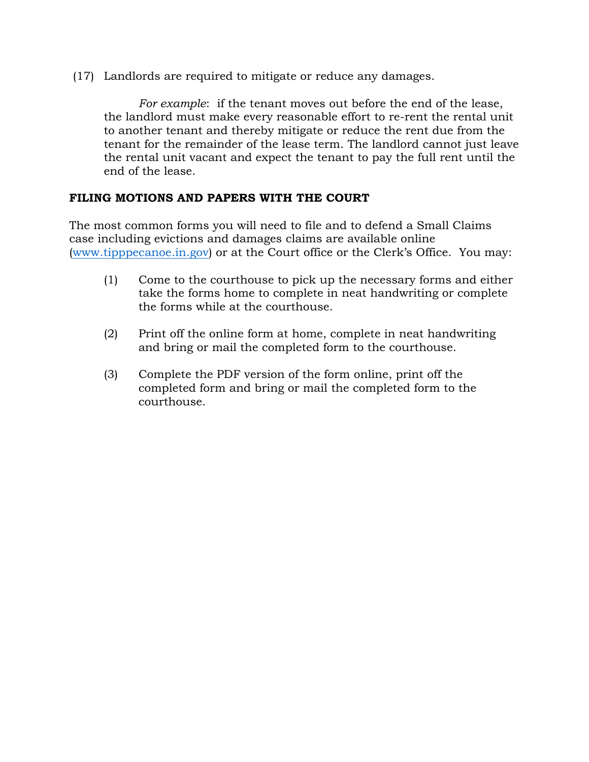(17) Landlords are required to mitigate or reduce any damages.

*For example*: if the tenant moves out before the end of the lease, the landlord must make every reasonable effort to re-rent the rental unit to another tenant and thereby mitigate or reduce the rent due from the tenant for the remainder of the lease term. The landlord cannot just leave the rental unit vacant and expect the tenant to pay the full rent until the end of the lease.

**FILING MOTIONS AND PAPERS WITH THE COURT**

The most common forms you will need to file and to defend a Small Claims case including evictions and damages claims are available online (www.tipppecanoe.in.gov) or at the Court office or the Clerk's Office. You may:

(1) Come to the courthouse to pick up the necessary forms and either take the forms home to complete in neat handwriting or complete the forms while at the courthouse.

(2) Print off the online form at home, complete in neat handwriting and bring or mail the completed form to the courthouse.

(3) Complete the PDF version of the form online, print off the completed form and bring or mail the completed form to the courthouse.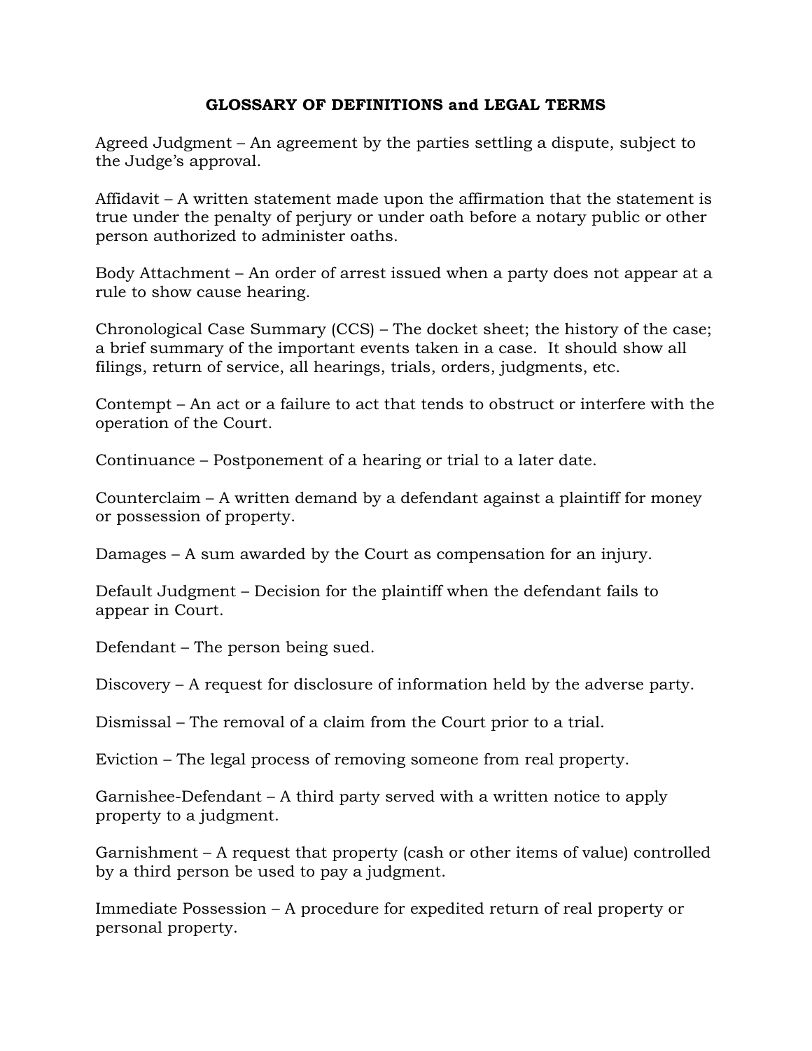# GLOSSARY OF DEFINITIONS and LEGAL TERMS

Agreed Judgment – An agreement by the parties settling a dispute, subject to the Judge's approval.

Affidavit – A written statement made upon the affirmation that the statement is true under the penalty of perjury or under oath before a notary public or other person authorized to administer oaths.

Body Attachment – An order of arrest issued when a party does not appear at a rule to show cause hearing.

Chronological Case Summary (CCS) – The docket sheet; the history of the case; a brief summary of the important events taken in a case. It should show all filings, return of service, all hearings, trials, orders, judgments, etc.

Contempt – An act or a failure to act that tends to obstruct or interfere with the operation of the Court.

Continuance – Postponement of a hearing or trial to a later date.

Counterclaim – A written demand by a defendant against a plaintiff for money or possession of property.

Damages – A sum awarded by the Court as compensation for an injury.

Default Judgment – Decision for the plaintiff when the defendant fails to appear in Court.

Defendant – The person being sued.

Discovery – A request for disclosure of information held by the adverse party.

Dismissal – The removal of a claim from the Court prior to a trial.

Eviction – The legal process of removing someone from real property.

Garnishee-Defendant – A third party served with a written notice to apply property to a judgment.

Garnishment – A request that property (cash or other items of value) controlled by a third person be used to pay a judgment.

Immediate Possession – A procedure for expedited return of real property or personal property.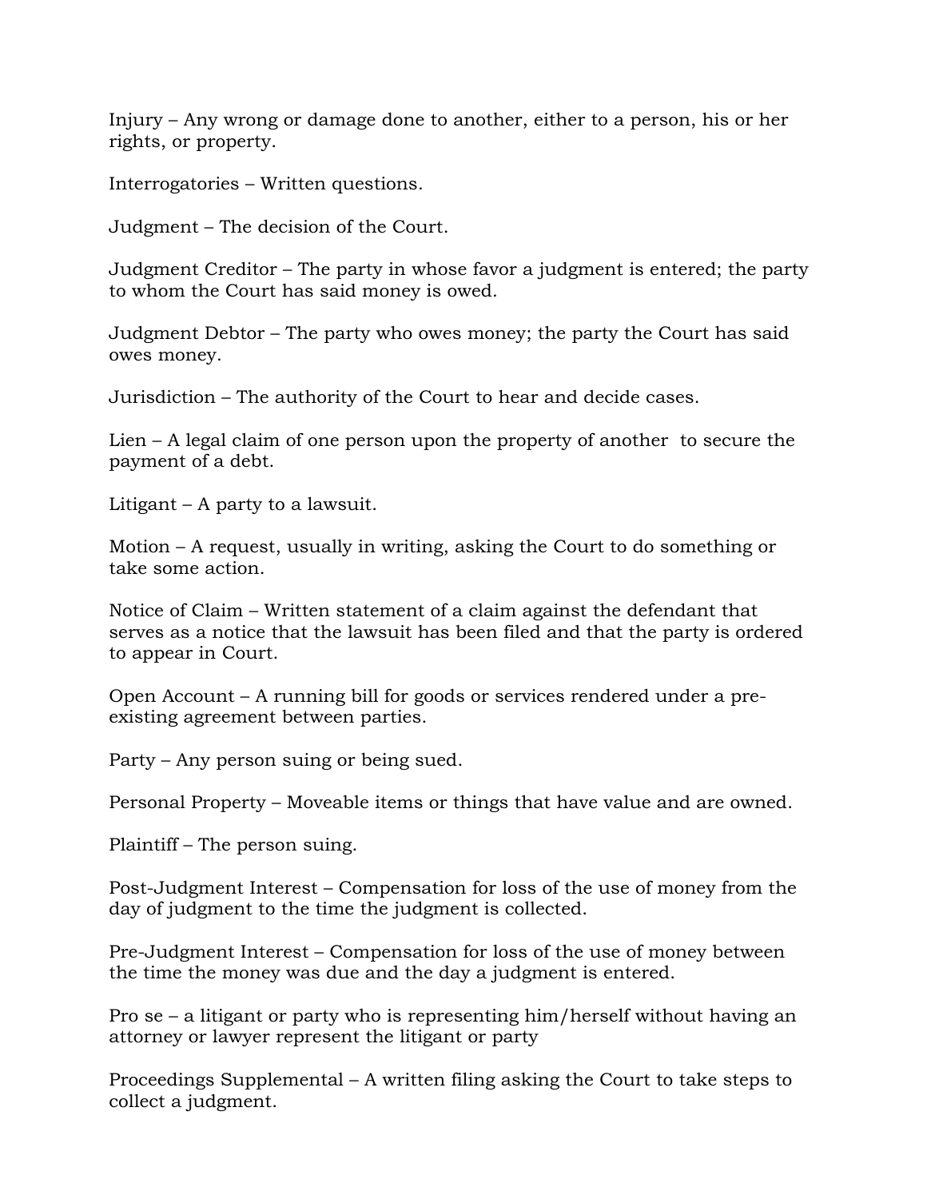Injury – Any wrong or damage done to another, either to a person, his or her rights, or property.

Interrogatories – Written questions.

Judgment – The decision of the Court.

Judgment Creditor – The party in whose favor a judgment is entered; the party to whom the Court has said money is owed.

Judgment Debtor – The party who owes money; the party the Court has said owes money.

Jurisdiction – The authority of the Court to hear and decide cases.

Lien – A legal claim of one person upon the property of another to secure the payment of a debt.

Litigant – A party to a lawsuit.

Motion – A request, usually in writing, asking the Court to do something or take some action.

Notice of Claim – Written statement of a claim against the defendant that serves as a notice that the lawsuit has been filed and that the party is ordered to appear in Court.

Open Account – A running bill for goods or services rendered under a pre-existing agreement between parties.

Party – Any person suing or being sued.

Personal Property – Moveable items or things that have value and are owned.

Plaintiff – The person suing.

Post-Judgment Interest – Compensation for loss of the use of money from the day of judgment to the time the judgment is collected.

Pre-Judgment Interest – Compensation for loss of the use of money between the time the money was due and the day a judgment is entered.

Pro se – a litigant or party who is representing him/herself without having an attorney or lawyer represent the litigant or party

Proceedings Supplemental – A written filing asking the Court to take steps to collect a judgment.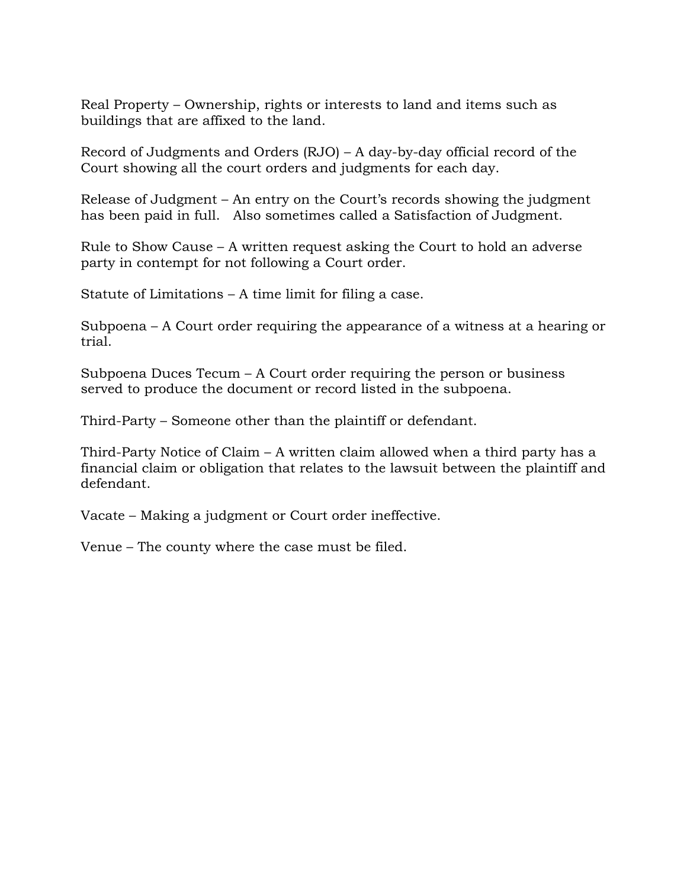Real Property – Ownership, rights or interests to land and items such as buildings that are affixed to the land.

Record of Judgments and Orders (RJO) – A day-by-day official record of the Court showing all the court orders and judgments for each day.

Release of Judgment – An entry on the Court's records showing the judgment has been paid in full. Also sometimes called a Satisfaction of Judgment.

Rule to Show Cause – A written request asking the Court to hold an adverse party in contempt for not following a Court order.

Statute of Limitations – A time limit for filing a case.

Subpoena – A Court order requiring the appearance of a witness at a hearing or trial.

Subpoena Duces Tecum – A Court order requiring the person or business served to produce the document or record listed in the subpoena.

Third-Party – Someone other than the plaintiff or defendant.

Third-Party Notice of Claim – A written claim allowed when a third party has a financial claim or obligation that relates to the lawsuit between the plaintiff and defendant.

Vacate – Making a judgment or Court order ineffective.

Venue – The county where the case must be filed.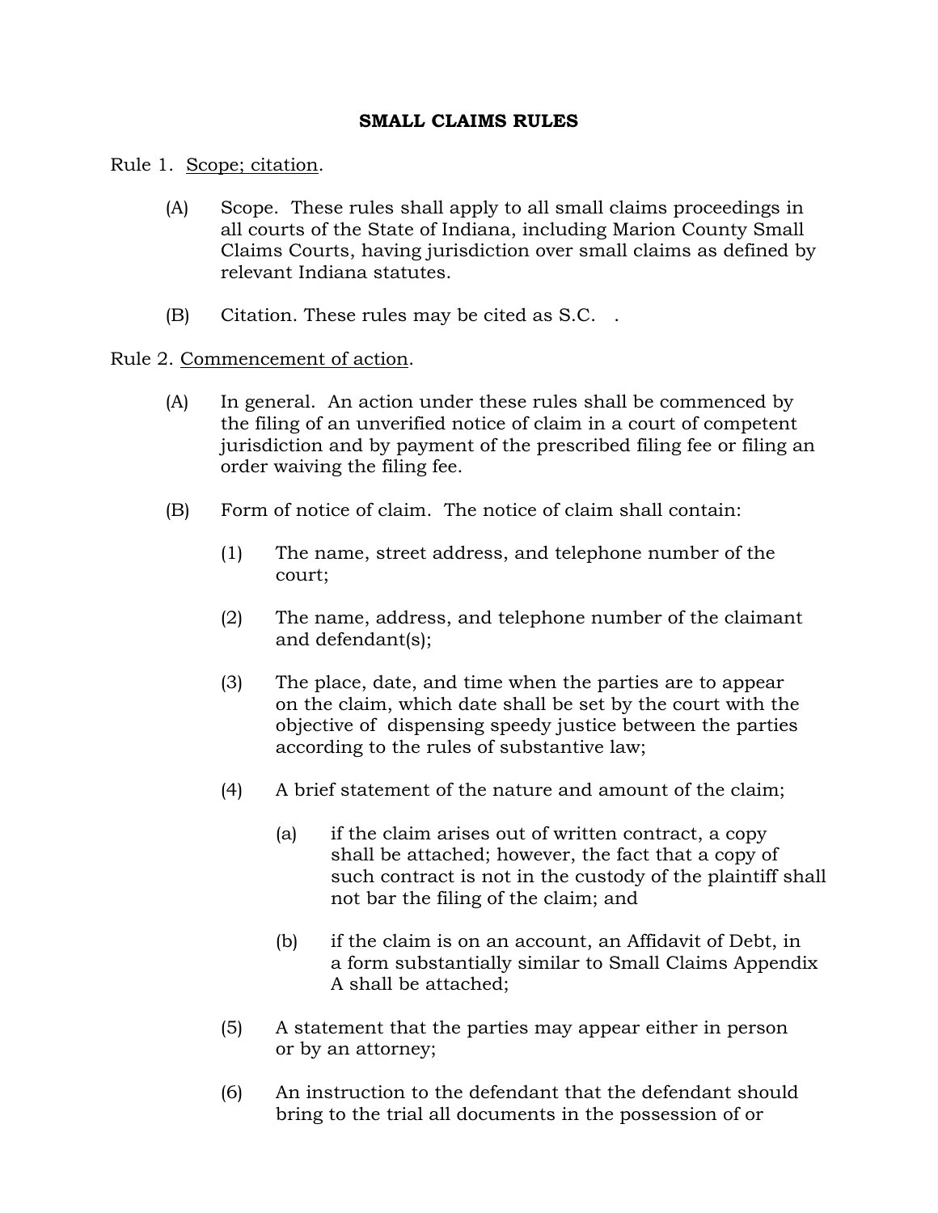## SMALL CLAIMS RULES

Rule 1. Scope; citation.

(A) Scope. These rules shall apply to all small claims proceedings in all courts of the State of Indiana, including Marion County Small Claims Courts, having jurisdiction over small claims as defined by relevant Indiana statutes.

(B) Citation. These rules may be cited as S.C. .

Rule 2. Commencement of action.

(A) In general. An action under these rules shall be commenced by the filing of an unverified notice of claim in a court of competent jurisdiction and by payment of the prescribed filing fee or filing an order waiving the filing fee.

(B) Form of notice of claim. The notice of claim shall contain:

(1) The name, street address, and telephone number of the court;

(2) The name, address, and telephone number of the claimant and defendant(s);

(3) The place, date, and time when the parties are to appear on the claim, which date shall be set by the court with the objective of dispensing speedy justice between the parties according to the rules of substantive law;

(4) A brief statement of the nature and amount of the claim;

(a) if the claim arises out of written contract, a copy shall be attached; however, the fact that a copy of such contract is not in the custody of the plaintiff shall not bar the filing of the claim; and

(b) if the claim is on an account, an Affidavit of Debt, in a form substantially similar to Small Claims Appendix A shall be attached;

(5) A statement that the parties may appear either in person or by an attorney;

(6) An instruction to the defendant that the defendant should bring to the trial all documents in the possession of or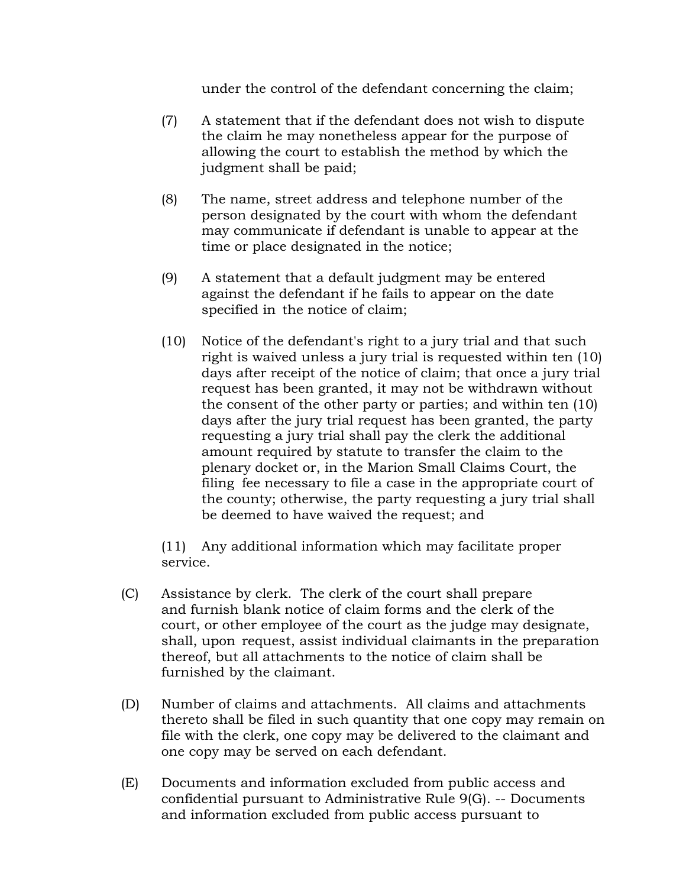under the control of the defendant concerning the claim;

(7) A statement that if the defendant does not wish to dispute the claim he may nonetheless appear for the purpose of allowing the court to establish the method by which the judgment shall be paid;

(8) The name, street address and telephone number of the person designated by the court with whom the defendant may communicate if defendant is unable to appear at the time or place designated in the notice;

(9) A statement that a default judgment may be entered against the defendant if he fails to appear on the date specified in the notice of claim;

(10) Notice of the defendant's right to a jury trial and that such right is waived unless a jury trial is requested within ten (10) days after receipt of the notice of claim; that once a jury trial request has been granted, it may not be withdrawn without the consent of the other party or parties; and within ten (10) days after the jury trial request has been granted, the party requesting a jury trial shall pay the clerk the additional amount required by statute to transfer the claim to the plenary docket or, in the Marion Small Claims Court, the filing fee necessary to file a case in the appropriate court of the county; otherwise, the party requesting a jury trial shall be deemed to have waived the request; and

(11) Any additional information which may facilitate proper service.

(C) Assistance by clerk. The clerk of the court shall prepare and furnish blank notice of claim forms and the clerk of the court, or other employee of the court as the judge may designate, shall, upon request, assist individual claimants in the preparation thereof, but all attachments to the notice of claim shall be furnished by the claimant.

(D) Number of claims and attachments. All claims and attachments thereto shall be filed in such quantity that one copy may remain on file with the clerk, one copy may be delivered to the claimant and one copy may be served on each defendant.

(E) Documents and information excluded from public access and confidential pursuant to Administrative Rule 9(G). -- Documents and information excluded from public access pursuant to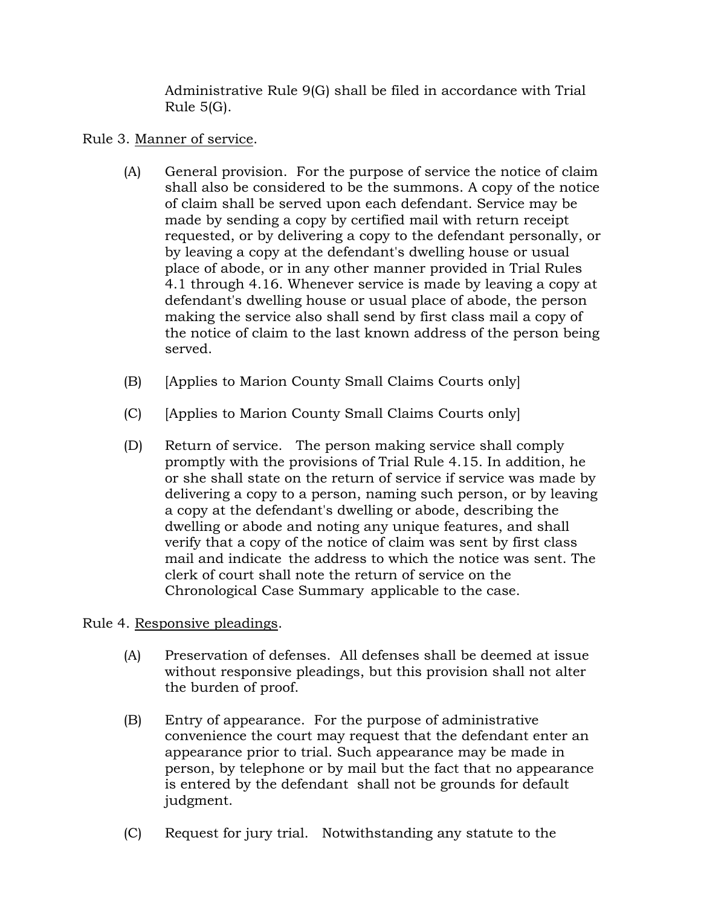Administrative Rule 9(G) shall be filed in accordance with Trial Rule 5(G).

Rule 3. Manner of service.

(A) General provision. For the purpose of service the notice of claim shall also be considered to be the summons. A copy of the notice of claim shall be served upon each defendant. Service may be made by sending a copy by certified mail with return receipt requested, or by delivering a copy to the defendant personally, or by leaving a copy at the defendant's dwelling house or usual place of abode, or in any other manner provided in Trial Rules 4.1 through 4.16. Whenever service is made by leaving a copy at defendant's dwelling house or usual place of abode, the person making the service also shall send by first class mail a copy of the notice of claim to the last known address of the person being served.

(B) [Applies to Marion County Small Claims Courts only]

(C) [Applies to Marion County Small Claims Courts only]

(D) Return of service. The person making service shall comply promptly with the provisions of Trial Rule 4.15. In addition, he or she shall state on the return of service if service was made by delivering a copy to a person, naming such person, or by leaving a copy at the defendant's dwelling or abode, describing the dwelling or abode and noting any unique features, and shall verify that a copy of the notice of claim was sent by first class mail and indicate the address to which the notice was sent. The clerk of court shall note the return of service on the Chronological Case Summary applicable to the case.

Rule 4. Responsive pleadings.

(A) Preservation of defenses. All defenses shall be deemed at issue without responsive pleadings, but this provision shall not alter the burden of proof.

(B) Entry of appearance. For the purpose of administrative convenience the court may request that the defendant enter an appearance prior to trial. Such appearance may be made in person, by telephone or by mail but the fact that no appearance is entered by the defendant shall not be grounds for default judgment.

(C) Request for jury trial. Notwithstanding any statute to the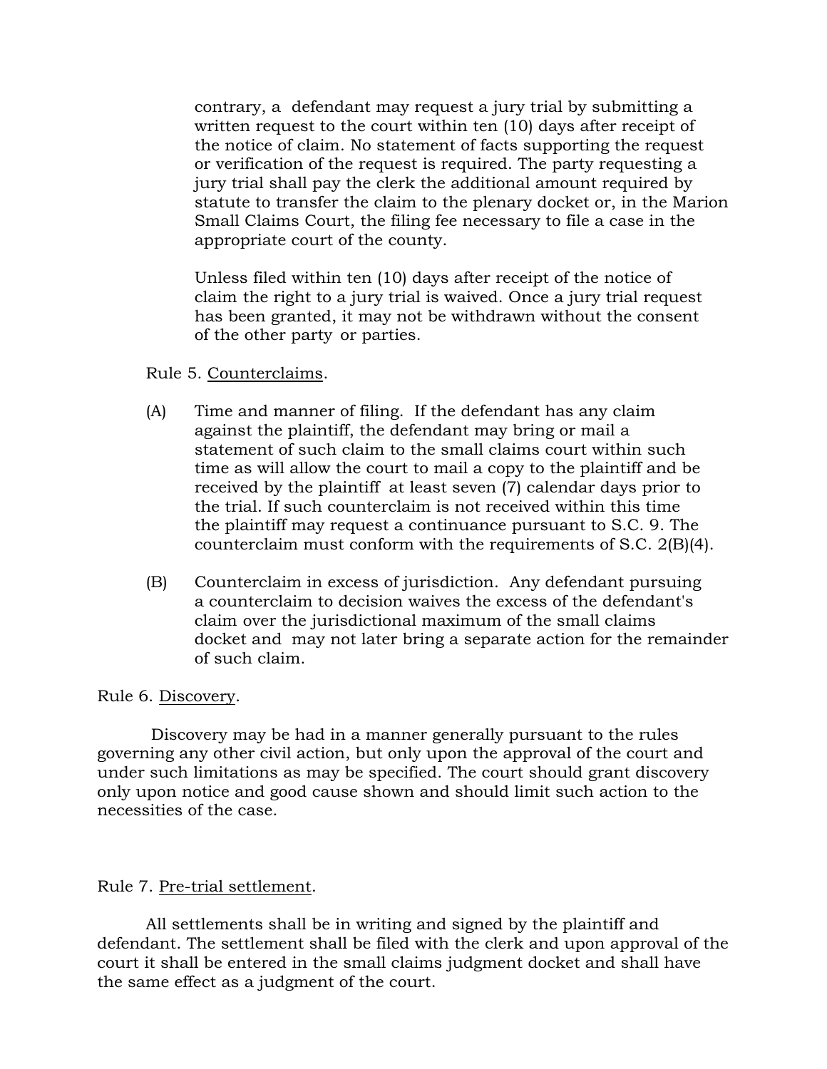contrary, a defendant may request a jury trial by submitting a written request to the court within ten (10) days after receipt of the notice of claim. No statement of facts supporting the request or verification of the request is required. The party requesting a jury trial shall pay the clerk the additional amount required by statute to transfer the claim to the plenary docket or, in the Marion Small Claims Court, the filing fee necessary to file a case in the appropriate court of the county.

Unless filed within ten (10) days after receipt of the notice of claim the right to a jury trial is waived. Once a jury trial request has been granted, it may not be withdrawn without the consent of the other party or parties.

Rule 5. Counterclaims.

(A) Time and manner of filing. If the defendant has any claim against the plaintiff, the defendant may bring or mail a statement of such claim to the small claims court within such time as will allow the court to mail a copy to the plaintiff and be received by the plaintiff at least seven (7) calendar days prior to the trial. If such counterclaim is not received within this time the plaintiff may request a continuance pursuant to S.C. 9. The counterclaim must conform with the requirements of S.C. 2(B)(4).

(B) Counterclaim in excess of jurisdiction. Any defendant pursuing a counterclaim to decision waives the excess of the defendant's claim over the jurisdictional maximum of the small claims docket and may not later bring a separate action for the remainder of such claim.

Rule 6. Discovery.

Discovery may be had in a manner generally pursuant to the rules governing any other civil action, but only upon the approval of the court and under such limitations as may be specified. The court should grant discovery only upon notice and good cause shown and should limit such action to the necessities of the case.

Rule 7. Pre-trial settlement.

All settlements shall be in writing and signed by the plaintiff and defendant. The settlement shall be filed with the clerk and upon approval of the court it shall be entered in the small claims judgment docket and shall have the same effect as a judgment of the court.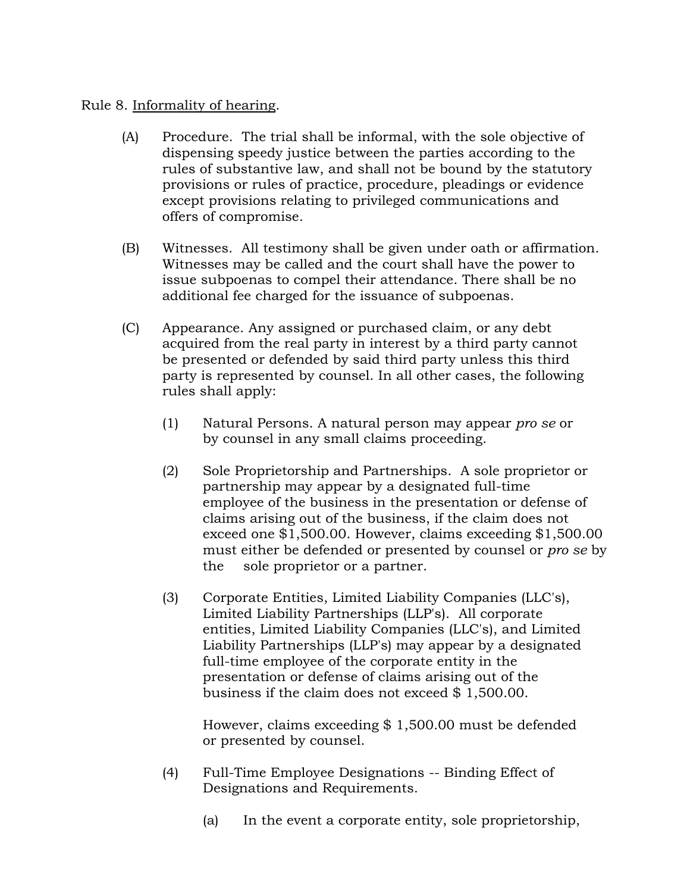Rule 8. Informality of hearing.

(A) Procedure. The trial shall be informal, with the sole objective of dispensing speedy justice between the parties according to the rules of substantive law, and shall not be bound by the statutory provisions or rules of practice, procedure, pleadings or evidence except provisions relating to privileged communications and offers of compromise.

(B) Witnesses. All testimony shall be given under oath or affirmation. Witnesses may be called and the court shall have the power to issue subpoenas to compel their attendance. There shall be no additional fee charged for the issuance of subpoenas.

(C) Appearance. Any assigned or purchased claim, or any debt acquired from the real party in interest by a third party cannot be presented or defended by said third party unless this third party is represented by counsel. In all other cases, the following rules shall apply:

(1) Natural Persons. A natural person may appear *pro se* or by counsel in any small claims proceeding.

(2) Sole Proprietorship and Partnerships. A sole proprietor or partnership may appear by a designated full-time employee of the business in the presentation or defense of claims arising out of the business, if the claim does not exceed one $1,500.00. However, claims exceeding $1,500.00 must either be defended or presented by counsel or *pro se* by the sole proprietor or a partner.

(3) Corporate Entities, Limited Liability Companies (LLC's), Limited Liability Partnerships (LLP's). All corporate entities, Limited Liability Companies (LLC's), and Limited Liability Partnerships (LLP's) may appear by a designated full-time employee of the corporate entity in the presentation or defense of claims arising out of the business if the claim does not exceed $ 1,500.00.

However, claims exceeding $ 1,500.00 must be defended or presented by counsel.

(4) Full-Time Employee Designations -- Binding Effect of Designations and Requirements.

(a) In the event a corporate entity, sole proprietorship,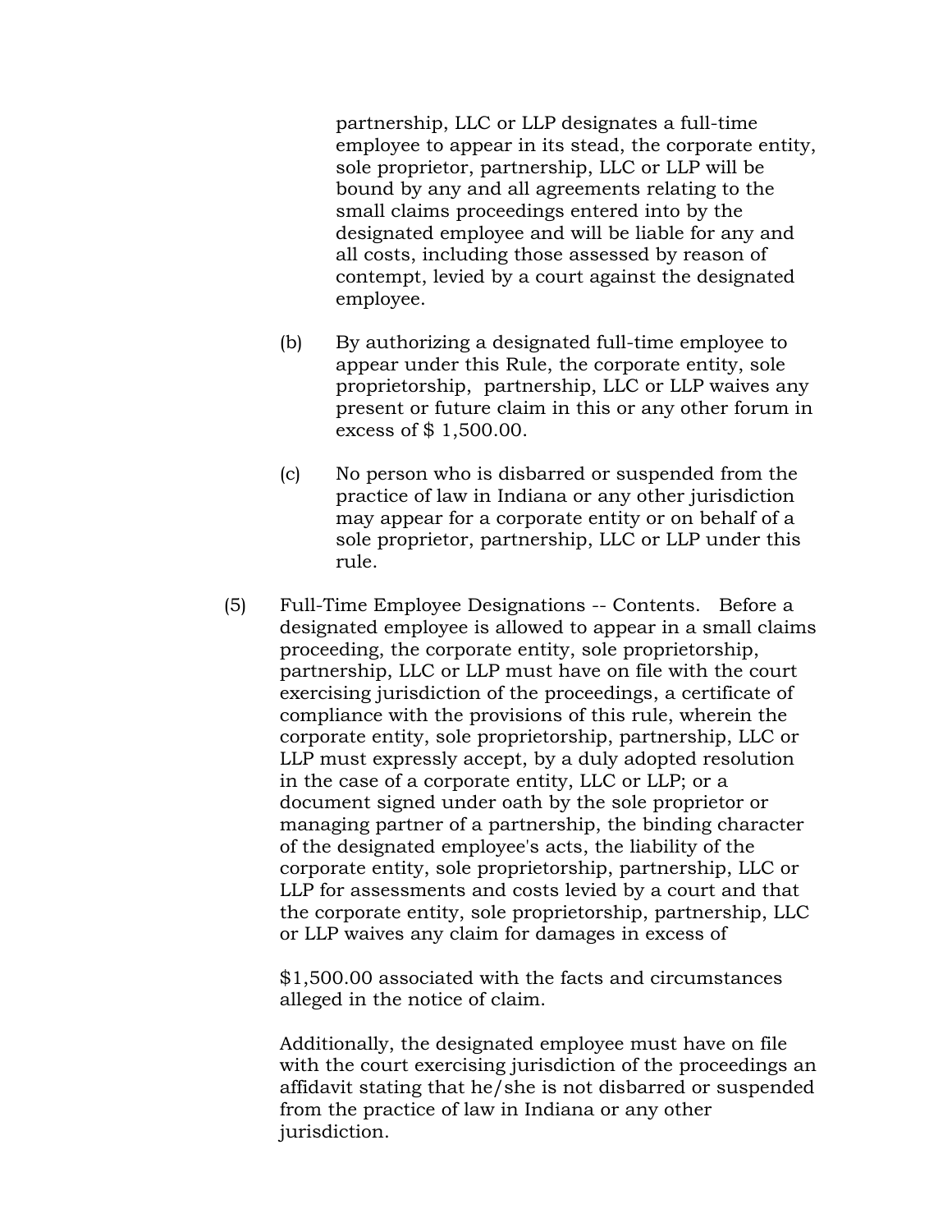partnership, LLC or LLP designates a full-time employee to appear in its stead, the corporate entity, sole proprietor, partnership, LLC or LLP will be bound by any and all agreements relating to the small claims proceedings entered into by the designated employee and will be liable for any and all costs, including those assessed by reason of contempt, levied by a court against the designated employee.

(b) By authorizing a designated full-time employee to appear under this Rule, the corporate entity, sole proprietorship, partnership, LLC or LLP waives any present or future claim in this or any other forum in excess of $ 1,500.00.

(c) No person who is disbarred or suspended from the practice of law in Indiana or any other jurisdiction may appear for a corporate entity or on behalf of a sole proprietor, partnership, LLC or LLP under this rule.

(5) Full-Time Employee Designations -- Contents. Before a designated employee is allowed to appear in a small claims proceeding, the corporate entity, sole proprietorship, partnership, LLC or LLP must have on file with the court exercising jurisdiction of the proceedings, a certificate of compliance with the provisions of this rule, wherein the corporate entity, sole proprietorship, partnership, LLC or LLP must expressly accept, by a duly adopted resolution in the case of a corporate entity, LLC or LLP; or a document signed under oath by the sole proprietor or managing partner of a partnership, the binding character of the designated employee's acts, the liability of the corporate entity, sole proprietorship, partnership, LLC or LLP for assessments and costs levied by a court and that the corporate entity, sole proprietorship, partnership, LLC or LLP waives any claim for damages in excess of

$1,500.00 associated with the facts and circumstances alleged in the notice of claim.

Additionally, the designated employee must have on file with the court exercising jurisdiction of the proceedings an affidavit stating that he/she is not disbarred or suspended from the practice of law in Indiana or any other jurisdiction.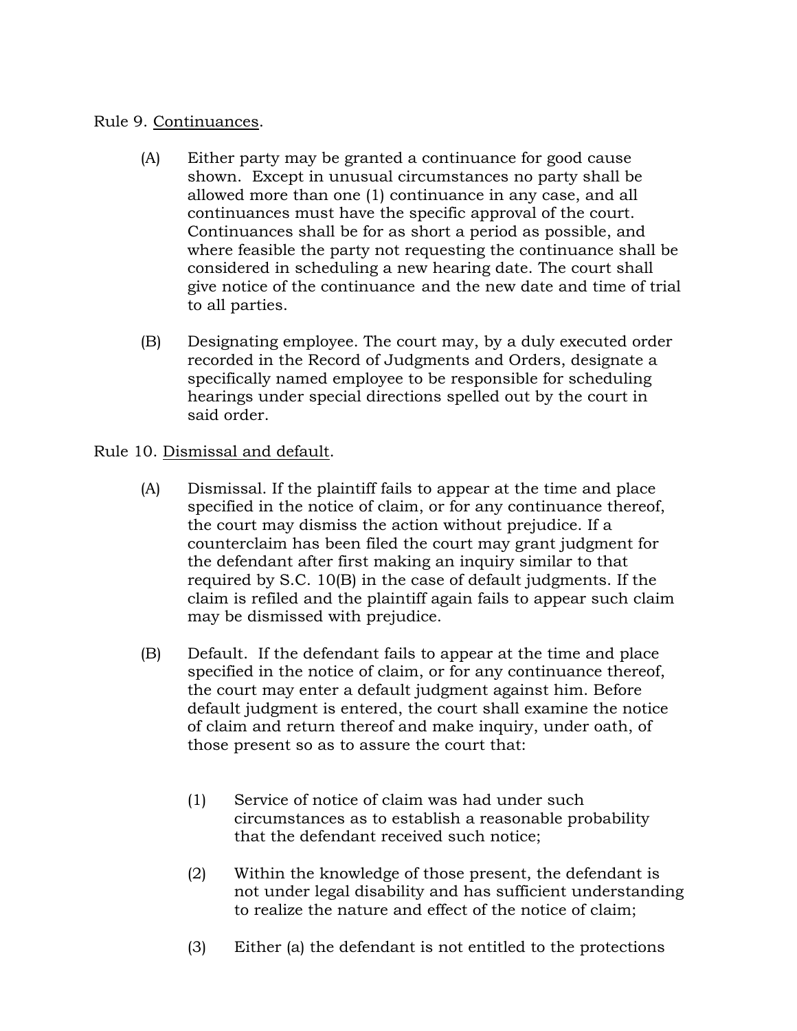Rule 9. <u>Continuances</u>.

(A) Either party may be granted a continuance for good cause shown. Except in unusual circumstances no party shall be allowed more than one (1) continuance in any case, and all continuances must have the specific approval of the court. Continuances shall be for as short a period as possible, and where feasible the party not requesting the continuance shall be considered in scheduling a new hearing date. The court shall give notice of the continuance and the new date and time of trial to all parties.

(B) Designating employee. The court may, by a duly executed order recorded in the Record of Judgments and Orders, designate a specifically named employee to be responsible for scheduling hearings under special directions spelled out by the court in said order.

Rule 10. <u>Dismissal and default</u>.

(A) Dismissal. If the plaintiff fails to appear at the time and place specified in the notice of claim, or for any continuance thereof, the court may dismiss the action without prejudice. If a counterclaim has been filed the court may grant judgment for the defendant after first making an inquiry similar to that required by S.C. 10(B) in the case of default judgments. If the claim is refiled and the plaintiff again fails to appear such claim may be dismissed with prejudice.

(B) Default. If the defendant fails to appear at the time and place specified in the notice of claim, or for any continuance thereof, the court may enter a default judgment against him. Before default judgment is entered, the court shall examine the notice of claim and return thereof and make inquiry, under oath, of those present so as to assure the court that:

(1) Service of notice of claim was had under such circumstances as to establish a reasonable probability that the defendant received such notice;

(2) Within the knowledge of those present, the defendant is not under legal disability and has sufficient understanding to realize the nature and effect of the notice of claim;

(3) Either (a) the defendant is not entitled to the protections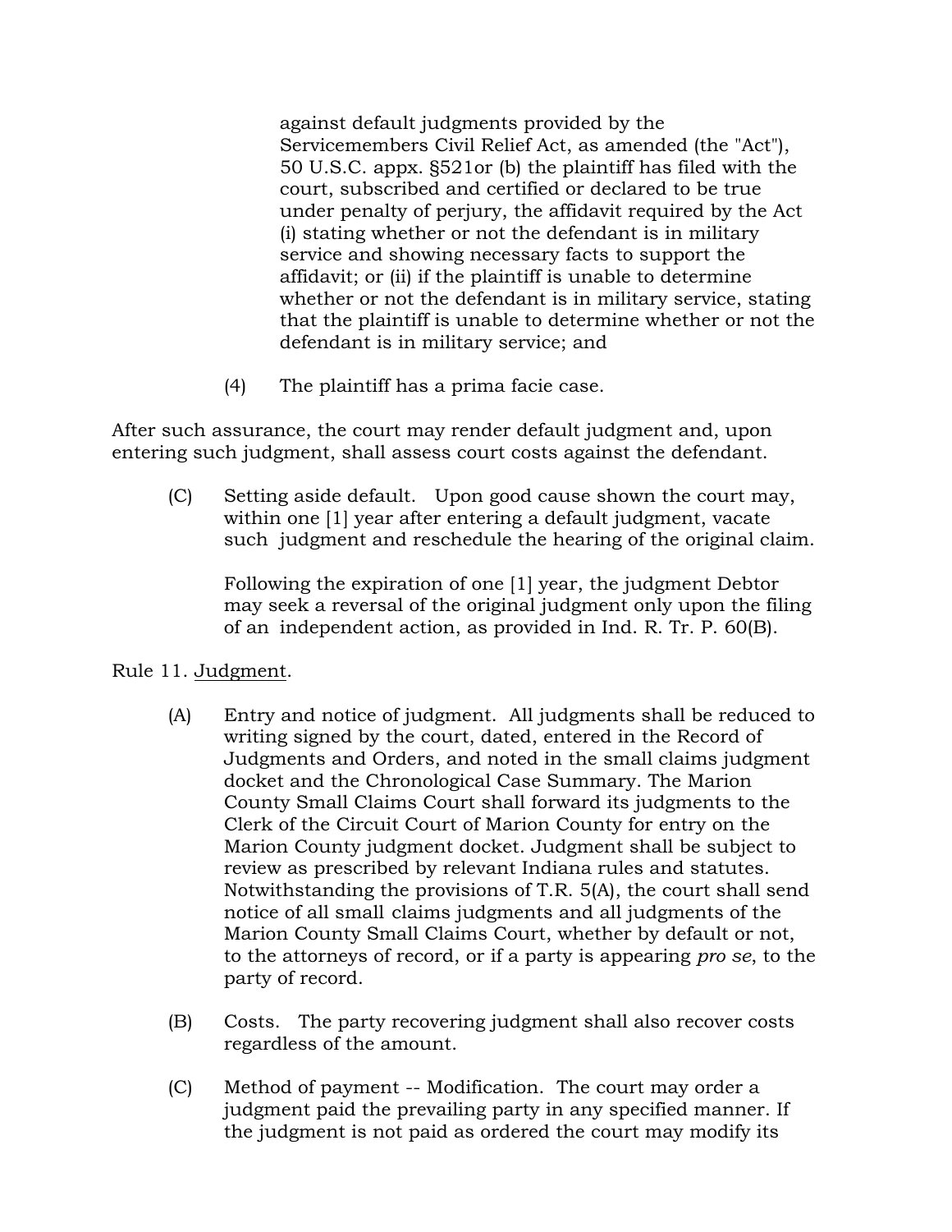against default judgments provided by the Servicemembers Civil Relief Act, as amended (the "Act"), 50 U.S.C. appx. §521or (b) the plaintiff has filed with the court, subscribed and certified or declared to be true under penalty of perjury, the affidavit required by the Act (i) stating whether or not the defendant is in military service and showing necessary facts to support the affidavit; or (ii) if the plaintiff is unable to determine whether or not the defendant is in military service, stating that the plaintiff is unable to determine whether or not the defendant is in military service; and

(4) The plaintiff has a prima facie case.

After such assurance, the court may render default judgment and, upon entering such judgment, shall assess court costs against the defendant.

(C) Setting aside default. Upon good cause shown the court may, within one [1] year after entering a default judgment, vacate such judgment and reschedule the hearing of the original claim.

Following the expiration of one [1] year, the judgment Debtor may seek a reversal of the original judgment only upon the filing of an independent action, as provided in Ind. R. Tr. P. 60(B).

Rule 11. Judgment.

(A) Entry and notice of judgment. All judgments shall be reduced to writing signed by the court, dated, entered in the Record of Judgments and Orders, and noted in the small claims judgment docket and the Chronological Case Summary. The Marion County Small Claims Court shall forward its judgments to the Clerk of the Circuit Court of Marion County for entry on the Marion County judgment docket. Judgment shall be subject to review as prescribed by relevant Indiana rules and statutes. Notwithstanding the provisions of T.R. 5(A), the court shall send notice of all small claims judgments and all judgments of the Marion County Small Claims Court, whether by default or not, to the attorneys of record, or if a party is appearing *pro se*, to the party of record.

(B) Costs. The party recovering judgment shall also recover costs regardless of the amount.

(C) Method of payment -- Modification. The court may order a judgment paid the prevailing party in any specified manner. If the judgment is not paid as ordered the court may modify its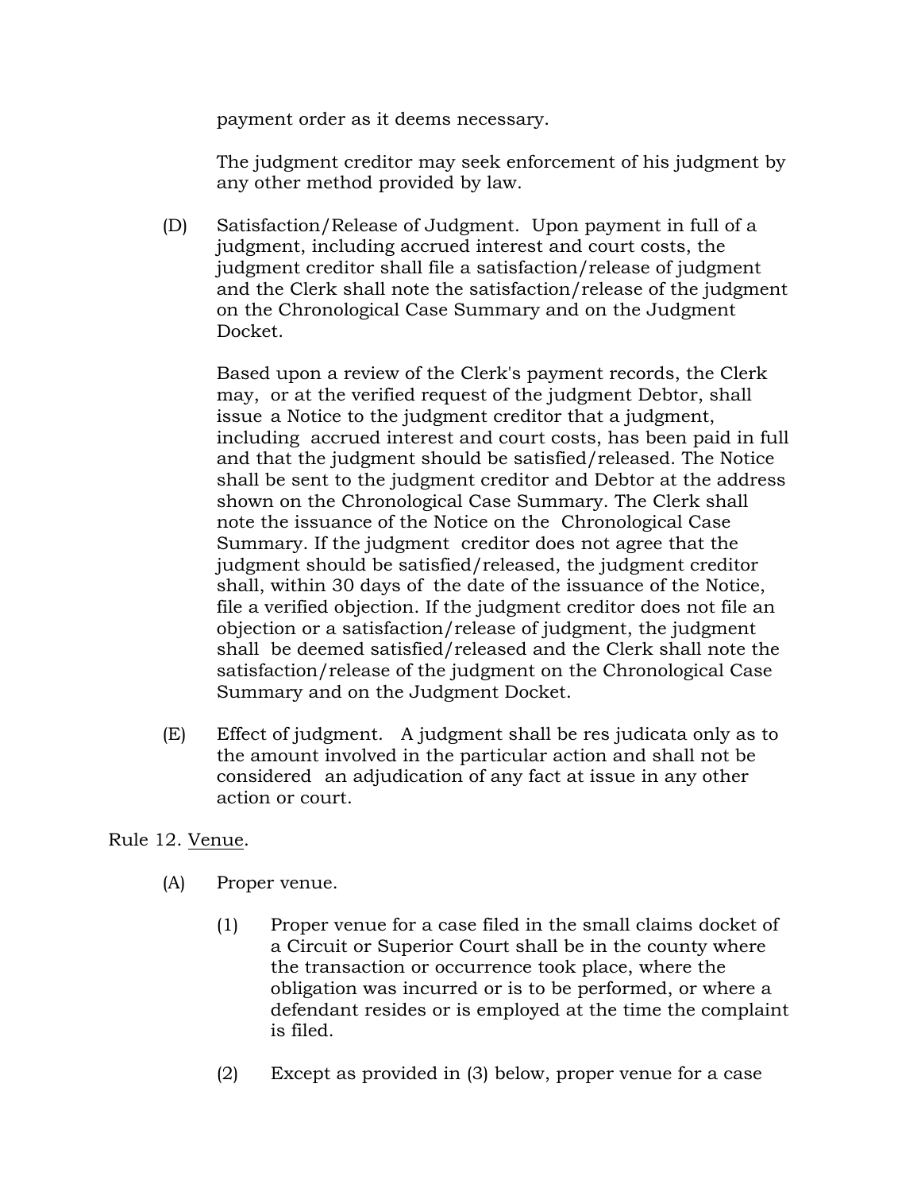payment order as it deems necessary.

The judgment creditor may seek enforcement of his judgment by any other method provided by law.

(D) Satisfaction/Release of Judgment. Upon payment in full of a judgment, including accrued interest and court costs, the judgment creditor shall file a satisfaction/release of judgment and the Clerk shall note the satisfaction/release of the judgment on the Chronological Case Summary and on the Judgment Docket.

Based upon a review of the Clerk's payment records, the Clerk may, or at the verified request of the judgment Debtor, shall issue a Notice to the judgment creditor that a judgment, including accrued interest and court costs, has been paid in full and that the judgment should be satisfied/released. The Notice shall be sent to the judgment creditor and Debtor at the address shown on the Chronological Case Summary. The Clerk shall note the issuance of the Notice on the Chronological Case Summary. If the judgment creditor does not agree that the judgment should be satisfied/released, the judgment creditor shall, within 30 days of the date of the issuance of the Notice, file a verified objection. If the judgment creditor does not file an objection or a satisfaction/release of judgment, the judgment shall be deemed satisfied/released and the Clerk shall note the satisfaction/release of the judgment on the Chronological Case Summary and on the Judgment Docket.

(E) Effect of judgment. A judgment shall be res judicata only as to the amount involved in the particular action and shall not be considered an adjudication of any fact at issue in any other action or court.

Rule 12. Venue.

(A) Proper venue.

(1) Proper venue for a case filed in the small claims docket of a Circuit or Superior Court shall be in the county where the transaction or occurrence took place, where the obligation was incurred or is to be performed, or where a defendant resides or is employed at the time the complaint is filed.

(2) Except as provided in (3) below, proper venue for a case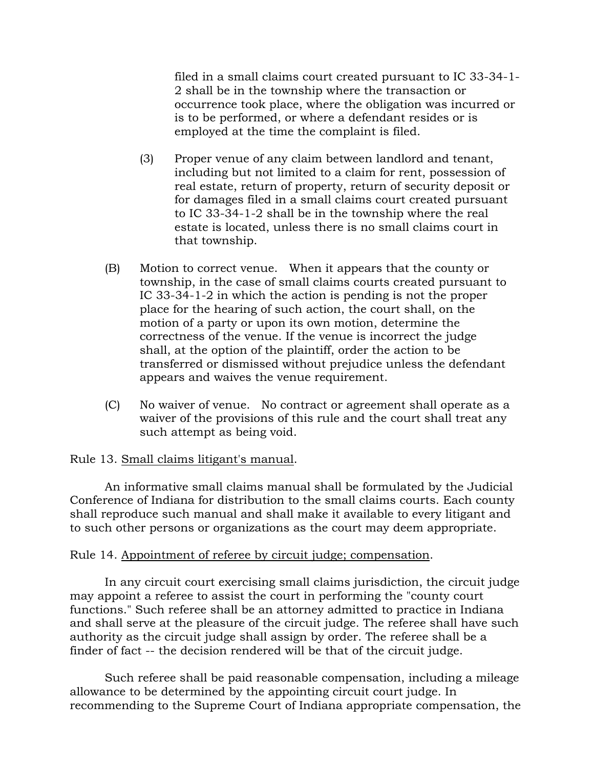filed in a small claims court created pursuant to IC 33-34-1-2 shall be in the township where the transaction or occurrence took place, where the obligation was incurred or is to be performed, or where a defendant resides or is employed at the time the complaint is filed.

(3) Proper venue of any claim between landlord and tenant, including but not limited to a claim for rent, possession of real estate, return of property, return of security deposit or for damages filed in a small claims court created pursuant to IC 33-34-1-2 shall be in the township where the real estate is located, unless there is no small claims court in that township.

(B) Motion to correct venue. When it appears that the county or township, in the case of small claims courts created pursuant to IC 33-34-1-2 in which the action is pending is not the proper place for the hearing of such action, the court shall, on the motion of a party or upon its own motion, determine the correctness of the venue. If the venue is incorrect the judge shall, at the option of the plaintiff, order the action to be transferred or dismissed without prejudice unless the defendant appears and waives the venue requirement.

(C) No waiver of venue. No contract or agreement shall operate as a waiver of the provisions of this rule and the court shall treat any such attempt as being void.

Rule 13. Small claims litigant's manual.

An informative small claims manual shall be formulated by the Judicial Conference of Indiana for distribution to the small claims courts. Each county shall reproduce such manual and shall make it available to every litigant and to such other persons or organizations as the court may deem appropriate.

Rule 14. Appointment of referee by circuit judge; compensation.

In any circuit court exercising small claims jurisdiction, the circuit judge may appoint a referee to assist the court in performing the "county court functions." Such referee shall be an attorney admitted to practice in Indiana and shall serve at the pleasure of the circuit judge. The referee shall have such authority as the circuit judge shall assign by order. The referee shall be a finder of fact -- the decision rendered will be that of the circuit judge.

Such referee shall be paid reasonable compensation, including a mileage allowance to be determined by the appointing circuit court judge. In recommending to the Supreme Court of Indiana appropriate compensation, the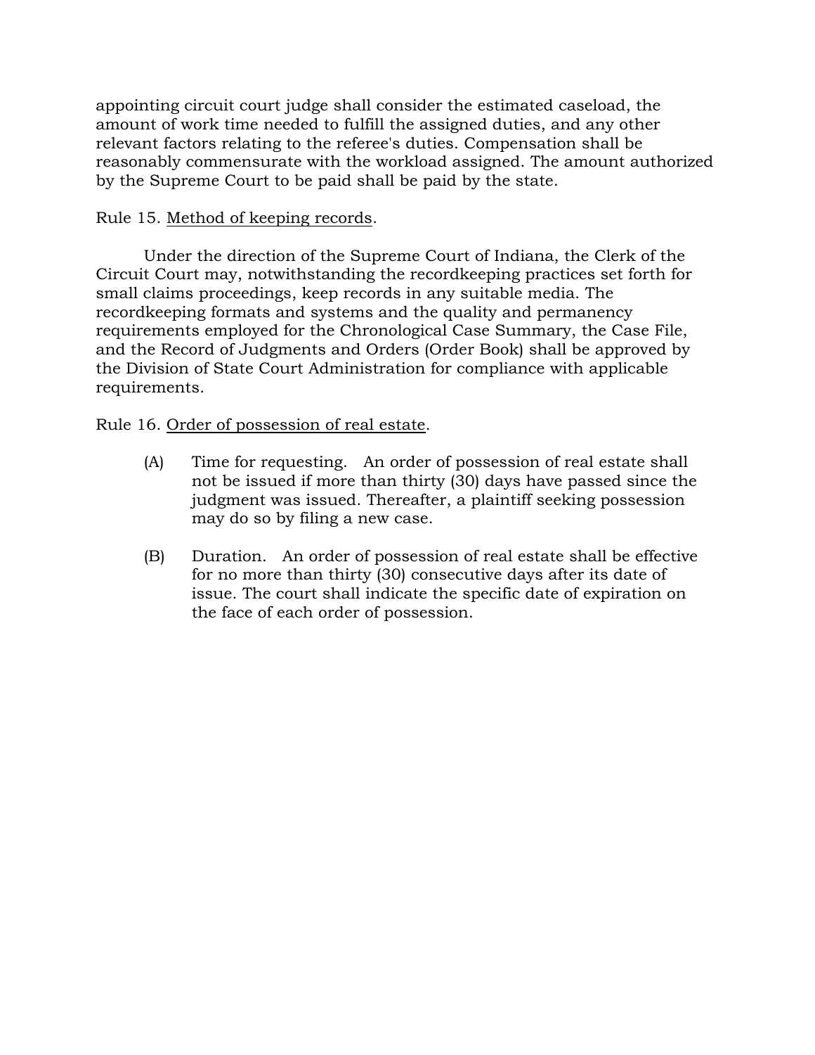appointing circuit court judge shall consider the estimated caseload, the amount of work time needed to fulfill the assigned duties, and any other relevant factors relating to the referee's duties. Compensation shall be reasonably commensurate with the workload assigned. The amount authorized by the Supreme Court to be paid shall be paid by the state.

Rule 15. Method of keeping records.

Under the direction of the Supreme Court of Indiana, the Clerk of the Circuit Court may, notwithstanding the recordkeeping practices set forth for small claims proceedings, keep records in any suitable media. The recordkeeping formats and systems and the quality and permanency requirements employed for the Chronological Case Summary, the Case File, and the Record of Judgments and Orders (Order Book) shall be approved by the Division of State Court Administration for compliance with applicable requirements.

Rule 16. Order of possession of real estate.

(A) Time for requesting. An order of possession of real estate shall not be issued if more than thirty (30) days have passed since the judgment was issued. Thereafter, a plaintiff seeking possession may do so by filing a new case.

(B) Duration. An order of possession of real estate shall be effective for no more than thirty (30) consecutive days after its date of issue. The court shall indicate the specific date of expiration on the face of each order of possession.